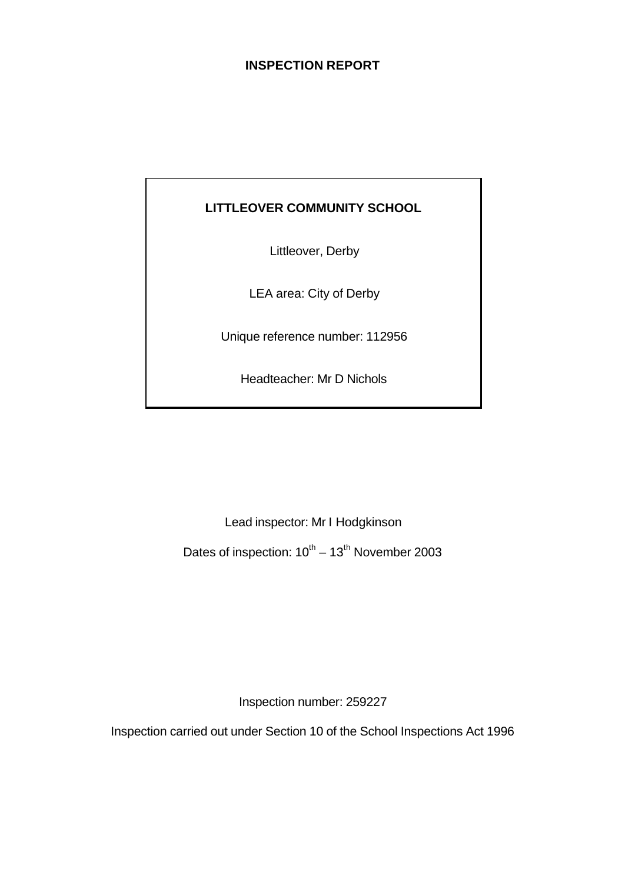# INSPECTION REPORT

**LITTLEOVER COMMUNITY SCHOOL**

Littleover, Derby

LEA area: City of Derby

Unique reference number: 112956

Headteacher: Mr D Nichols

Lead inspector: Mr I Hodgkinson

Dates of inspection: 10th – 13th November 2003

Inspection number: 259227

Inspection carried out under Section 10 of the School Inspections Act 1996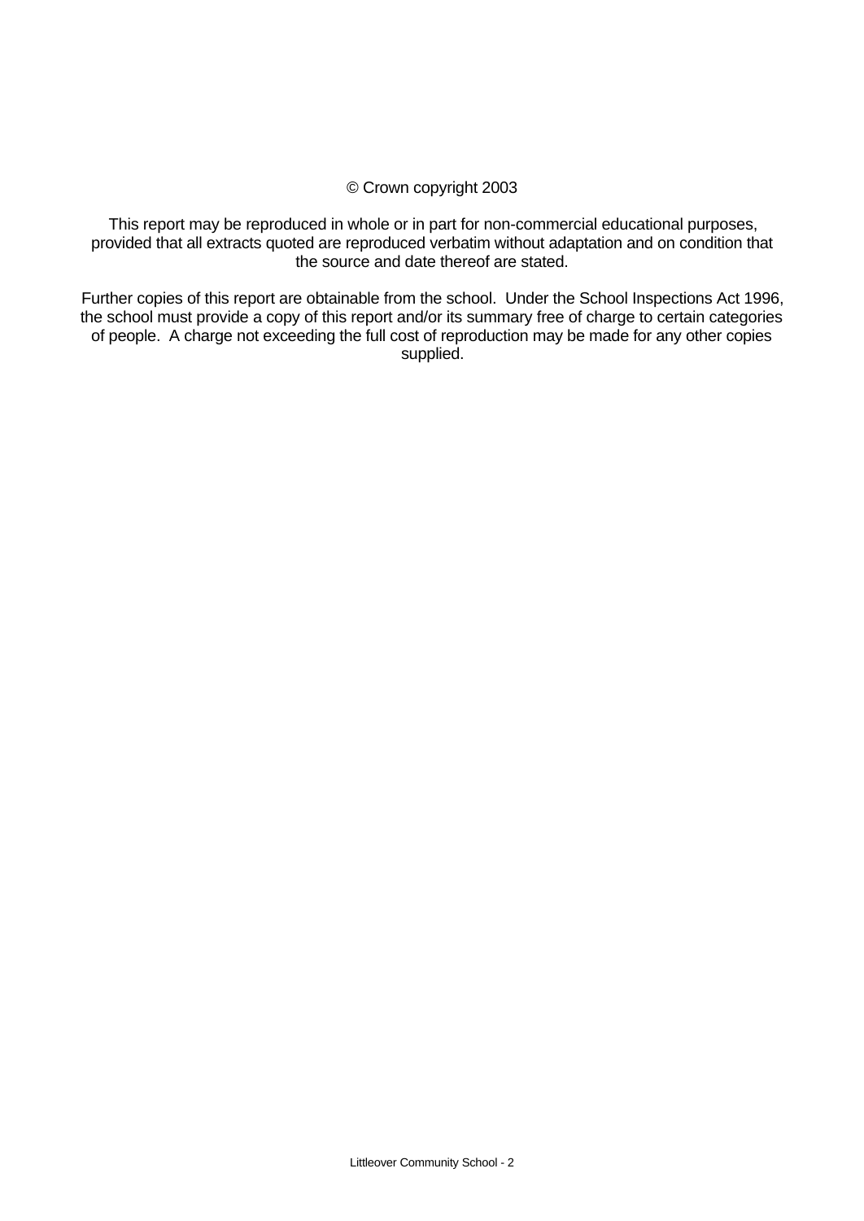© Crown copyright 2003

This report may be reproduced in whole or in part for non-commercial educational purposes, provided that all extracts quoted are reproduced verbatim without adaptation and on condition that the source and date thereof are stated.

Further copies of this report are obtainable from the school. Under the School Inspections Act 1996, the school must provide a copy of this report and/or its summary free of charge to certain categories of people. A charge not exceeding the full cost of reproduction may be made for any other copies supplied.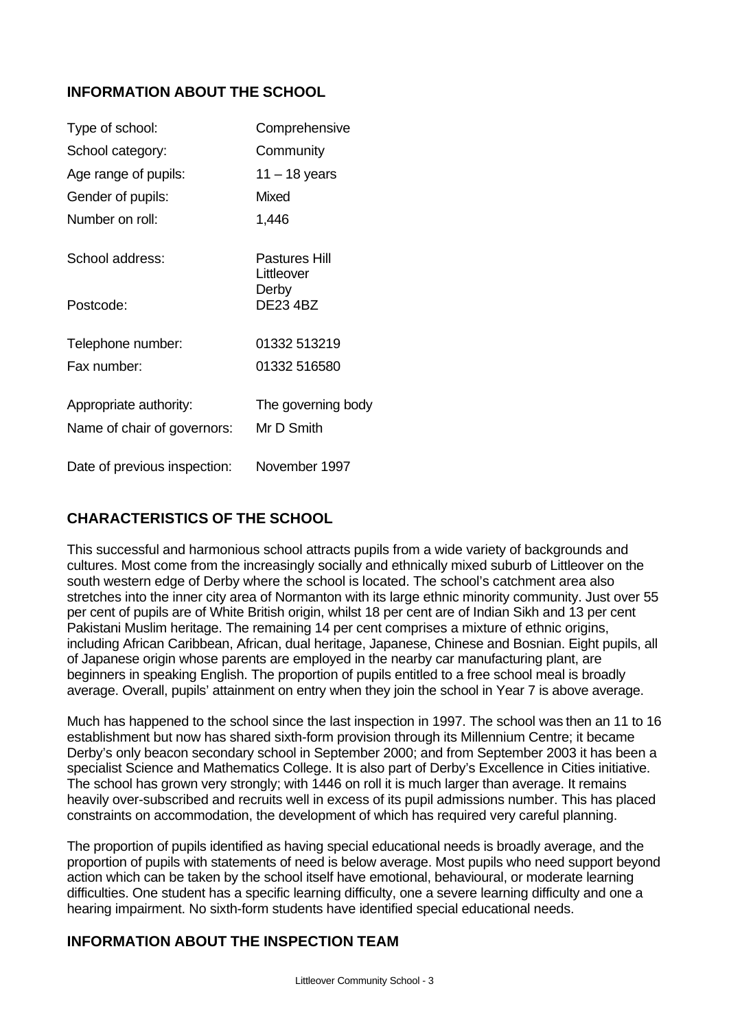## INFORMATION ABOUT THE SCHOOL

| | |
|---|---|
| Type of school: | Comprehensive |
| School category: | Community |
| Age range of pupils: | 11 – 18 years |
| Gender of pupils: | Mixed |
| Number on roll: | 1,446 |
| School address: | Pastures Hill<br>Littleover<br>Derby |
| Postcode: | DE23 4BZ |
| Telephone number: | 01332 513219 |
| Fax number: | 01332 516580 |
| Appropriate authority: | The governing body |
| Name of chair of governors: | Mr D Smith |
| Date of previous inspection: | November 1997 |

## CHARACTERISTICS OF THE SCHOOL

This successful and harmonious school attracts pupils from a wide variety of backgrounds and cultures. Most come from the increasingly socially and ethnically mixed suburb of Littleover on the south western edge of Derby where the school is located. The school's catchment area also stretches into the inner city area of Normanton with its large ethnic minority community. Just over 55 per cent of pupils are of White British origin, whilst 18 per cent are of Indian Sikh and 13 per cent Pakistani Muslim heritage. The remaining 14 per cent comprises a mixture of ethnic origins, including African Caribbean, African, dual heritage, Japanese, Chinese and Bosnian. Eight pupils, all of Japanese origin whose parents are employed in the nearby car manufacturing plant, are beginners in speaking English. The proportion of pupils entitled to a free school meal is broadly average. Overall, pupils' attainment on entry when they join the school in Year 7 is above average.

Much has happened to the school since the last inspection in 1997. The school was then an 11 to 16 establishment but now has shared sixth-form provision through its Millennium Centre; it became Derby's only beacon secondary school in September 2000; and from September 2003 it has been a specialist Science and Mathematics College. It is also part of Derby's Excellence in Cities initiative. The school has grown very strongly; with 1446 on roll it is much larger than average. It remains heavily over-subscribed and recruits well in excess of its pupil admissions number. This has placed constraints on accommodation, the development of which has required very careful planning.

The proportion of pupils identified as having special educational needs is broadly average, and the proportion of pupils with statements of need is below average. Most pupils who need support beyond action which can be taken by the school itself have emotional, behavioural, or moderate learning difficulties. One student has a specific learning difficulty, one a severe learning difficulty and one a hearing impairment. No sixth-form students have identified special educational needs.

## INFORMATION ABOUT THE INSPECTION TEAM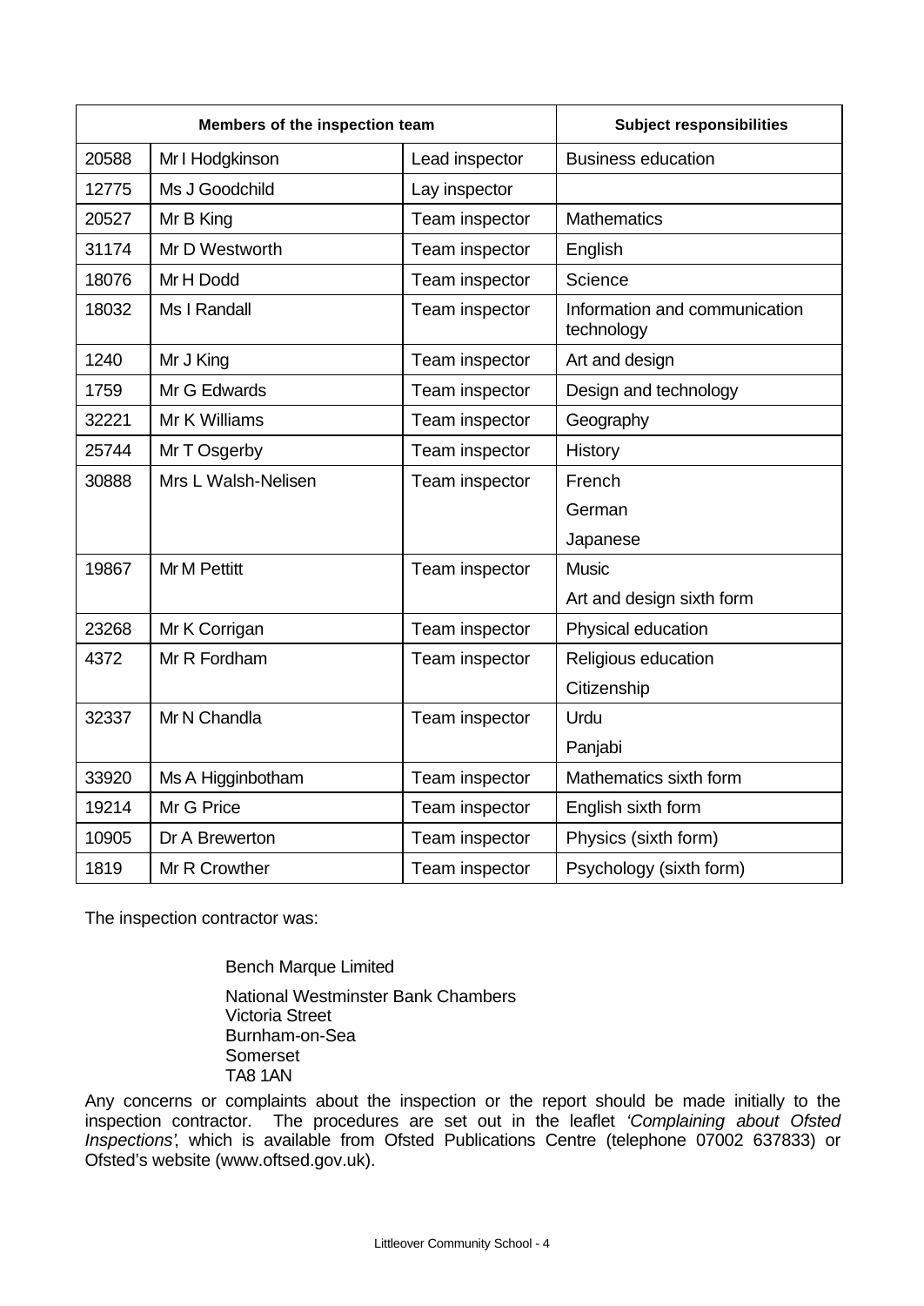| Members of the inspection team | | | Subject responsibilities |
|---|---|---|---|
| 20588 | Mr I Hodgkinson | Lead inspector | Business education |
| 12775 | Ms J Goodchild | Lay inspector | |
| 20527 | Mr B King | Team inspector | Mathematics |
| 31174 | Mr D Westworth | Team inspector | English |
| 18076 | Mr H Dodd | Team inspector | Science |
| 18032 | Ms I Randall | Team inspector | Information and communication technology |
| 1240 | Mr J King | Team inspector | Art and design |
| 1759 | Mr G Edwards | Team inspector | Design and technology |
| 32221 | Mr K Williams | Team inspector | Geography |
| 25744 | Mr T Osgerby | Team inspector | History |
| 30888 | Mrs L Walsh-Nelisen | Team inspector | French<br>German<br>Japanese |
| 19867 | Mr M Pettitt | Team inspector | Music<br>Art and design sixth form |
| 23268 | Mr K Corrigan | Team inspector | Physical education |
| 4372 | Mr R Fordham | Team inspector | Religious education<br>Citizenship |
| 32337 | Mr N Chandla | Team inspector | Urdu<br>Panjabi |
| 33920 | Ms A Higginbotham | Team inspector | Mathematics sixth form |
| 19214 | Mr G Price | Team inspector | English sixth form |
| 10905 | Dr A Brewerton | Team inspector | Physics (sixth form) |
| 1819 | Mr R Crowther | Team inspector | Psychology (sixth form) |

The inspection contractor was:

Bench Marque Limited

National Westminster Bank Chambers
Victoria Street
Burnham-on-Sea
Somerset
TA8 1AN

Any concerns or complaints about the inspection or the report should be made initially to the inspection contractor. The procedures are set out in the leaflet *'Complaining about Ofsted Inspections'*, which is available from Ofsted Publications Centre (telephone 07002 637833) or Ofsted's website (www.oftsed.gov.uk).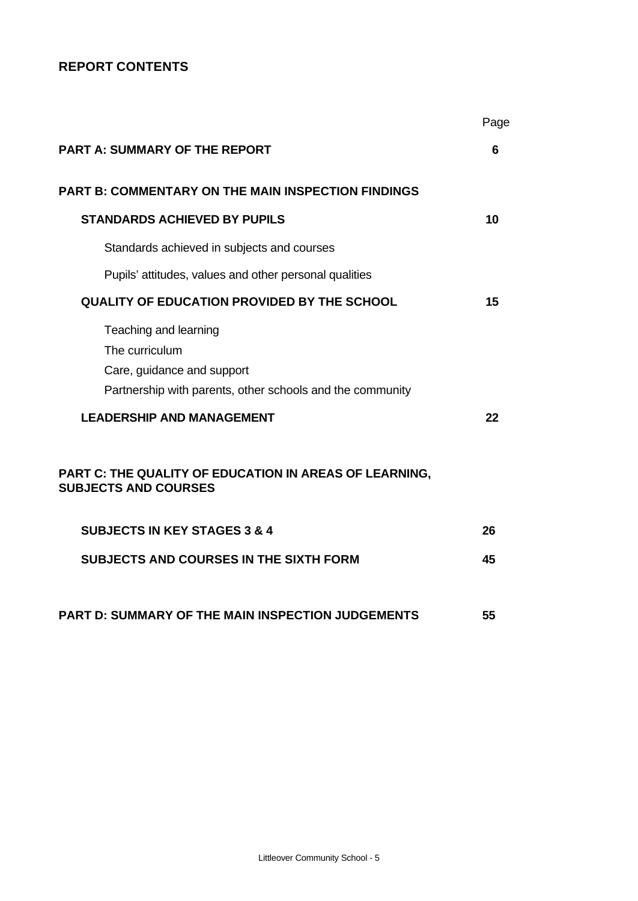## REPORT CONTENTS

| | Page |
|---|---|
| **PART A: SUMMARY OF THE REPORT** | **6** |
| **PART B: COMMENTARY ON THE MAIN INSPECTION FINDINGS** | |
| **STANDARDS ACHIEVED BY PUPILS** | **10** |
| Standards achieved in subjects and courses | |
| Pupils' attitudes, values and other personal qualities | |
| **QUALITY OF EDUCATION PROVIDED BY THE SCHOOL** | **15** |
| Teaching and learning | |
| The curriculum | |
| Care, guidance and support | |
| Partnership with parents, other schools and the community | |
| **LEADERSHIP AND MANAGEMENT** | **22** |
| **PART C: THE QUALITY OF EDUCATION IN AREAS OF LEARNING, SUBJECTS AND COURSES** | |
| **SUBJECTS IN KEY STAGES 3 & 4** | **26** |
| **SUBJECTS AND COURSES IN THE SIXTH FORM** | **45** |
| **PART D: SUMMARY OF THE MAIN INSPECTION JUDGEMENTS** | **55** |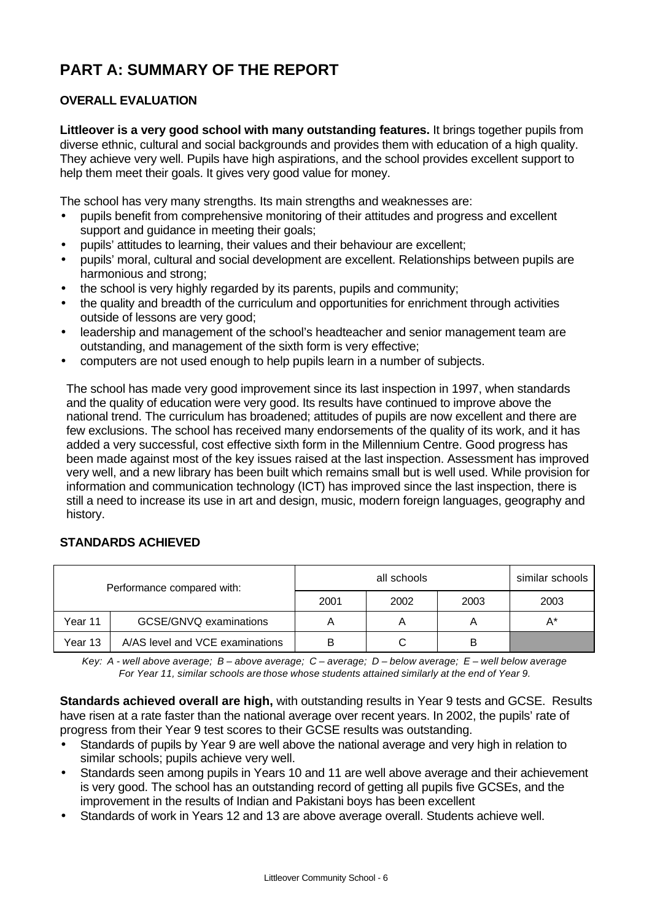# PART A: SUMMARY OF THE REPORT

## OVERALL EVALUATION

**Littleover is a very good school with many outstanding features.** It brings together pupils from diverse ethnic, cultural and social backgrounds and provides them with education of a high quality. They achieve very well. Pupils have high aspirations, and the school provides excellent support to help them meet their goals. It gives very good value for money.

The school has very many strengths. Its main strengths and weaknesses are:

- pupils benefit from comprehensive monitoring of their attitudes and progress and excellent support and guidance in meeting their goals;
- pupils' attitudes to learning, their values and their behaviour are excellent;
- pupils' moral, cultural and social development are excellent. Relationships between pupils are harmonious and strong;
- the school is very highly regarded by its parents, pupils and community;
- the quality and breadth of the curriculum and opportunities for enrichment through activities outside of lessons are very good;
- leadership and management of the school's headteacher and senior management team are outstanding, and management of the sixth form is very effective;
- computers are not used enough to help pupils learn in a number of subjects.

The school has made very good improvement since its last inspection in 1997, when standards and the quality of education were very good. Its results have continued to improve above the national trend. The curriculum has broadened; attitudes of pupils are now excellent and there are few exclusions. The school has received many endorsements of the quality of its work, and it has added a very successful, cost effective sixth form in the Millennium Centre. Good progress has been made against most of the key issues raised at the last inspection. Assessment has improved very well, and a new library has been built which remains small but is well used. While provision for information and communication technology (ICT) has improved since the last inspection, there is still a need to increase its use in art and design, music, modern foreign languages, geography and history.

## STANDARDS ACHIEVED

| Performance compared with: | | all schools | | | similar schools |
|---|---|---|---|---|---|
| | | 2001 | 2002 | 2003 | 2003 |
| Year 11 | GCSE/GNVQ examinations | A | A | A | A* |
| Year 13 | A/AS level and VCE examinations | B | C | B | |

*Key: A - well above average; B – above average; C – average; D – below average; E – well below average*
*For Year 11, similar schools are those whose students attained similarly at the end of Year 9.*

**Standards achieved overall are high,** with outstanding results in Year 9 tests and GCSE. Results have risen at a rate faster than the national average over recent years. In 2002, the pupils' rate of progress from their Year 9 test scores to their GCSE results was outstanding.

- Standards of pupils by Year 9 are well above the national average and very high in relation to similar schools; pupils achieve very well.
- Standards seen among pupils in Years 10 and 11 are well above average and their achievement is very good. The school has an outstanding record of getting all pupils five GCSEs, and the improvement in the results of Indian and Pakistani boys has been excellent
- Standards of work in Years 12 and 13 are above average overall. Students achieve well.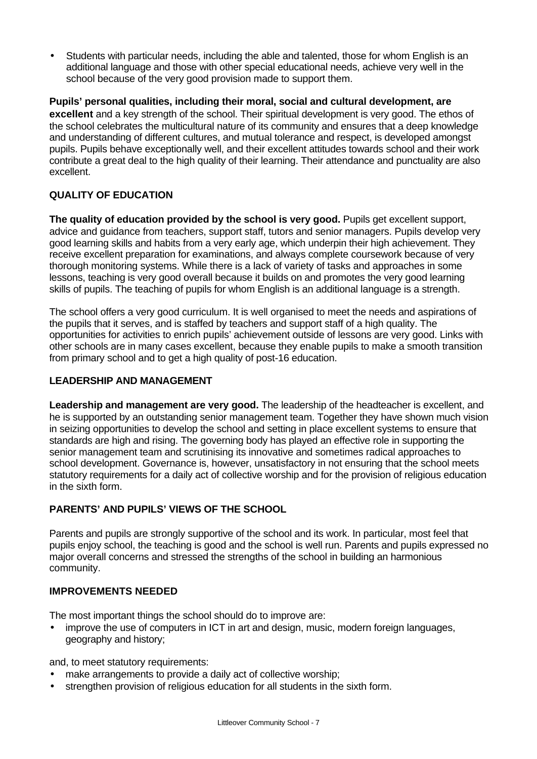- Students with particular needs, including the able and talented, those for whom English is an additional language and those with other special educational needs, achieve very well in the school because of the very good provision made to support them.

**Pupils' personal qualities, including their moral, social and cultural development, are excellent** and a key strength of the school. Their spiritual development is very good. The ethos of the school celebrates the multicultural nature of its community and ensures that a deep knowledge and understanding of different cultures, and mutual tolerance and respect, is developed amongst pupils. Pupils behave exceptionally well, and their excellent attitudes towards school and their work contribute a great deal to the high quality of their learning. Their attendance and punctuality are also excellent.

## QUALITY OF EDUCATION

**The quality of education provided by the school is very good.** Pupils get excellent support, advice and guidance from teachers, support staff, tutors and senior managers. Pupils develop very good learning skills and habits from a very early age, which underpin their high achievement. They receive excellent preparation for examinations, and always complete coursework because of very thorough monitoring systems. While there is a lack of variety of tasks and approaches in some lessons, teaching is very good overall because it builds on and promotes the very good learning skills of pupils. The teaching of pupils for whom English is an additional language is a strength.

The school offers a very good curriculum. It is well organised to meet the needs and aspirations of the pupils that it serves, and is staffed by teachers and support staff of a high quality. The opportunities for activities to enrich pupils' achievement outside of lessons are very good. Links with other schools are in many cases excellent, because they enable pupils to make a smooth transition from primary school and to get a high quality of post-16 education.

## LEADERSHIP AND MANAGEMENT

**Leadership and management are very good.** The leadership of the headteacher is excellent, and he is supported by an outstanding senior management team. Together they have shown much vision in seizing opportunities to develop the school and setting in place excellent systems to ensure that standards are high and rising. The governing body has played an effective role in supporting the senior management team and scrutinising its innovative and sometimes radical approaches to school development. Governance is, however, unsatisfactory in not ensuring that the school meets statutory requirements for a daily act of collective worship and for the provision of religious education in the sixth form.

## PARENTS' AND PUPILS' VIEWS OF THE SCHOOL

Parents and pupils are strongly supportive of the school and its work. In particular, most feel that pupils enjoy school, the teaching is good and the school is well run. Parents and pupils expressed no major overall concerns and stressed the strengths of the school in building an harmonious community.

## IMPROVEMENTS NEEDED

The most important things the school should do to improve are:

- improve the use of computers in ICT in art and design, music, modern foreign languages, geography and history;

and, to meet statutory requirements:

- make arrangements to provide a daily act of collective worship;
- strengthen provision of religious education for all students in the sixth form.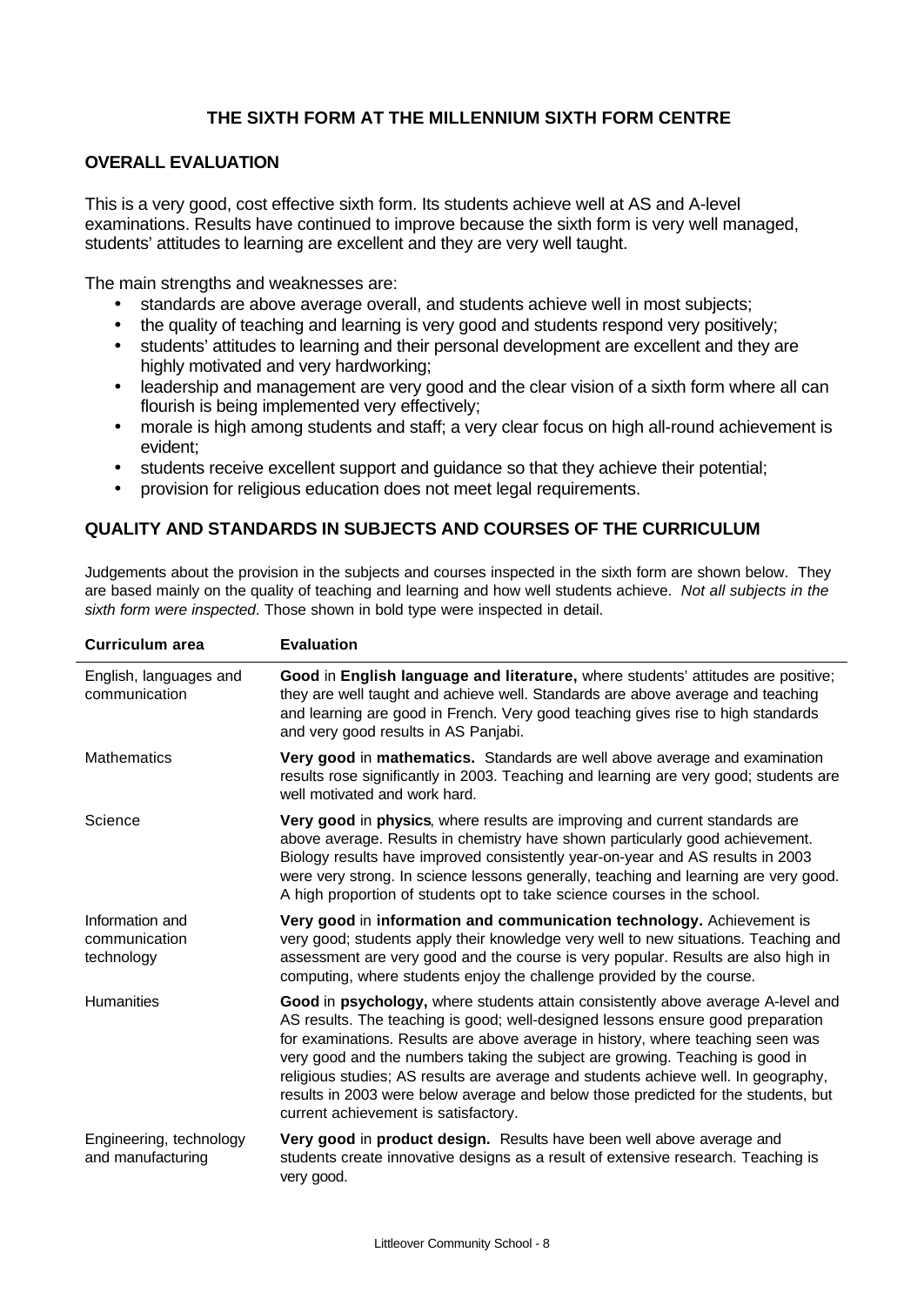## THE SIXTH FORM AT THE MILLENNIUM SIXTH FORM CENTRE

### OVERALL EVALUATION

This is a very good, cost effective sixth form. Its students achieve well at AS and A-level examinations. Results have continued to improve because the sixth form is very well managed, students' attitudes to learning are excellent and they are very well taught.

The main strengths and weaknesses are:

- standards are above average overall, and students achieve well in most subjects;
- the quality of teaching and learning is very good and students respond very positively;
- students' attitudes to learning and their personal development are excellent and they are highly motivated and very hardworking;
- leadership and management are very good and the clear vision of a sixth form where all can flourish is being implemented very effectively;
- morale is high among students and staff; a very clear focus on high all-round achievement is evident;
- students receive excellent support and guidance so that they achieve their potential;
- provision for religious education does not meet legal requirements.

### QUALITY AND STANDARDS IN SUBJECTS AND COURSES OF THE CURRICULUM

Judgements about the provision in the subjects and courses inspected in the sixth form are shown below. They are based mainly on the quality of teaching and learning and how well students achieve. *Not all subjects in the sixth form were inspected*. Those shown in bold type were inspected in detail.

| Curriculum area | Evaluation |
|---|---|
| English, languages and communication | **Good** in **English language and literature,** where students' attitudes are positive; they are well taught and achieve well. Standards are above average and teaching and learning are good in French. Very good teaching gives rise to high standards and very good results in AS Panjabi. |
| Mathematics | **Very good** in **mathematics.** Standards are well above average and examination results rose significantly in 2003. Teaching and learning are very good; students are well motivated and work hard. |
| Science | **Very good** in **physics**, where results are improving and current standards are above average. Results in chemistry have shown particularly good achievement. Biology results have improved consistently year-on-year and AS results in 2003 were very strong. In science lessons generally, teaching and learning are very good. A high proportion of students opt to take science courses in the school. |
| Information and communication technology | **Very good** in **information and communication technology.** Achievement is very good; students apply their knowledge very well to new situations. Teaching and assessment are very good and the course is very popular. Results are also high in computing, where students enjoy the challenge provided by the course. |
| Humanities | **Good** in **psychology,** where students attain consistently above average A-level and AS results. The teaching is good; well-designed lessons ensure good preparation for examinations. Results are above average in history, where teaching seen was very good and the numbers taking the subject are growing. Teaching is good in religious studies; AS results are average and students achieve well. In geography, results in 2003 were below average and below those predicted for the students, but current achievement is satisfactory. |
| Engineering, technology and manufacturing | **Very good** in **product design.** Results have been well above average and students create innovative designs as a result of extensive research. Teaching is very good. |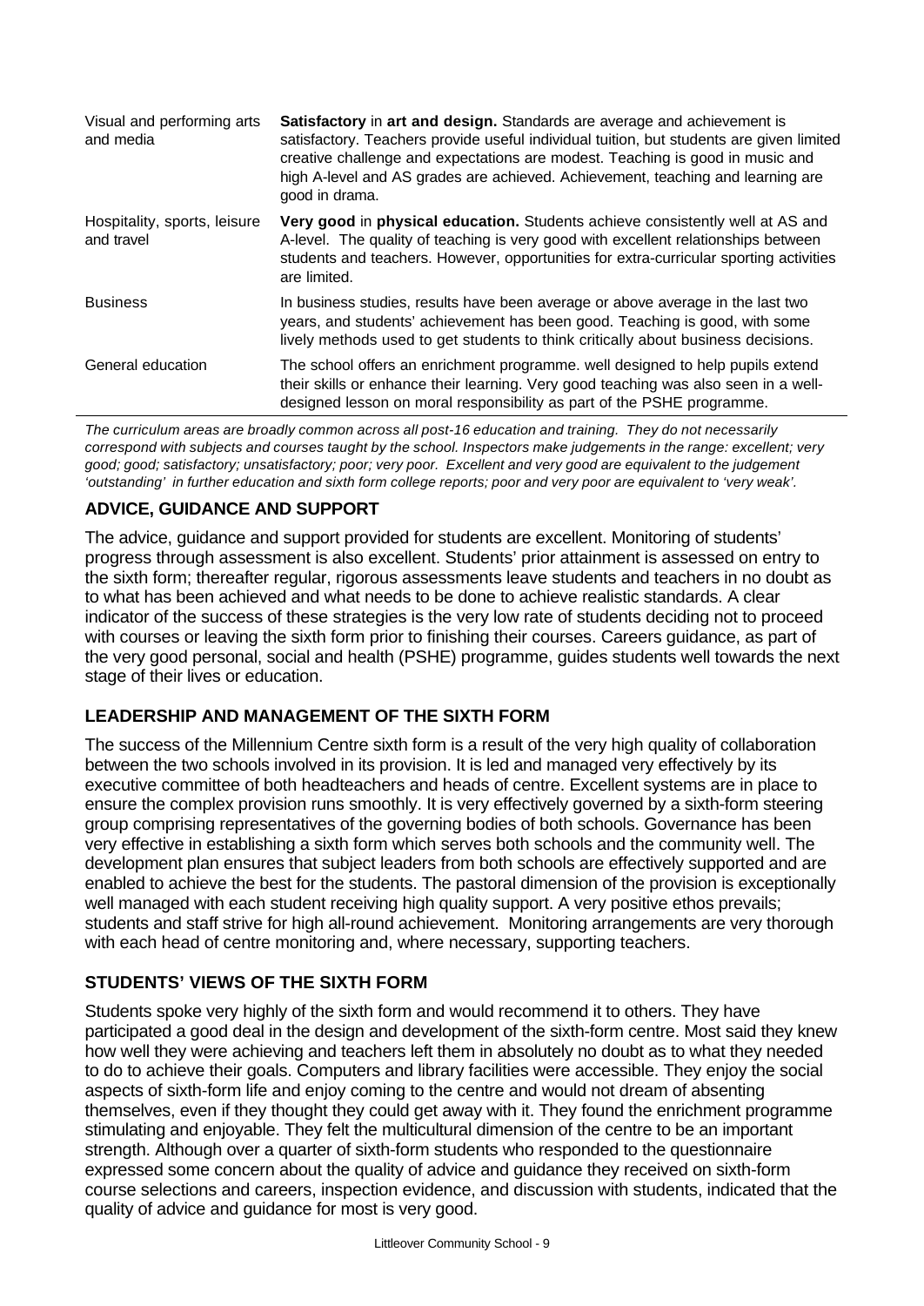| | |
|---|---|
| Visual and performing arts and media | **Satisfactory** in **art and design.** Standards are average and achievement is satisfactory. Teachers provide useful individual tuition, but students are given limited creative challenge and expectations are modest. Teaching is good in music and high A-level and AS grades are achieved. Achievement, teaching and learning are good in drama. |
| Hospitality, sports, leisure and travel | **Very good** in **physical education.** Students achieve consistently well at AS and A-level. The quality of teaching is very good with excellent relationships between students and teachers. However, opportunities for extra-curricular sporting activities are limited. |
| Business | In business studies, results have been average or above average in the last two years, and students' achievement has been good. Teaching is good, with some lively methods used to get students to think critically about business decisions. |
| General education | The school offers an enrichment programme. well designed to help pupils extend their skills or enhance their learning. Very good teaching was also seen in a well-designed lesson on moral responsibility as part of the PSHE programme. |

*The curriculum areas are broadly common across all post-16 education and training. They do not necessarily correspond with subjects and courses taught by the school. Inspectors make judgements in the range: excellent; very good; good; satisfactory; unsatisfactory; poor; very poor. Excellent and very good are equivalent to the judgement 'outstanding' in further education and sixth form college reports; poor and very poor are equivalent to 'very weak'.*

## ADVICE, GUIDANCE AND SUPPORT

The advice, guidance and support provided for students are excellent. Monitoring of students' progress through assessment is also excellent. Students' prior attainment is assessed on entry to the sixth form; thereafter regular, rigorous assessments leave students and teachers in no doubt as to what has been achieved and what needs to be done to achieve realistic standards. A clear indicator of the success of these strategies is the very low rate of students deciding not to proceed with courses or leaving the sixth form prior to finishing their courses. Careers guidance, as part of the very good personal, social and health (PSHE) programme, guides students well towards the next stage of their lives or education.

## LEADERSHIP AND MANAGEMENT OF THE SIXTH FORM

The success of the Millennium Centre sixth form is a result of the very high quality of collaboration between the two schools involved in its provision. It is led and managed very effectively by its executive committee of both headteachers and heads of centre. Excellent systems are in place to ensure the complex provision runs smoothly. It is very effectively governed by a sixth-form steering group comprising representatives of the governing bodies of both schools. Governance has been very effective in establishing a sixth form which serves both schools and the community well. The development plan ensures that subject leaders from both schools are effectively supported and are enabled to achieve the best for the students. The pastoral dimension of the provision is exceptionally well managed with each student receiving high quality support. A very positive ethos prevails; students and staff strive for high all-round achievement. Monitoring arrangements are very thorough with each head of centre monitoring and, where necessary, supporting teachers.

## STUDENTS' VIEWS OF THE SIXTH FORM

Students spoke very highly of the sixth form and would recommend it to others. They have participated a good deal in the design and development of the sixth-form centre. Most said they knew how well they were achieving and teachers left them in absolutely no doubt as to what they needed to do to achieve their goals. Computers and library facilities were accessible. They enjoy the social aspects of sixth-form life and enjoy coming to the centre and would not dream of absenting themselves, even if they thought they could get away with it. They found the enrichment programme stimulating and enjoyable. They felt the multicultural dimension of the centre to be an important strength. Although over a quarter of sixth-form students who responded to the questionnaire expressed some concern about the quality of advice and guidance they received on sixth-form course selections and careers, inspection evidence, and discussion with students, indicated that the quality of advice and guidance for most is very good.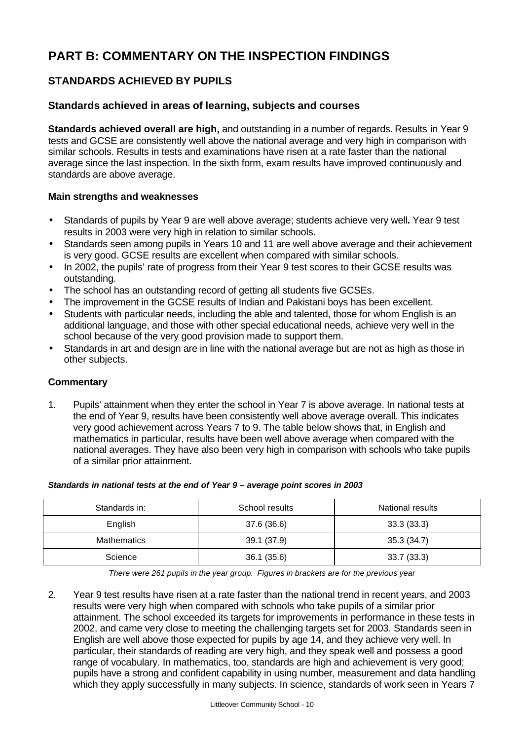# PART B: COMMENTARY ON THE INSPECTION FINDINGS

## STANDARDS ACHIEVED BY PUPILS

### Standards achieved in areas of learning, subjects and courses

**Standards achieved overall are high,** and outstanding in a number of regards. Results in Year 9 tests and GCSE are consistently well above the national average and very high in comparison with similar schools. Results in tests and examinations have risen at a rate faster than the national average since the last inspection. In the sixth form, exam results have improved continuously and standards are above average.

**Main strengths and weaknesses**

- Standards of pupils by Year 9 are well above average; students achieve very well**.** Year 9 test results in 2003 were very high in relation to similar schools.
- Standards seen among pupils in Years 10 and 11 are well above average and their achievement is very good. GCSE results are excellent when compared with similar schools.
- In 2002, the pupils' rate of progress from their Year 9 test scores to their GCSE results was outstanding.
- The school has an outstanding record of getting all students five GCSEs.
- The improvement in the GCSE results of Indian and Pakistani boys has been excellent.
- Students with particular needs, including the able and talented, those for whom English is an additional language, and those with other special educational needs, achieve very well in the school because of the very good provision made to support them.
- Standards in art and design are in line with the national average but are not as high as those in other subjects.

**Commentary**

1. Pupils' attainment when they enter the school in Year 7 is above average. In national tests at the end of Year 9, results have been consistently well above average overall. This indicates very good achievement across Years 7 to 9. The table below shows that, in English and mathematics in particular, results have been well above average when compared with the national averages. They have also been very high in comparison with schools who take pupils of a similar prior attainment.

***Standards in national tests at the end of Year 9 – average point scores in 2003***

| Standards in: | School results | National results |
|---|---|---|
| English | 37.6 (36.6) | 33.3 (33.3) |
| Mathematics | 39.1 (37.9) | 35.3 (34.7) |
| Science | 36.1 (35.6) | 33.7 (33.3) |

*There were 261 pupils in the year group. Figures in brackets are for the previous year*

2. Year 9 test results have risen at a rate faster than the national trend in recent years, and 2003 results were very high when compared with schools who take pupils of a similar prior attainment. The school exceeded its targets for improvements in performance in these tests in 2002, and came very close to meeting the challenging targets set for 2003. Standards seen in English are well above those expected for pupils by age 14, and they achieve very well. In particular, their standards of reading are very high, and they speak well and possess a good range of vocabulary. In mathematics, too, standards are high and achievement is very good; pupils have a strong and confident capability in using number, measurement and data handling which they apply successfully in many subjects. In science, standards of work seen in Years 7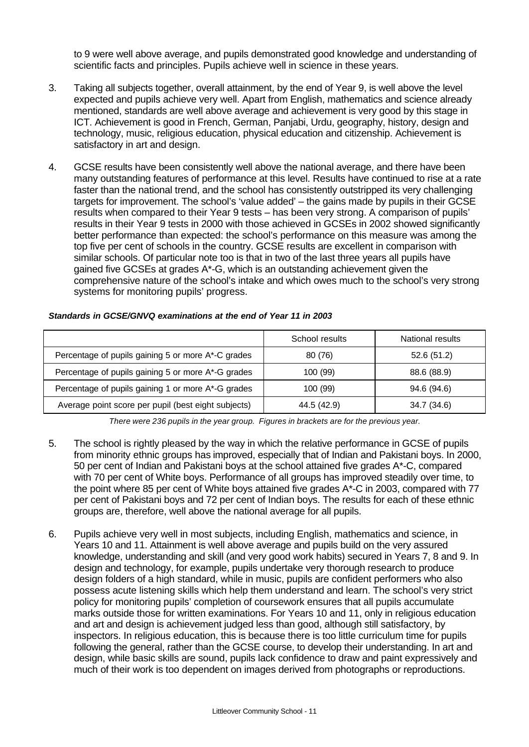to 9 were well above average, and pupils demonstrated good knowledge and understanding of scientific facts and principles. Pupils achieve well in science in these years.

3. Taking all subjects together, overall attainment, by the end of Year 9, is well above the level expected and pupils achieve very well. Apart from English, mathematics and science already mentioned, standards are well above average and achievement is very good by this stage in ICT. Achievement is good in French, German, Panjabi, Urdu, geography, history, design and technology, music, religious education, physical education and citizenship. Achievement is satisfactory in art and design.

4. GCSE results have been consistently well above the national average, and there have been many outstanding features of performance at this level. Results have continued to rise at a rate faster than the national trend, and the school has consistently outstripped its very challenging targets for improvement. The school's 'value added' – the gains made by pupils in their GCSE results when compared to their Year 9 tests – has been very strong. A comparison of pupils' results in their Year 9 tests in 2000 with those achieved in GCSEs in 2002 showed significantly better performance than expected: the school's performance on this measure was among the top five per cent of schools in the country. GCSE results are excellent in comparison with similar schools. Of particular note too is that in two of the last three years all pupils have gained five GCSEs at grades A*-G, which is an outstanding achievement given the comprehensive nature of the school's intake and which owes much to the school's very strong systems for monitoring pupils' progress.

***Standards in GCSE/GNVQ examinations at the end of Year 11 in 2003***

| | School results | National results |
|---|---|---|
| Percentage of pupils gaining 5 or more A*-C grades | 80 (76) | 52.6 (51.2) |
| Percentage of pupils gaining 5 or more A*-G grades | 100 (99) | 88.6 (88.9) |
| Percentage of pupils gaining 1 or more A*-G grades | 100 (99) | 94.6 (94.6) |
| Average point score per pupil (best eight subjects) | 44.5 (42.9) | 34.7 (34.6) |

*There were 236 pupils in the year group. Figures in brackets are for the previous year.*

5. The school is rightly pleased by the way in which the relative performance in GCSE of pupils from minority ethnic groups has improved, especially that of Indian and Pakistani boys. In 2000, 50 per cent of Indian and Pakistani boys at the school attained five grades A*-C, compared with 70 per cent of White boys. Performance of all groups has improved steadily over time, to the point where 85 per cent of White boys attained five grades A*-C in 2003, compared with 77 per cent of Pakistani boys and 72 per cent of Indian boys. The results for each of these ethnic groups are, therefore, well above the national average for all pupils.

6. Pupils achieve very well in most subjects, including English, mathematics and science, in Years 10 and 11. Attainment is well above average and pupils build on the very assured knowledge, understanding and skill (and very good work habits) secured in Years 7, 8 and 9. In design and technology, for example, pupils undertake very thorough research to produce design folders of a high standard, while in music, pupils are confident performers who also possess acute listening skills which help them understand and learn. The school's very strict policy for monitoring pupils' completion of coursework ensures that all pupils accumulate marks outside those for written examinations. For Years 10 and 11, only in religious education and art and design is achievement judged less than good, although still satisfactory, by inspectors. In religious education, this is because there is too little curriculum time for pupils following the general, rather than the GCSE course, to develop their understanding. In art and design, while basic skills are sound, pupils lack confidence to draw and paint expressively and much of their work is too dependent on images derived from photographs or reproductions.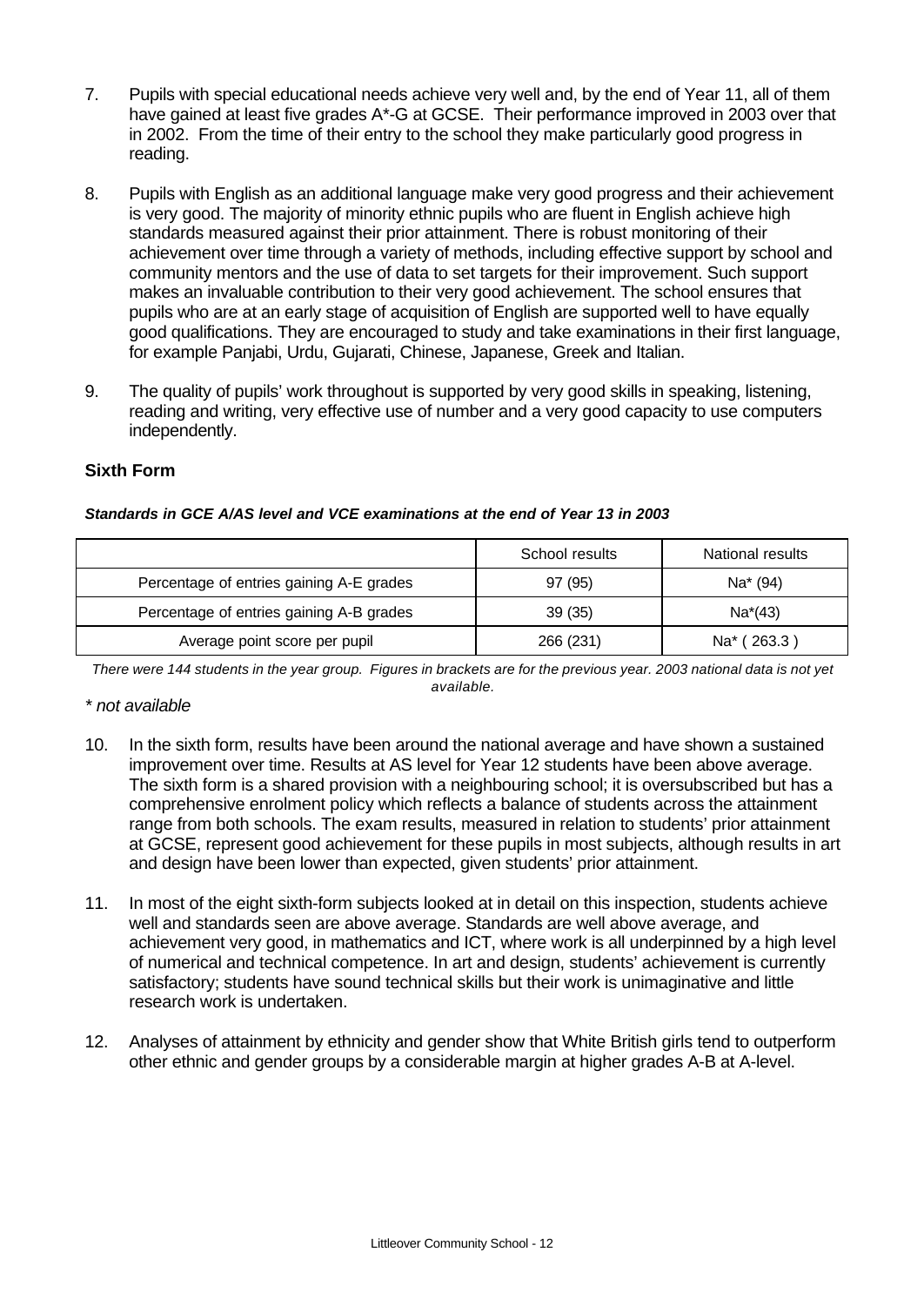7. Pupils with special educational needs achieve very well and, by the end of Year 11, all of them have gained at least five grades A*-G at GCSE. Their performance improved in 2003 over that in 2002. From the time of their entry to the school they make particularly good progress in reading.

8. Pupils with English as an additional language make very good progress and their achievement is very good. The majority of minority ethnic pupils who are fluent in English achieve high standards measured against their prior attainment. There is robust monitoring of their achievement over time through a variety of methods, including effective support by school and community mentors and the use of data to set targets for their improvement. Such support makes an invaluable contribution to their very good achievement. The school ensures that pupils who are at an early stage of acquisition of English are supported well to have equally good qualifications. They are encouraged to study and take examinations in their first language, for example Panjabi, Urdu, Gujarati, Chinese, Japanese, Greek and Italian.

9. The quality of pupils' work throughout is supported by very good skills in speaking, listening, reading and writing, very effective use of number and a very good capacity to use computers independently.

### Sixth Form

***Standards in GCE A/AS level and VCE examinations at the end of Year 13 in 2003***

| | School results | National results |
|---|---|---|
| Percentage of entries gaining A-E grades | 97 (95) | Na* (94) |
| Percentage of entries gaining A-B grades | 39 (35) | Na*(43) |
| Average point score per pupil | 266 (231) | Na* ( 263.3 ) |

*There were 144 students in the year group. Figures in brackets are for the previous year. 2003 national data is not yet available.*

*\* not available*

10. In the sixth form, results have been around the national average and have shown a sustained improvement over time. Results at AS level for Year 12 students have been above average. The sixth form is a shared provision with a neighbouring school; it is oversubscribed but has a comprehensive enrolment policy which reflects a balance of students across the attainment range from both schools. The exam results, measured in relation to students' prior attainment at GCSE, represent good achievement for these pupils in most subjects, although results in art and design have been lower than expected, given students' prior attainment.

11. In most of the eight sixth-form subjects looked at in detail on this inspection, students achieve well and standards seen are above average. Standards are well above average, and achievement very good, in mathematics and ICT, where work is all underpinned by a high level of numerical and technical competence. In art and design, students' achievement is currently satisfactory; students have sound technical skills but their work is unimaginative and little research work is undertaken.

12. Analyses of attainment by ethnicity and gender show that White British girls tend to outperform other ethnic and gender groups by a considerable margin at higher grades A-B at A-level.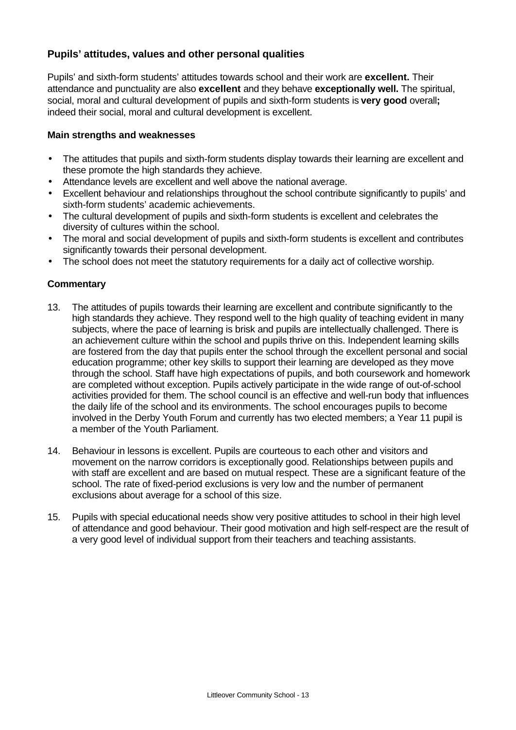### Pupils' attitudes, values and other personal qualities

Pupils' and sixth-form students' attitudes towards school and their work are **excellent.** Their attendance and punctuality are also **excellent** and they behave **exceptionally well.** The spiritual, social, moral and cultural development of pupils and sixth-form students is **very good** overall**;** indeed their social, moral and cultural development is excellent.

#### Main strengths and weaknesses

- The attitudes that pupils and sixth-form students display towards their learning are excellent and these promote the high standards they achieve.
- Attendance levels are excellent and well above the national average.
- Excellent behaviour and relationships throughout the school contribute significantly to pupils' and sixth-form students' academic achievements.
- The cultural development of pupils and sixth-form students is excellent and celebrates the diversity of cultures within the school.
- The moral and social development of pupils and sixth-form students is excellent and contributes significantly towards their personal development.
- The school does not meet the statutory requirements for a daily act of collective worship.

#### Commentary

13. The attitudes of pupils towards their learning are excellent and contribute significantly to the high standards they achieve. They respond well to the high quality of teaching evident in many subjects, where the pace of learning is brisk and pupils are intellectually challenged. There is an achievement culture within the school and pupils thrive on this. Independent learning skills are fostered from the day that pupils enter the school through the excellent personal and social education programme; other key skills to support their learning are developed as they move through the school. Staff have high expectations of pupils, and both coursework and homework are completed without exception. Pupils actively participate in the wide range of out-of-school activities provided for them. The school council is an effective and well-run body that influences the daily life of the school and its environments. The school encourages pupils to become involved in the Derby Youth Forum and currently has two elected members; a Year 11 pupil is a member of the Youth Parliament.

14. Behaviour in lessons is excellent. Pupils are courteous to each other and visitors and movement on the narrow corridors is exceptionally good. Relationships between pupils and with staff are excellent and are based on mutual respect. These are a significant feature of the school. The rate of fixed-period exclusions is very low and the number of permanent exclusions about average for a school of this size.

15. Pupils with special educational needs show very positive attitudes to school in their high level of attendance and good behaviour. Their good motivation and high self-respect are the result of a very good level of individual support from their teachers and teaching assistants.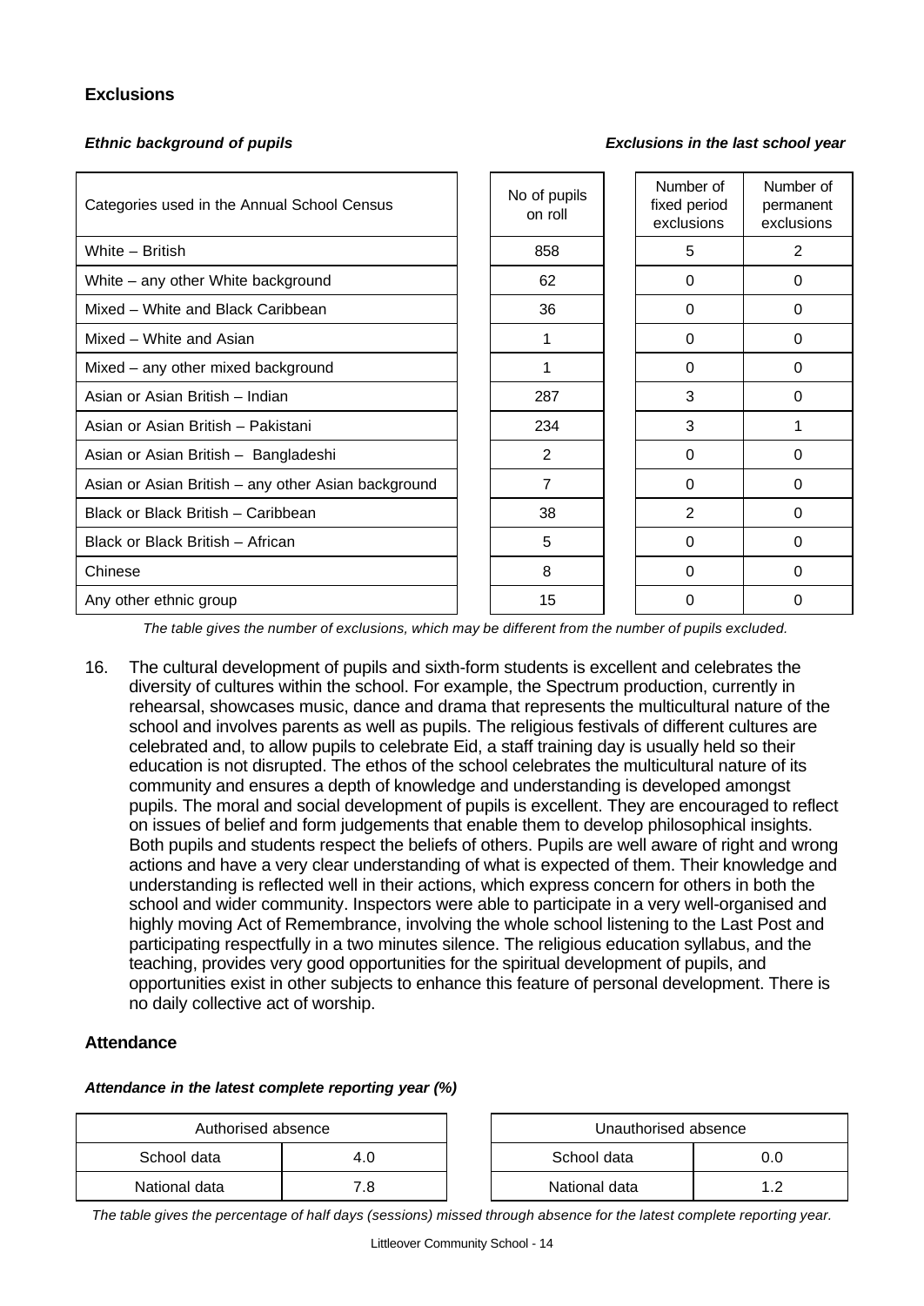## Exclusions

***Ethnic background of pupils*** ***Exclusions in the last school year***

| Categories used in the Annual School Census | No of pupils on roll | Number of fixed period exclusions | Number of permanent exclusions |
|---|---|---|---|
| White – British | 858 | 5 | 2 |
| White – any other White background | 62 | 0 | 0 |
| Mixed – White and Black Caribbean | 36 | 0 | 0 |
| Mixed – White and Asian | 1 | 0 | 0 |
| Mixed – any other mixed background | 1 | 0 | 0 |
| Asian or Asian British – Indian | 287 | 3 | 0 |
| Asian or Asian British – Pakistani | 234 | 3 | 1 |
| Asian or Asian British – Bangladeshi | 2 | 0 | 0 |
| Asian or Asian British – any other Asian background | 7 | 0 | 0 |
| Black or Black British – Caribbean | 38 | 2 | 0 |
| Black or Black British – African | 5 | 0 | 0 |
| Chinese | 8 | 0 | 0 |
| Any other ethnic group | 15 | 0 | 0 |

*The table gives the number of exclusions, which may be different from the number of pupils excluded.*

16. The cultural development of pupils and sixth-form students is excellent and celebrates the diversity of cultures within the school. For example, the Spectrum production, currently in rehearsal, showcases music, dance and drama that represents the multicultural nature of the school and involves parents as well as pupils. The religious festivals of different cultures are celebrated and, to allow pupils to celebrate Eid, a staff training day is usually held so their education is not disrupted. The ethos of the school celebrates the multicultural nature of its community and ensures a depth of knowledge and understanding is developed amongst pupils. The moral and social development of pupils is excellent. They are encouraged to reflect on issues of belief and form judgements that enable them to develop philosophical insights. Both pupils and students respect the beliefs of others. Pupils are well aware of right and wrong actions and have a very clear understanding of what is expected of them. Their knowledge and understanding is reflected well in their actions, which express concern for others in both the school and wider community. Inspectors were able to participate in a very well-organised and highly moving Act of Remembrance, involving the whole school listening to the Last Post and participating respectfully in a two minutes silence. The religious education syllabus, and the teaching, provides very good opportunities for the spiritual development of pupils, and opportunities exist in other subjects to enhance this feature of personal development. There is no daily collective act of worship.

## Attendance

***Attendance in the latest complete reporting year (%)***

| Authorised absence | |
|---|---|
| School data | 4.0 |
| National data | 7.8 |

| Unauthorised absence | |
|---|---|
| School data | 0.0 |
| National data | 1.2 |

*The table gives the percentage of half days (sessions) missed through absence for the latest complete reporting year.*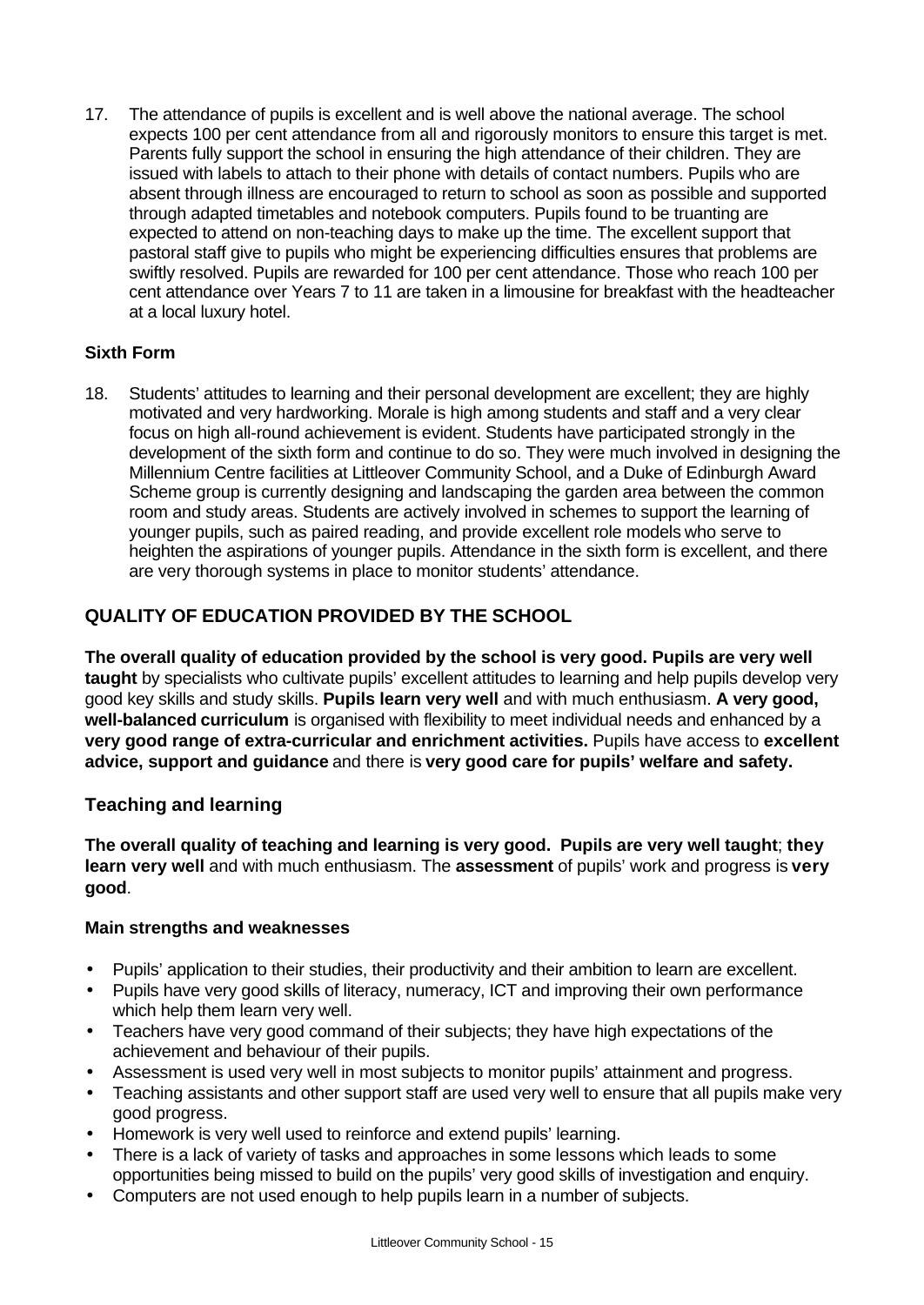17. The attendance of pupils is excellent and is well above the national average. The school expects 100 per cent attendance from all and rigorously monitors to ensure this target is met. Parents fully support the school in ensuring the high attendance of their children. They are issued with labels to attach to their phone with details of contact numbers. Pupils who are absent through illness are encouraged to return to school as soon as possible and supported through adapted timetables and notebook computers. Pupils found to be truanting are expected to attend on non-teaching days to make up the time. The excellent support that pastoral staff give to pupils who might be experiencing difficulties ensures that problems are swiftly resolved. Pupils are rewarded for 100 per cent attendance. Those who reach 100 per cent attendance over Years 7 to 11 are taken in a limousine for breakfast with the headteacher at a local luxury hotel.

**Sixth Form**

18. Students' attitudes to learning and their personal development are excellent; they are highly motivated and very hardworking. Morale is high among students and staff and a very clear focus on high all-round achievement is evident. Students have participated strongly in the development of the sixth form and continue to do so. They were much involved in designing the Millennium Centre facilities at Littleover Community School, and a Duke of Edinburgh Award Scheme group is currently designing and landscaping the garden area between the common room and study areas. Students are actively involved in schemes to support the learning of younger pupils, such as paired reading, and provide excellent role models who serve to heighten the aspirations of younger pupils. Attendance in the sixth form is excellent, and there are very thorough systems in place to monitor students' attendance.

## QUALITY OF EDUCATION PROVIDED BY THE SCHOOL

**The overall quality of education provided by the school is very good. Pupils are very well taught** by specialists who cultivate pupils' excellent attitudes to learning and help pupils develop very good key skills and study skills. **Pupils learn very well** and with much enthusiasm. **A very good, well-balanced curriculum** is organised with flexibility to meet individual needs and enhanced by a **very good range of extra-curricular and enrichment activities.** Pupils have access to **excellent advice, support and guidance** and there is **very good care for pupils' welfare and safety.**

### Teaching and learning

**The overall quality of teaching and learning is very good. Pupils are very well taught**; **they learn very well** and with much enthusiasm. The **assessment** of pupils' work and progress is **very good**.

**Main strengths and weaknesses**

- Pupils' application to their studies, their productivity and their ambition to learn are excellent.
- Pupils have very good skills of literacy, numeracy, ICT and improving their own performance which help them learn very well.
- Teachers have very good command of their subjects; they have high expectations of the achievement and behaviour of their pupils.
- Assessment is used very well in most subjects to monitor pupils' attainment and progress.
- Teaching assistants and other support staff are used very well to ensure that all pupils make very good progress.
- Homework is very well used to reinforce and extend pupils' learning.
- There is a lack of variety of tasks and approaches in some lessons which leads to some opportunities being missed to build on the pupils' very good skills of investigation and enquiry.
- Computers are not used enough to help pupils learn in a number of subjects.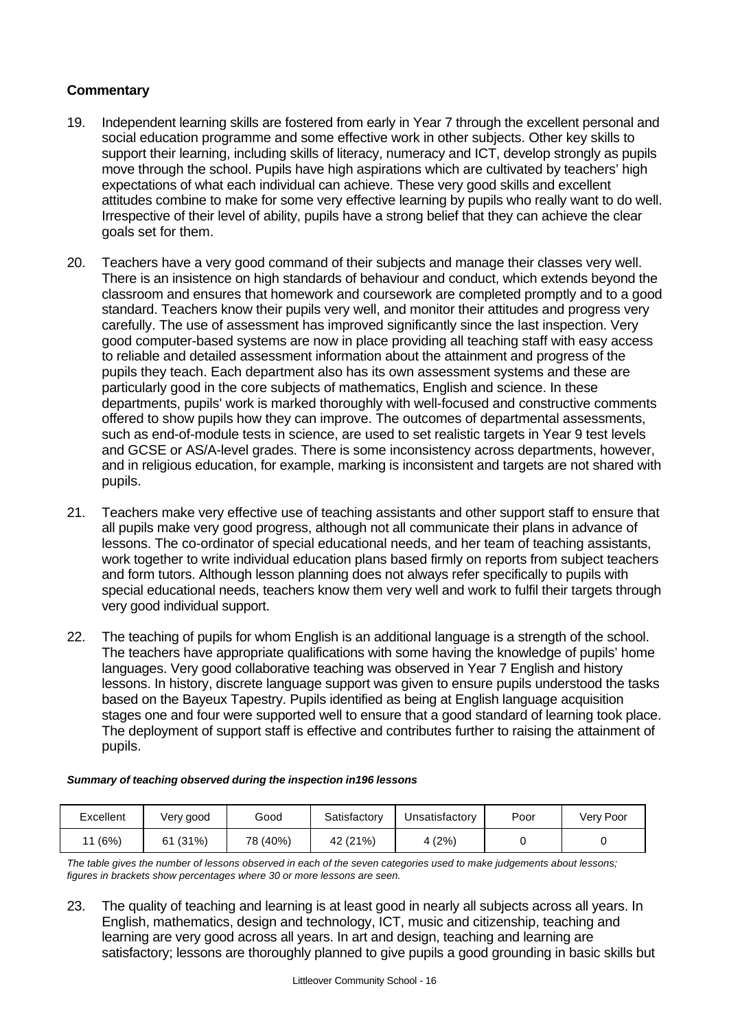### Commentary

19. Independent learning skills are fostered from early in Year 7 through the excellent personal and social education programme and some effective work in other subjects. Other key skills to support their learning, including skills of literacy, numeracy and ICT, develop strongly as pupils move through the school. Pupils have high aspirations which are cultivated by teachers' high expectations of what each individual can achieve. These very good skills and excellent attitudes combine to make for some very effective learning by pupils who really want to do well. Irrespective of their level of ability, pupils have a strong belief that they can achieve the clear goals set for them.

20. Teachers have a very good command of their subjects and manage their classes very well. There is an insistence on high standards of behaviour and conduct, which extends beyond the classroom and ensures that homework and coursework are completed promptly and to a good standard. Teachers know their pupils very well, and monitor their attitudes and progress very carefully. The use of assessment has improved significantly since the last inspection. Very good computer-based systems are now in place providing all teaching staff with easy access to reliable and detailed assessment information about the attainment and progress of the pupils they teach. Each department also has its own assessment systems and these are particularly good in the core subjects of mathematics, English and science. In these departments, pupils' work is marked thoroughly with well-focused and constructive comments offered to show pupils how they can improve. The outcomes of departmental assessments, such as end-of-module tests in science, are used to set realistic targets in Year 9 test levels and GCSE or AS/A-level grades. There is some inconsistency across departments, however, and in religious education, for example, marking is inconsistent and targets are not shared with pupils.

21. Teachers make very effective use of teaching assistants and other support staff to ensure that all pupils make very good progress, although not all communicate their plans in advance of lessons. The co-ordinator of special educational needs, and her team of teaching assistants, work together to write individual education plans based firmly on reports from subject teachers and form tutors. Although lesson planning does not always refer specifically to pupils with special educational needs, teachers know them very well and work to fulfil their targets through very good individual support.

22. The teaching of pupils for whom English is an additional language is a strength of the school. The teachers have appropriate qualifications with some having the knowledge of pupils' home languages. Very good collaborative teaching was observed in Year 7 English and history lessons. In history, discrete language support was given to ensure pupils understood the tasks based on the Bayeux Tapestry. Pupils identified as being at English language acquisition stages one and four were supported well to ensure that a good standard of learning took place. The deployment of support staff is effective and contributes further to raising the attainment of pupils.

***Summary of teaching observed during the inspection in196 lessons***

| Excellent | Very good | Good | Satisfactory | Unsatisfactory | Poor | Very Poor |
|---|---|---|---|---|---|---|
| 11 (6%) | 61 (31%) | 78 (40%) | 42 (21%) | 4 (2%) | 0 | 0 |

*The table gives the number of lessons observed in each of the seven categories used to make judgements about lessons; figures in brackets show percentages where 30 or more lessons are seen.*

23. The quality of teaching and learning is at least good in nearly all subjects across all years. In English, mathematics, design and technology, ICT, music and citizenship, teaching and learning are very good across all years. In art and design, teaching and learning are satisfactory; lessons are thoroughly planned to give pupils a good grounding in basic skills but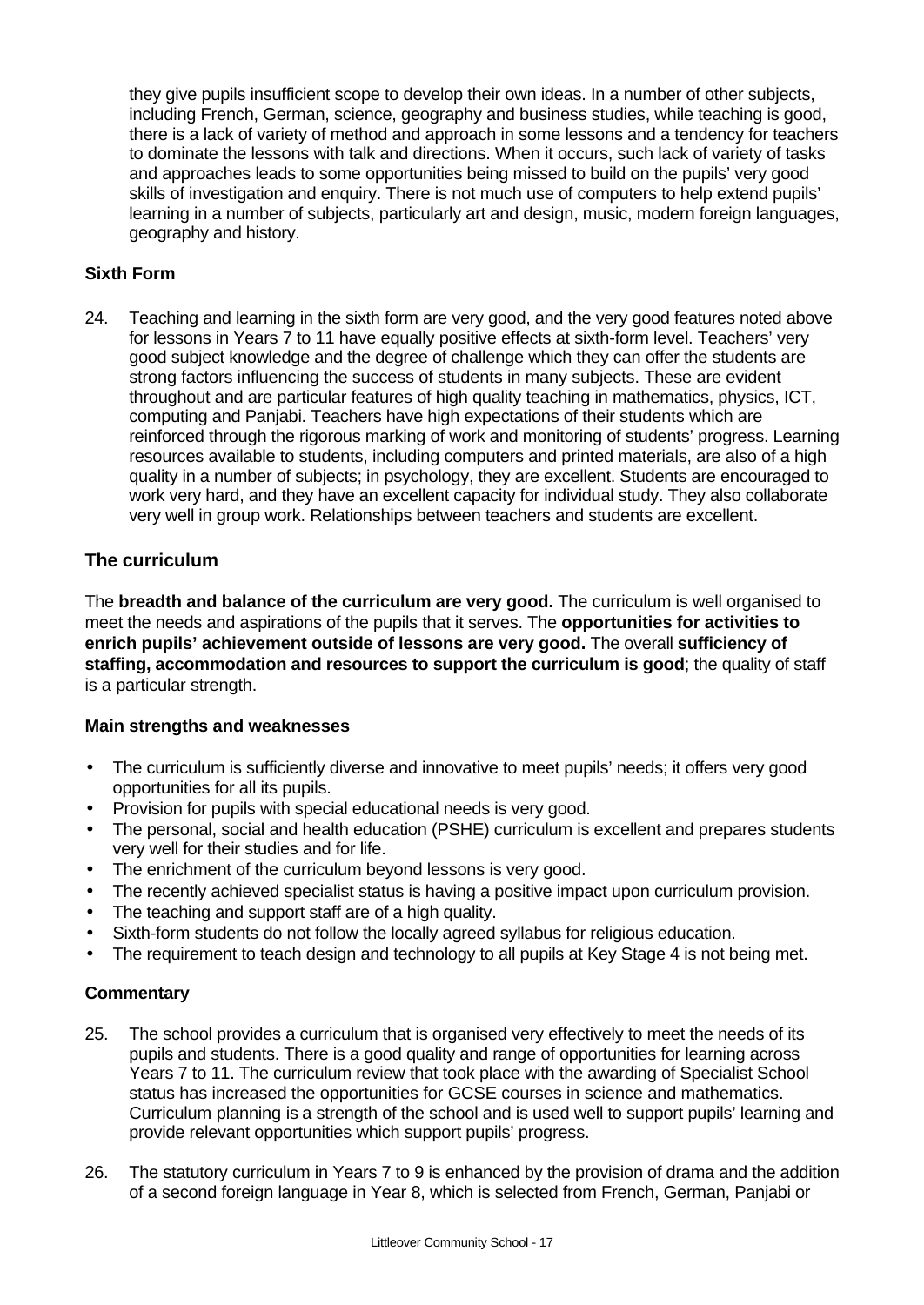they give pupils insufficient scope to develop their own ideas. In a number of other subjects, including French, German, science, geography and business studies, while teaching is good, there is a lack of variety of method and approach in some lessons and a tendency for teachers to dominate the lessons with talk and directions. When it occurs, such lack of variety of tasks and approaches leads to some opportunities being missed to build on the pupils' very good skills of investigation and enquiry. There is not much use of computers to help extend pupils' learning in a number of subjects, particularly art and design, music, modern foreign languages, geography and history.

**Sixth Form**

24. Teaching and learning in the sixth form are very good, and the very good features noted above for lessons in Years 7 to 11 have equally positive effects at sixth-form level. Teachers' very good subject knowledge and the degree of challenge which they can offer the students are strong factors influencing the success of students in many subjects. These are evident throughout and are particular features of high quality teaching in mathematics, physics, ICT, computing and Panjabi. Teachers have high expectations of their students which are reinforced through the rigorous marking of work and monitoring of students' progress. Learning resources available to students, including computers and printed materials, are also of a high quality in a number of subjects; in psychology, they are excellent. Students are encouraged to work very hard, and they have an excellent capacity for individual study. They also collaborate very well in group work. Relationships between teachers and students are excellent.

## The curriculum

The **breadth and balance of the curriculum are very good.** The curriculum is well organised to meet the needs and aspirations of the pupils that it serves. The **opportunities for activities to enrich pupils' achievement outside of lessons are very good.** The overall **sufficiency of staffing, accommodation and resources to support the curriculum is good**; the quality of staff is a particular strength.

**Main strengths and weaknesses**

- The curriculum is sufficiently diverse and innovative to meet pupils' needs; it offers very good opportunities for all its pupils.
- Provision for pupils with special educational needs is very good.
- The personal, social and health education (PSHE) curriculum is excellent and prepares students very well for their studies and for life.
- The enrichment of the curriculum beyond lessons is very good.
- The recently achieved specialist status is having a positive impact upon curriculum provision.
- The teaching and support staff are of a high quality.
- Sixth-form students do not follow the locally agreed syllabus for religious education.
- The requirement to teach design and technology to all pupils at Key Stage 4 is not being met.

**Commentary**

25. The school provides a curriculum that is organised very effectively to meet the needs of its pupils and students. There is a good quality and range of opportunities for learning across Years 7 to 11. The curriculum review that took place with the awarding of Specialist School status has increased the opportunities for GCSE courses in science and mathematics. Curriculum planning is a strength of the school and is used well to support pupils' learning and provide relevant opportunities which support pupils' progress.

26. The statutory curriculum in Years 7 to 9 is enhanced by the provision of drama and the addition of a second foreign language in Year 8, which is selected from French, German, Panjabi or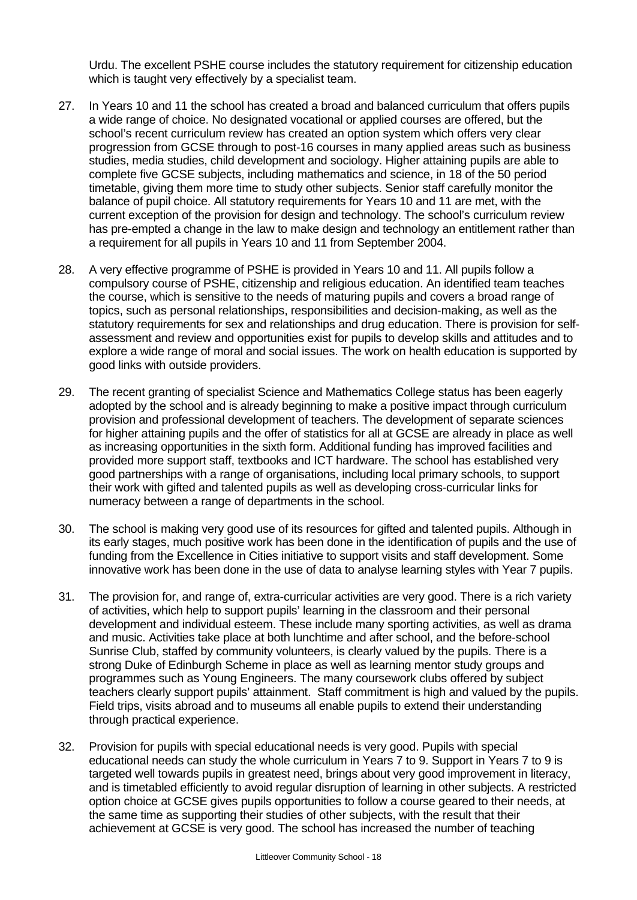Urdu. The excellent PSHE course includes the statutory requirement for citizenship education which is taught very effectively by a specialist team.

27. In Years 10 and 11 the school has created a broad and balanced curriculum that offers pupils a wide range of choice. No designated vocational or applied courses are offered, but the school's recent curriculum review has created an option system which offers very clear progression from GCSE through to post-16 courses in many applied areas such as business studies, media studies, child development and sociology. Higher attaining pupils are able to complete five GCSE subjects, including mathematics and science, in 18 of the 50 period timetable, giving them more time to study other subjects. Senior staff carefully monitor the balance of pupil choice. All statutory requirements for Years 10 and 11 are met, with the current exception of the provision for design and technology. The school's curriculum review has pre-empted a change in the law to make design and technology an entitlement rather than a requirement for all pupils in Years 10 and 11 from September 2004.

28. A very effective programme of PSHE is provided in Years 10 and 11. All pupils follow a compulsory course of PSHE, citizenship and religious education. An identified team teaches the course, which is sensitive to the needs of maturing pupils and covers a broad range of topics, such as personal relationships, responsibilities and decision-making, as well as the statutory requirements for sex and relationships and drug education. There is provision for self-assessment and review and opportunities exist for pupils to develop skills and attitudes and to explore a wide range of moral and social issues. The work on health education is supported by good links with outside providers.

29. The recent granting of specialist Science and Mathematics College status has been eagerly adopted by the school and is already beginning to make a positive impact through curriculum provision and professional development of teachers. The development of separate sciences for higher attaining pupils and the offer of statistics for all at GCSE are already in place as well as increasing opportunities in the sixth form. Additional funding has improved facilities and provided more support staff, textbooks and ICT hardware. The school has established very good partnerships with a range of organisations, including local primary schools, to support their work with gifted and talented pupils as well as developing cross-curricular links for numeracy between a range of departments in the school.

30. The school is making very good use of its resources for gifted and talented pupils. Although in its early stages, much positive work has been done in the identification of pupils and the use of funding from the Excellence in Cities initiative to support visits and staff development. Some innovative work has been done in the use of data to analyse learning styles with Year 7 pupils.

31. The provision for, and range of, extra-curricular activities are very good. There is a rich variety of activities, which help to support pupils' learning in the classroom and their personal development and individual esteem. These include many sporting activities, as well as drama and music. Activities take place at both lunchtime and after school, and the before-school Sunrise Club, staffed by community volunteers, is clearly valued by the pupils. There is a strong Duke of Edinburgh Scheme in place as well as learning mentor study groups and programmes such as Young Engineers. The many coursework clubs offered by subject teachers clearly support pupils' attainment. Staff commitment is high and valued by the pupils. Field trips, visits abroad and to museums all enable pupils to extend their understanding through practical experience.

32. Provision for pupils with special educational needs is very good. Pupils with special educational needs can study the whole curriculum in Years 7 to 9. Support in Years 7 to 9 is targeted well towards pupils in greatest need, brings about very good improvement in literacy, and is timetabled efficiently to avoid regular disruption of learning in other subjects. A restricted option choice at GCSE gives pupils opportunities to follow a course geared to their needs, at the same time as supporting their studies of other subjects, with the result that their achievement at GCSE is very good. The school has increased the number of teaching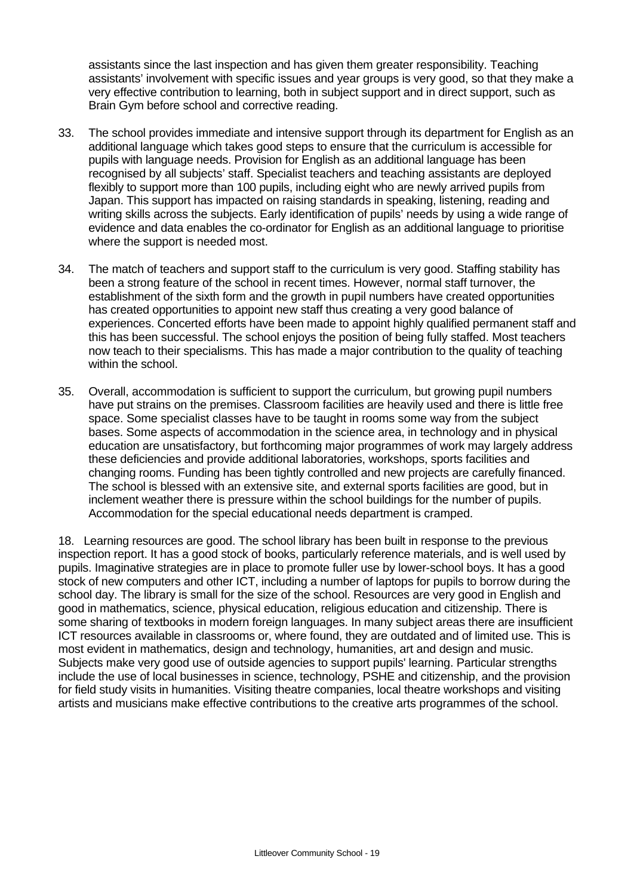assistants since the last inspection and has given them greater responsibility. Teaching assistants' involvement with specific issues and year groups is very good, so that they make a very effective contribution to learning, both in subject support and in direct support, such as Brain Gym before school and corrective reading.

33. The school provides immediate and intensive support through its department for English as an additional language which takes good steps to ensure that the curriculum is accessible for pupils with language needs. Provision for English as an additional language has been recognised by all subjects' staff. Specialist teachers and teaching assistants are deployed flexibly to support more than 100 pupils, including eight who are newly arrived pupils from Japan. This support has impacted on raising standards in speaking, listening, reading and writing skills across the subjects. Early identification of pupils' needs by using a wide range of evidence and data enables the co-ordinator for English as an additional language to prioritise where the support is needed most.

34. The match of teachers and support staff to the curriculum is very good. Staffing stability has been a strong feature of the school in recent times. However, normal staff turnover, the establishment of the sixth form and the growth in pupil numbers have created opportunities has created opportunities to appoint new staff thus creating a very good balance of experiences. Concerted efforts have been made to appoint highly qualified permanent staff and this has been successful. The school enjoys the position of being fully staffed. Most teachers now teach to their specialisms. This has made a major contribution to the quality of teaching within the school.

35. Overall, accommodation is sufficient to support the curriculum, but growing pupil numbers have put strains on the premises. Classroom facilities are heavily used and there is little free space. Some specialist classes have to be taught in rooms some way from the subject bases. Some aspects of accommodation in the science area, in technology and in physical education are unsatisfactory, but forthcoming major programmes of work may largely address these deficiencies and provide additional laboratories, workshops, sports facilities and changing rooms. Funding has been tightly controlled and new projects are carefully financed. The school is blessed with an extensive site, and external sports facilities are good, but in inclement weather there is pressure within the school buildings for the number of pupils. Accommodation for the special educational needs department is cramped.

18. Learning resources are good. The school library has been built in response to the previous inspection report. It has a good stock of books, particularly reference materials, and is well used by pupils. Imaginative strategies are in place to promote fuller use by lower-school boys. It has a good stock of new computers and other ICT, including a number of laptops for pupils to borrow during the school day. The library is small for the size of the school. Resources are very good in English and good in mathematics, science, physical education, religious education and citizenship. There is some sharing of textbooks in modern foreign languages. In many subject areas there are insufficient ICT resources available in classrooms or, where found, they are outdated and of limited use. This is most evident in mathematics, design and technology, humanities, art and design and music. Subjects make very good use of outside agencies to support pupils' learning. Particular strengths include the use of local businesses in science, technology, PSHE and citizenship, and the provision for field study visits in humanities. Visiting theatre companies, local theatre workshops and visiting artists and musicians make effective contributions to the creative arts programmes of the school.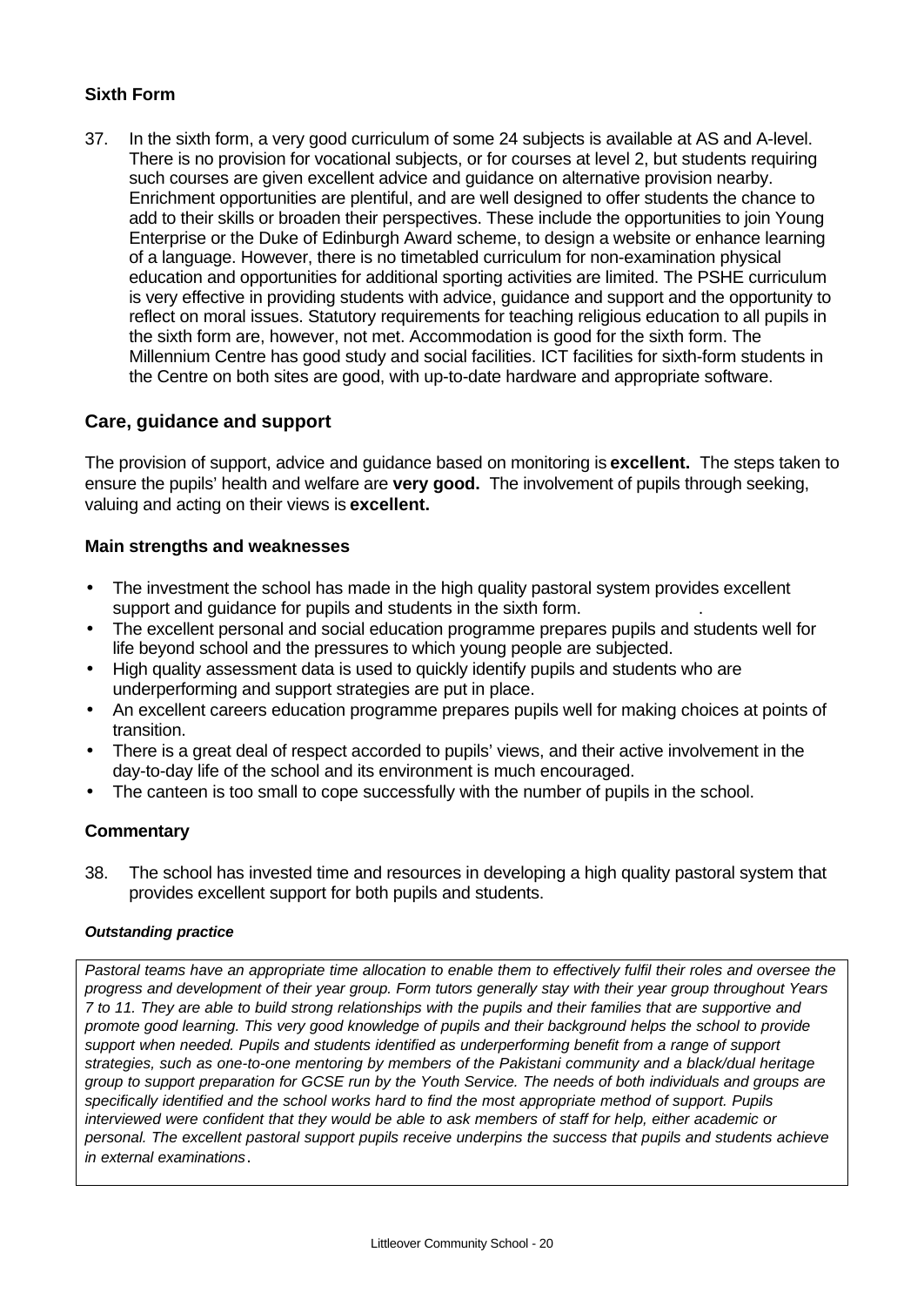### Sixth Form

37. In the sixth form, a very good curriculum of some 24 subjects is available at AS and A-level. There is no provision for vocational subjects, or for courses at level 2, but students requiring such courses are given excellent advice and guidance on alternative provision nearby. Enrichment opportunities are plentiful, and are well designed to offer students the chance to add to their skills or broaden their perspectives. These include the opportunities to join Young Enterprise or the Duke of Edinburgh Award scheme, to design a website or enhance learning of a language. However, there is no timetabled curriculum for non-examination physical education and opportunities for additional sporting activities are limited. The PSHE curriculum is very effective in providing students with advice, guidance and support and the opportunity to reflect on moral issues. Statutory requirements for teaching religious education to all pupils in the sixth form are, however, not met. Accommodation is good for the sixth form. The Millennium Centre has good study and social facilities. ICT facilities for sixth-form students in the Centre on both sites are good, with up-to-date hardware and appropriate software.

## Care, guidance and support

The provision of support, advice and guidance based on monitoring is **excellent.** The steps taken to ensure the pupils' health and welfare are **very good.** The involvement of pupils through seeking, valuing and acting on their views is **excellent.**

### Main strengths and weaknesses

- The investment the school has made in the high quality pastoral system provides excellent support and guidance for pupils and students in the sixth form.
- The excellent personal and social education programme prepares pupils and students well for life beyond school and the pressures to which young people are subjected.
- High quality assessment data is used to quickly identify pupils and students who are underperforming and support strategies are put in place.
- An excellent careers education programme prepares pupils well for making choices at points of transition.
- There is a great deal of respect accorded to pupils' views, and their active involvement in the day-to-day life of the school and its environment is much encouraged.
- The canteen is too small to cope successfully with the number of pupils in the school.

### Commentary

38. The school has invested time and resources in developing a high quality pastoral system that provides excellent support for both pupils and students.

***Outstanding practice***

*Pastoral teams have an appropriate time allocation to enable them to effectively fulfil their roles and oversee the progress and development of their year group. Form tutors generally stay with their year group throughout Years 7 to 11. They are able to build strong relationships with the pupils and their families that are supportive and promote good learning. This very good knowledge of pupils and their background helps the school to provide support when needed. Pupils and students identified as underperforming benefit from a range of support strategies, such as one-to-one mentoring by members of the Pakistani community and a black/dual heritage group to support preparation for GCSE run by the Youth Service. The needs of both individuals and groups are specifically identified and the school works hard to find the most appropriate method of support. Pupils interviewed were confident that they would be able to ask members of staff for help, either academic or personal. The excellent pastoral support pupils receive underpins the success that pupils and students achieve in external examinations.*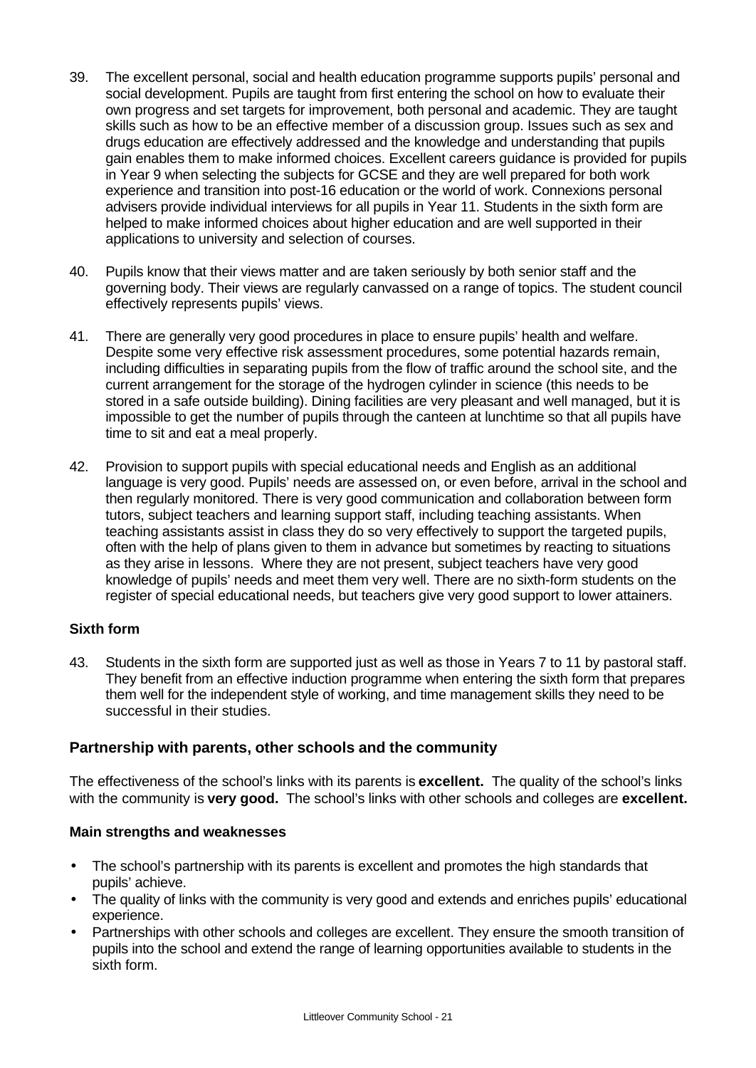39. The excellent personal, social and health education programme supports pupils' personal and social development. Pupils are taught from first entering the school on how to evaluate their own progress and set targets for improvement, both personal and academic. They are taught skills such as how to be an effective member of a discussion group. Issues such as sex and drugs education are effectively addressed and the knowledge and understanding that pupils gain enables them to make informed choices. Excellent careers guidance is provided for pupils in Year 9 when selecting the subjects for GCSE and they are well prepared for both work experience and transition into post-16 education or the world of work. Connexions personal advisers provide individual interviews for all pupils in Year 11. Students in the sixth form are helped to make informed choices about higher education and are well supported in their applications to university and selection of courses.

40. Pupils know that their views matter and are taken seriously by both senior staff and the governing body. Their views are regularly canvassed on a range of topics. The student council effectively represents pupils' views.

41. There are generally very good procedures in place to ensure pupils' health and welfare. Despite some very effective risk assessment procedures, some potential hazards remain, including difficulties in separating pupils from the flow of traffic around the school site, and the current arrangement for the storage of the hydrogen cylinder in science (this needs to be stored in a safe outside building). Dining facilities are very pleasant and well managed, but it is impossible to get the number of pupils through the canteen at lunchtime so that all pupils have time to sit and eat a meal properly.

42. Provision to support pupils with special educational needs and English as an additional language is very good. Pupils' needs are assessed on, or even before, arrival in the school and then regularly monitored. There is very good communication and collaboration between form tutors, subject teachers and learning support staff, including teaching assistants. When teaching assistants assist in class they do so very effectively to support the targeted pupils, often with the help of plans given to them in advance but sometimes by reacting to situations as they arise in lessons. Where they are not present, subject teachers have very good knowledge of pupils' needs and meet them very well. There are no sixth-form students on the register of special educational needs, but teachers give very good support to lower attainers.

#### Sixth form

43. Students in the sixth form are supported just as well as those in Years 7 to 11 by pastoral staff. They benefit from an effective induction programme when entering the sixth form that prepares them well for the independent style of working, and time management skills they need to be successful in their studies.

### Partnership with parents, other schools and the community

The effectiveness of the school's links with its parents is **excellent.** The quality of the school's links with the community is **very good.** The school's links with other schools and colleges are **excellent.**

#### Main strengths and weaknesses

- The school's partnership with its parents is excellent and promotes the high standards that pupils' achieve.
- The quality of links with the community is very good and extends and enriches pupils' educational experience.
- Partnerships with other schools and colleges are excellent. They ensure the smooth transition of pupils into the school and extend the range of learning opportunities available to students in the sixth form.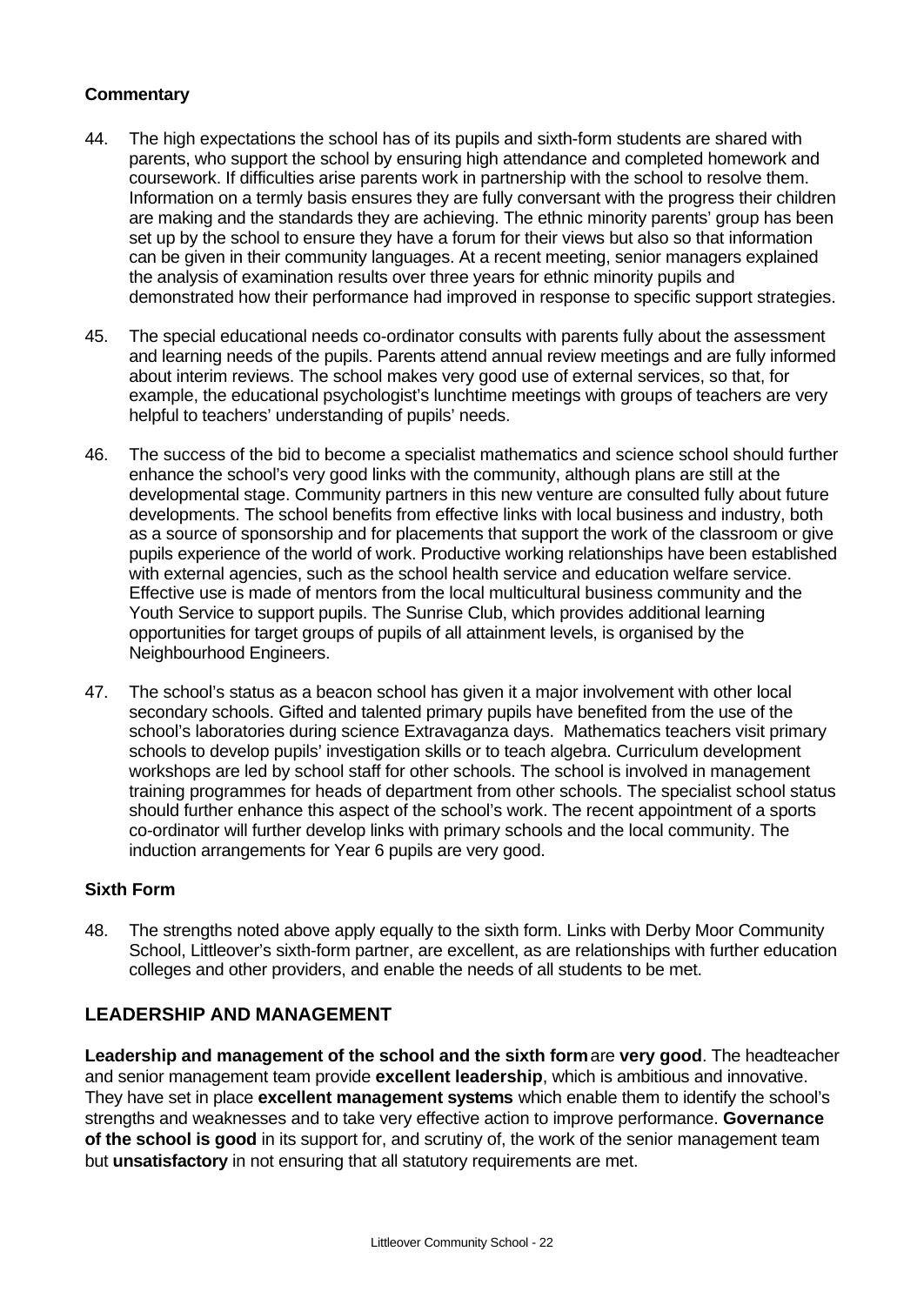### Commentary

44. The high expectations the school has of its pupils and sixth-form students are shared with parents, who support the school by ensuring high attendance and completed homework and coursework. If difficulties arise parents work in partnership with the school to resolve them. Information on a termly basis ensures they are fully conversant with the progress their children are making and the standards they are achieving. The ethnic minority parents' group has been set up by the school to ensure they have a forum for their views but also so that information can be given in their community languages. At a recent meeting, senior managers explained the analysis of examination results over three years for ethnic minority pupils and demonstrated how their performance had improved in response to specific support strategies.

45. The special educational needs co-ordinator consults with parents fully about the assessment and learning needs of the pupils. Parents attend annual review meetings and are fully informed about interim reviews. The school makes very good use of external services, so that, for example, the educational psychologist's lunchtime meetings with groups of teachers are very helpful to teachers' understanding of pupils' needs.

46. The success of the bid to become a specialist mathematics and science school should further enhance the school's very good links with the community, although plans are still at the developmental stage. Community partners in this new venture are consulted fully about future developments. The school benefits from effective links with local business and industry, both as a source of sponsorship and for placements that support the work of the classroom or give pupils experience of the world of work. Productive working relationships have been established with external agencies, such as the school health service and education welfare service. Effective use is made of mentors from the local multicultural business community and the Youth Service to support pupils. The Sunrise Club, which provides additional learning opportunities for target groups of pupils of all attainment levels, is organised by the Neighbourhood Engineers.

47. The school's status as a beacon school has given it a major involvement with other local secondary schools. Gifted and talented primary pupils have benefited from the use of the school's laboratories during science Extravaganza days. Mathematics teachers visit primary schools to develop pupils' investigation skills or to teach algebra. Curriculum development workshops are led by school staff for other schools. The school is involved in management training programmes for heads of department from other schools. The specialist school status should further enhance this aspect of the school's work. The recent appointment of a sports co-ordinator will further develop links with primary schools and the local community. The induction arrangements for Year 6 pupils are very good.

### Sixth Form

48. The strengths noted above apply equally to the sixth form. Links with Derby Moor Community School, Littleover's sixth-form partner, are excellent, as are relationships with further education colleges and other providers, and enable the needs of all students to be met.

## LEADERSHIP AND MANAGEMENT

**Leadership and management of the school and the sixth form** are **very good**. The headteacher and senior management team provide **excellent leadership**, which is ambitious and innovative. They have set in place **excellent management systems** which enable them to identify the school's strengths and weaknesses and to take very effective action to improve performance. **Governance of the school is good** in its support for, and scrutiny of, the work of the senior management team but **unsatisfactory** in not ensuring that all statutory requirements are met.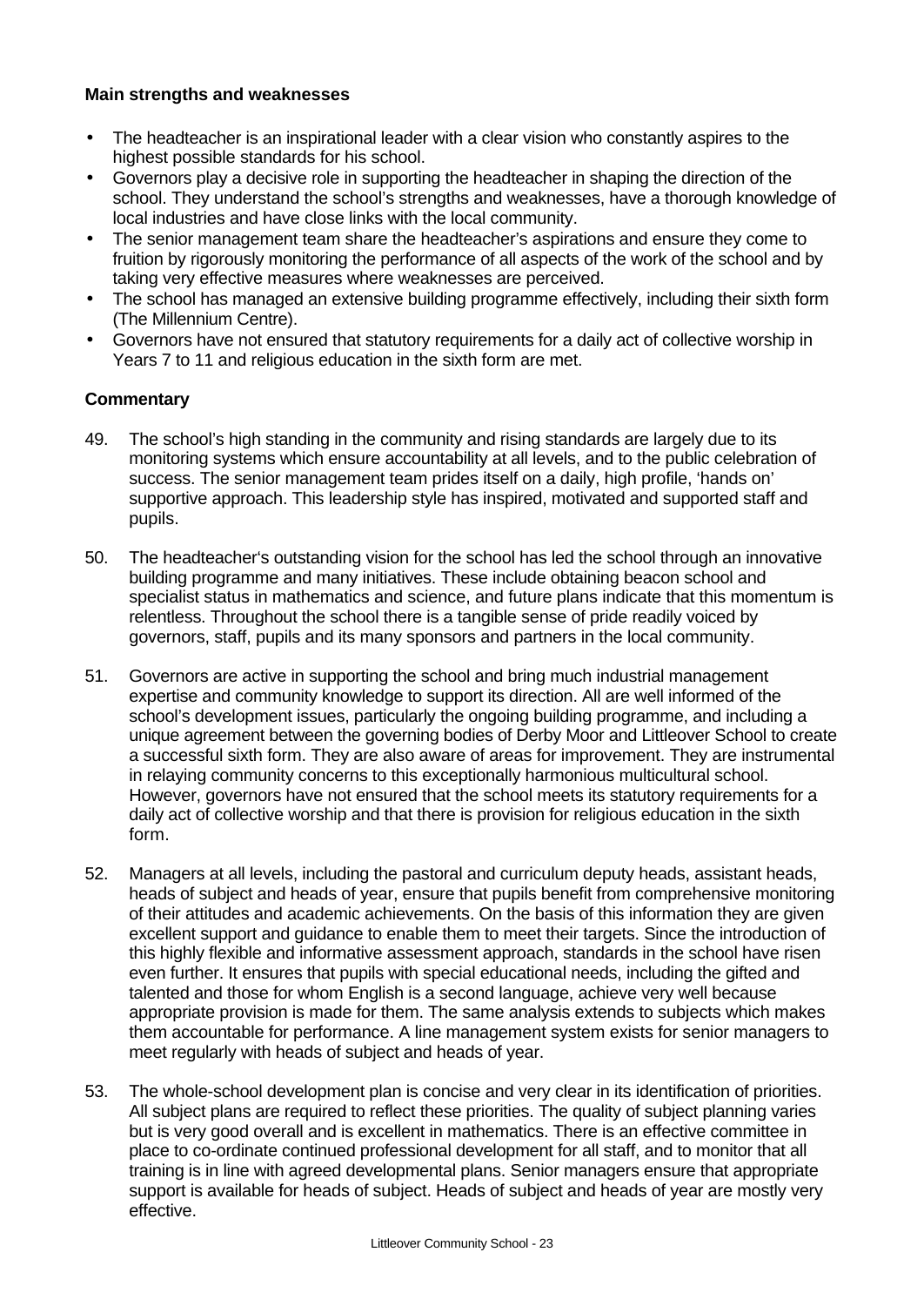**Main strengths and weaknesses**

- The headteacher is an inspirational leader with a clear vision who constantly aspires to the highest possible standards for his school.
- Governors play a decisive role in supporting the headteacher in shaping the direction of the school. They understand the school's strengths and weaknesses, have a thorough knowledge of local industries and have close links with the local community.
- The senior management team share the headteacher's aspirations and ensure they come to fruition by rigorously monitoring the performance of all aspects of the work of the school and by taking very effective measures where weaknesses are perceived.
- The school has managed an extensive building programme effectively, including their sixth form (The Millennium Centre).
- Governors have not ensured that statutory requirements for a daily act of collective worship in Years 7 to 11 and religious education in the sixth form are met.

**Commentary**

49. The school's high standing in the community and rising standards are largely due to its monitoring systems which ensure accountability at all levels, and to the public celebration of success. The senior management team prides itself on a daily, high profile, 'hands on' supportive approach. This leadership style has inspired, motivated and supported staff and pupils.

50. The headteacher's outstanding vision for the school has led the school through an innovative building programme and many initiatives. These include obtaining beacon school and specialist status in mathematics and science, and future plans indicate that this momentum is relentless. Throughout the school there is a tangible sense of pride readily voiced by governors, staff, pupils and its many sponsors and partners in the local community.

51. Governors are active in supporting the school and bring much industrial management expertise and community knowledge to support its direction. All are well informed of the school's development issues, particularly the ongoing building programme, and including a unique agreement between the governing bodies of Derby Moor and Littleover School to create a successful sixth form. They are also aware of areas for improvement. They are instrumental in relaying community concerns to this exceptionally harmonious multicultural school. However, governors have not ensured that the school meets its statutory requirements for a daily act of collective worship and that there is provision for religious education in the sixth form.

52. Managers at all levels, including the pastoral and curriculum deputy heads, assistant heads, heads of subject and heads of year, ensure that pupils benefit from comprehensive monitoring of their attitudes and academic achievements. On the basis of this information they are given excellent support and guidance to enable them to meet their targets. Since the introduction of this highly flexible and informative assessment approach, standards in the school have risen even further. It ensures that pupils with special educational needs, including the gifted and talented and those for whom English is a second language, achieve very well because appropriate provision is made for them. The same analysis extends to subjects which makes them accountable for performance. A line management system exists for senior managers to meet regularly with heads of subject and heads of year.

53. The whole-school development plan is concise and very clear in its identification of priorities. All subject plans are required to reflect these priorities. The quality of subject planning varies but is very good overall and is excellent in mathematics. There is an effective committee in place to co-ordinate continued professional development for all staff, and to monitor that all training is in line with agreed developmental plans. Senior managers ensure that appropriate support is available for heads of subject. Heads of subject and heads of year are mostly very effective.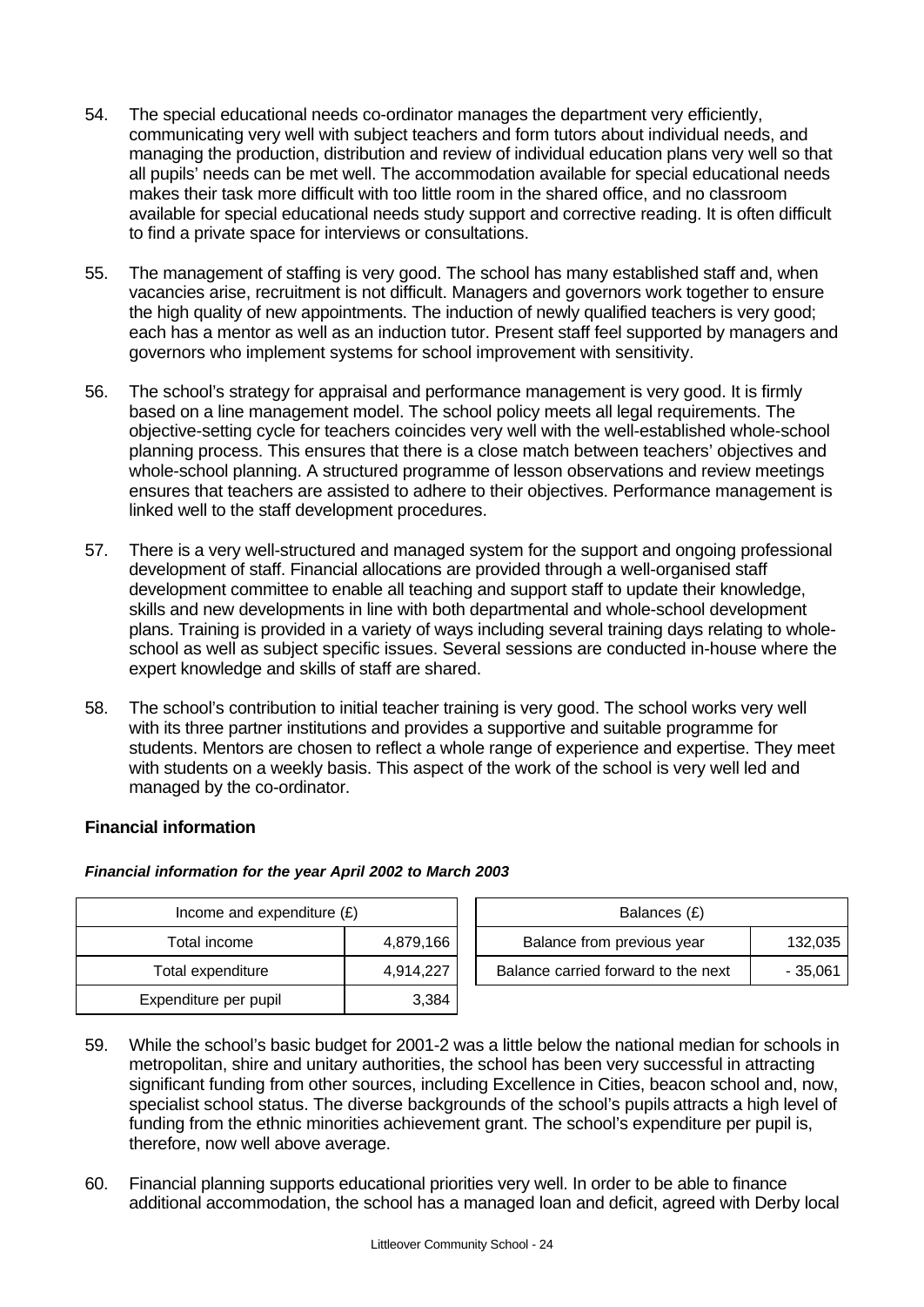54. The special educational needs co-ordinator manages the department very efficiently, communicating very well with subject teachers and form tutors about individual needs, and managing the production, distribution and review of individual education plans very well so that all pupils' needs can be met well. The accommodation available for special educational needs makes their task more difficult with too little room in the shared office, and no classroom available for special educational needs study support and corrective reading. It is often difficult to find a private space for interviews or consultations.

55. The management of staffing is very good. The school has many established staff and, when vacancies arise, recruitment is not difficult. Managers and governors work together to ensure the high quality of new appointments. The induction of newly qualified teachers is very good; each has a mentor as well as an induction tutor. Present staff feel supported by managers and governors who implement systems for school improvement with sensitivity.

56. The school's strategy for appraisal and performance management is very good. It is firmly based on a line management model. The school policy meets all legal requirements. The objective-setting cycle for teachers coincides very well with the well-established whole-school planning process. This ensures that there is a close match between teachers' objectives and whole-school planning. A structured programme of lesson observations and review meetings ensures that teachers are assisted to adhere to their objectives. Performance management is linked well to the staff development procedures.

57. There is a very well-structured and managed system for the support and ongoing professional development of staff. Financial allocations are provided through a well-organised staff development committee to enable all teaching and support staff to update their knowledge, skills and new developments in line with both departmental and whole-school development plans. Training is provided in a variety of ways including several training days relating to whole-school as well as subject specific issues. Several sessions are conducted in-house where the expert knowledge and skills of staff are shared.

58. The school's contribution to initial teacher training is very good. The school works very well with its three partner institutions and provides a supportive and suitable programme for students. Mentors are chosen to reflect a whole range of experience and expertise. They meet with students on a weekly basis. This aspect of the work of the school is very well led and managed by the co-ordinator.

**Financial information**

***Financial information for the year April 2002 to March 2003***

| Income and expenditure (£) | |
|---|---|
| Total income | 4,879,166 |
| Total expenditure | 4,914,227 |
| Expenditure per pupil | 3,384 |

| Balances (£) | |
|---|---|
| Balance from previous year | 132,035 |
| Balance carried forward to the next | - 35,061 |

59. While the school's basic budget for 2001-2 was a little below the national median for schools in metropolitan, shire and unitary authorities, the school has been very successful in attracting significant funding from other sources, including Excellence in Cities, beacon school and, now, specialist school status. The diverse backgrounds of the school's pupils attracts a high level of funding from the ethnic minorities achievement grant. The school's expenditure per pupil is, therefore, now well above average.

60. Financial planning supports educational priorities very well. In order to be able to finance additional accommodation, the school has a managed loan and deficit, agreed with Derby local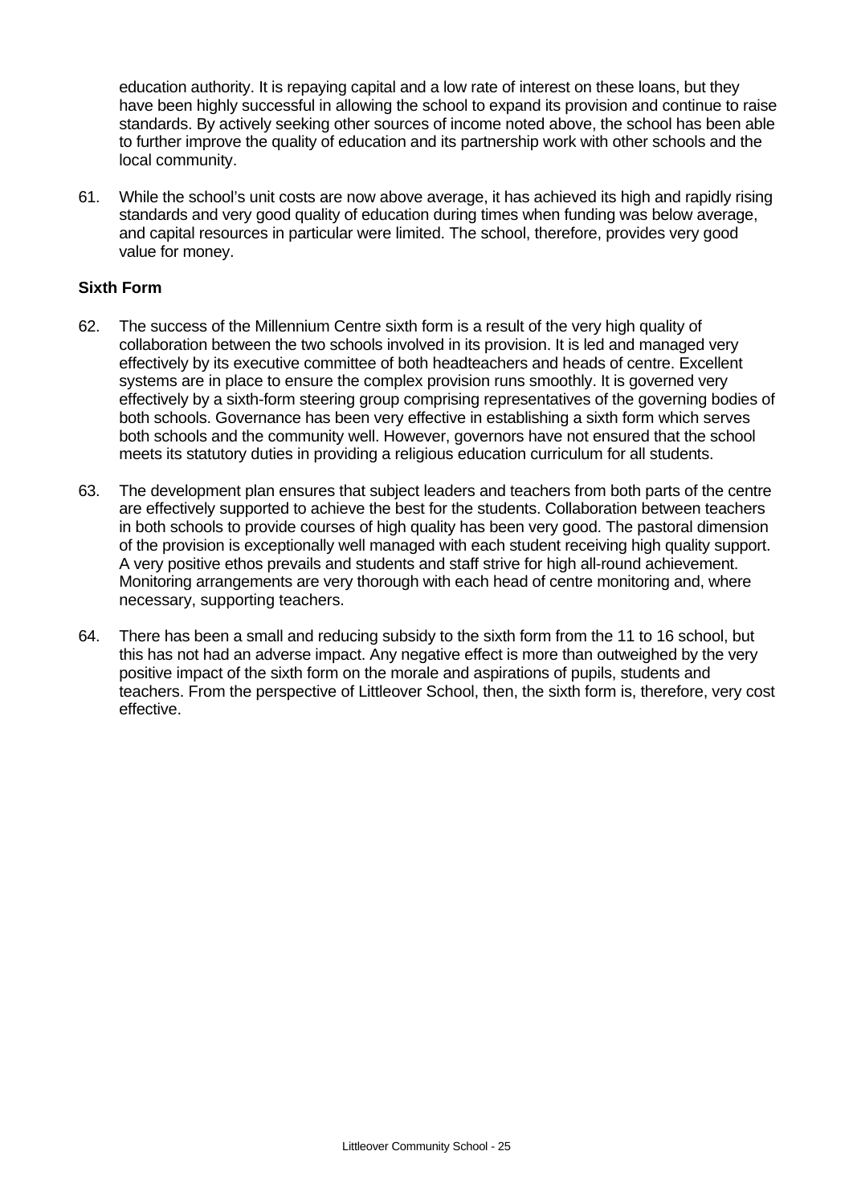education authority. It is repaying capital and a low rate of interest on these loans, but they have been highly successful in allowing the school to expand its provision and continue to raise standards. By actively seeking other sources of income noted above, the school has been able to further improve the quality of education and its partnership work with other schools and the local community.

61. While the school's unit costs are now above average, it has achieved its high and rapidly rising standards and very good quality of education during times when funding was below average, and capital resources in particular were limited. The school, therefore, provides very good value for money.

**Sixth Form**

62. The success of the Millennium Centre sixth form is a result of the very high quality of collaboration between the two schools involved in its provision. It is led and managed very effectively by its executive committee of both headteachers and heads of centre. Excellent systems are in place to ensure the complex provision runs smoothly. It is governed very effectively by a sixth-form steering group comprising representatives of the governing bodies of both schools. Governance has been very effective in establishing a sixth form which serves both schools and the community well. However, governors have not ensured that the school meets its statutory duties in providing a religious education curriculum for all students.

63. The development plan ensures that subject leaders and teachers from both parts of the centre are effectively supported to achieve the best for the students. Collaboration between teachers in both schools to provide courses of high quality has been very good. The pastoral dimension of the provision is exceptionally well managed with each student receiving high quality support. A very positive ethos prevails and students and staff strive for high all-round achievement. Monitoring arrangements are very thorough with each head of centre monitoring and, where necessary, supporting teachers.

64. There has been a small and reducing subsidy to the sixth form from the 11 to 16 school, but this has not had an adverse impact. Any negative effect is more than outweighed by the very positive impact of the sixth form on the morale and aspirations of pupils, students and teachers. From the perspective of Littleover School, then, the sixth form is, therefore, very cost effective.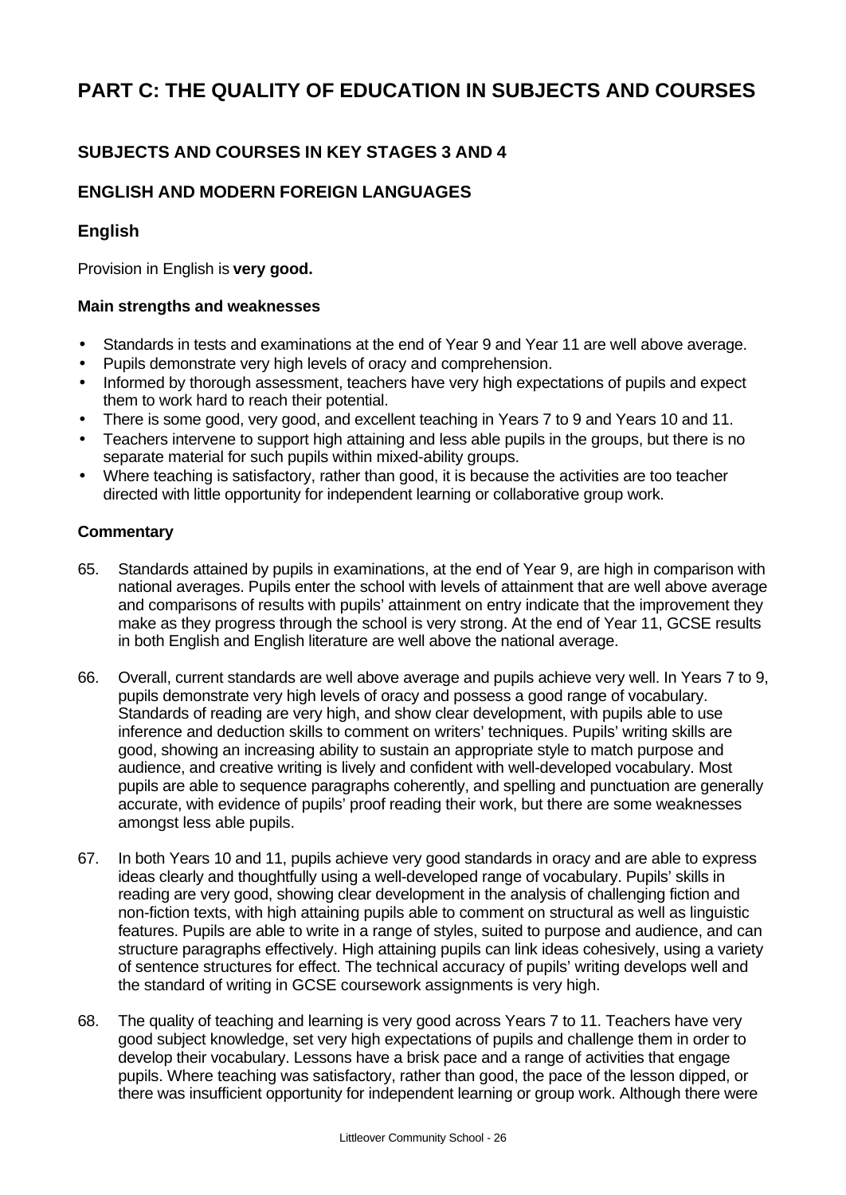# PART C: THE QUALITY OF EDUCATION IN SUBJECTS AND COURSES

## SUBJECTS AND COURSES IN KEY STAGES 3 AND 4

## ENGLISH AND MODERN FOREIGN LANGUAGES

### English

Provision in English is **very good.**

**Main strengths and weaknesses**

- Standards in tests and examinations at the end of Year 9 and Year 11 are well above average.
- Pupils demonstrate very high levels of oracy and comprehension.
- Informed by thorough assessment, teachers have very high expectations of pupils and expect them to work hard to reach their potential.
- There is some good, very good, and excellent teaching in Years 7 to 9 and Years 10 and 11.
- Teachers intervene to support high attaining and less able pupils in the groups, but there is no separate material for such pupils within mixed-ability groups.
- Where teaching is satisfactory, rather than good, it is because the activities are too teacher directed with little opportunity for independent learning or collaborative group work.

**Commentary**

65. Standards attained by pupils in examinations, at the end of Year 9, are high in comparison with national averages. Pupils enter the school with levels of attainment that are well above average and comparisons of results with pupils' attainment on entry indicate that the improvement they make as they progress through the school is very strong. At the end of Year 11, GCSE results in both English and English literature are well above the national average.

66. Overall, current standards are well above average and pupils achieve very well. In Years 7 to 9, pupils demonstrate very high levels of oracy and possess a good range of vocabulary. Standards of reading are very high, and show clear development, with pupils able to use inference and deduction skills to comment on writers' techniques. Pupils' writing skills are good, showing an increasing ability to sustain an appropriate style to match purpose and audience, and creative writing is lively and confident with well-developed vocabulary. Most pupils are able to sequence paragraphs coherently, and spelling and punctuation are generally accurate, with evidence of pupils' proof reading their work, but there are some weaknesses amongst less able pupils.

67. In both Years 10 and 11, pupils achieve very good standards in oracy and are able to express ideas clearly and thoughtfully using a well-developed range of vocabulary. Pupils' skills in reading are very good, showing clear development in the analysis of challenging fiction and non-fiction texts, with high attaining pupils able to comment on structural as well as linguistic features. Pupils are able to write in a range of styles, suited to purpose and audience, and can structure paragraphs effectively. High attaining pupils can link ideas cohesively, using a variety of sentence structures for effect. The technical accuracy of pupils' writing develops well and the standard of writing in GCSE coursework assignments is very high.

68. The quality of teaching and learning is very good across Years 7 to 11. Teachers have very good subject knowledge, set very high expectations of pupils and challenge them in order to develop their vocabulary. Lessons have a brisk pace and a range of activities that engage pupils. Where teaching was satisfactory, rather than good, the pace of the lesson dipped, or there was insufficient opportunity for independent learning or group work. Although there were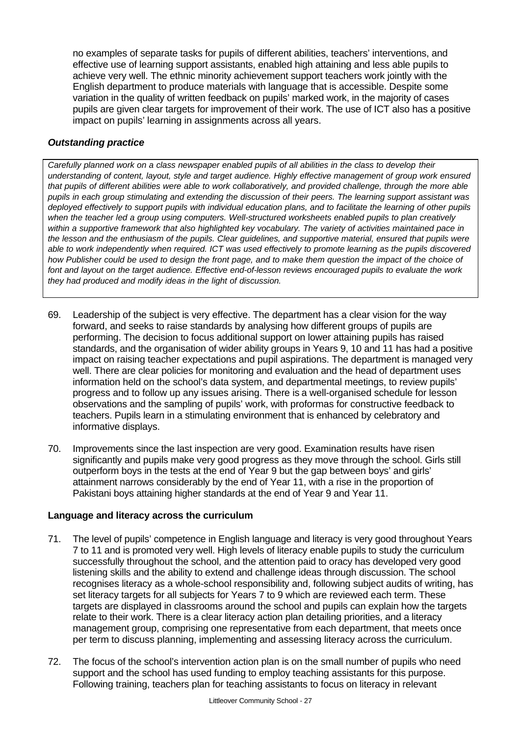no examples of separate tasks for pupils of different abilities, teachers' interventions, and effective use of learning support assistants, enabled high attaining and less able pupils to achieve very well. The ethnic minority achievement support teachers work jointly with the English department to produce materials with language that is accessible. Despite some variation in the quality of written feedback on pupils' marked work, in the majority of cases pupils are given clear targets for improvement of their work. The use of ICT also has a positive impact on pupils' learning in assignments across all years.

### *Outstanding practice*

*Carefully planned work on a class newspaper enabled pupils of all abilities in the class to develop their understanding of content, layout, style and target audience. Highly effective management of group work ensured that pupils of different abilities were able to work collaboratively, and provided challenge, through the more able pupils in each group stimulating and extending the discussion of their peers. The learning support assistant was deployed effectively to support pupils with individual education plans, and to facilitate the learning of other pupils when the teacher led a group using computers. Well-structured worksheets enabled pupils to plan creatively within a supportive framework that also highlighted key vocabulary. The variety of activities maintained pace in the lesson and the enthusiasm of the pupils. Clear guidelines, and supportive material, ensured that pupils were able to work independently when required. ICT was used effectively to promote learning as the pupils discovered how Publisher could be used to design the front page, and to make them question the impact of the choice of font and layout on the target audience. Effective end-of-lesson reviews encouraged pupils to evaluate the work they had produced and modify ideas in the light of discussion.*

69. Leadership of the subject is very effective. The department has a clear vision for the way forward, and seeks to raise standards by analysing how different groups of pupils are performing. The decision to focus additional support on lower attaining pupils has raised standards, and the organisation of wider ability groups in Years 9, 10 and 11 has had a positive impact on raising teacher expectations and pupil aspirations. The department is managed very well. There are clear policies for monitoring and evaluation and the head of department uses information held on the school's data system, and departmental meetings, to review pupils' progress and to follow up any issues arising. There is a well-organised schedule for lesson observations and the sampling of pupils' work, with proformas for constructive feedback to teachers. Pupils learn in a stimulating environment that is enhanced by celebratory and informative displays.

70. Improvements since the last inspection are very good. Examination results have risen significantly and pupils make very good progress as they move through the school. Girls still outperform boys in the tests at the end of Year 9 but the gap between boys' and girls' attainment narrows considerably by the end of Year 11, with a rise in the proportion of Pakistani boys attaining higher standards at the end of Year 9 and Year 11.

### **Language and literacy across the curriculum**

71. The level of pupils' competence in English language and literacy is very good throughout Years 7 to 11 and is promoted very well. High levels of literacy enable pupils to study the curriculum successfully throughout the school, and the attention paid to oracy has developed very good listening skills and the ability to extend and challenge ideas through discussion. The school recognises literacy as a whole-school responsibility and, following subject audits of writing, has set literacy targets for all subjects for Years 7 to 9 which are reviewed each term. These targets are displayed in classrooms around the school and pupils can explain how the targets relate to their work. There is a clear literacy action plan detailing priorities, and a literacy management group, comprising one representative from each department, that meets once per term to discuss planning, implementing and assessing literacy across the curriculum.

72. The focus of the school's intervention action plan is on the small number of pupils who need support and the school has used funding to employ teaching assistants for this purpose. Following training, teachers plan for teaching assistants to focus on literacy in relevant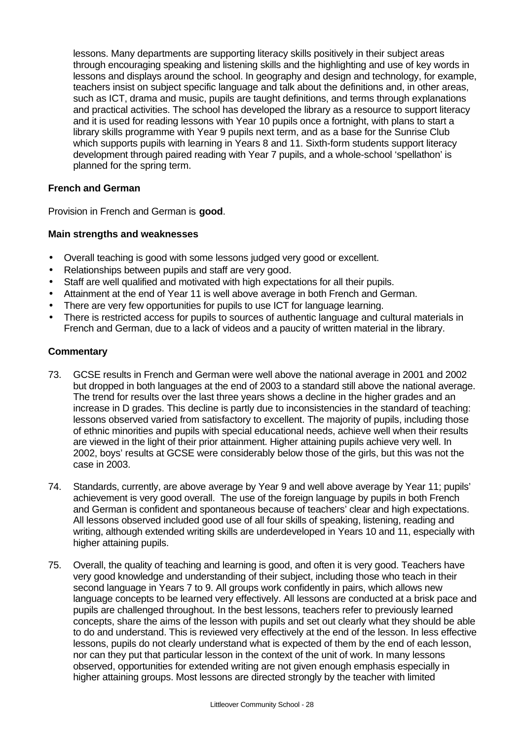lessons. Many departments are supporting literacy skills positively in their subject areas through encouraging speaking and listening skills and the highlighting and use of key words in lessons and displays around the school. In geography and design and technology, for example, teachers insist on subject specific language and talk about the definitions and, in other areas, such as ICT, drama and music, pupils are taught definitions, and terms through explanations and practical activities. The school has developed the library as a resource to support literacy and it is used for reading lessons with Year 10 pupils once a fortnight, with plans to start a library skills programme with Year 9 pupils next term, and as a base for the Sunrise Club which supports pupils with learning in Years 8 and 11. Sixth-form students support literacy development through paired reading with Year 7 pupils, and a whole-school 'spellathon' is planned for the spring term.

### French and German

Provision in French and German is **good**.

#### Main strengths and weaknesses

- Overall teaching is good with some lessons judged very good or excellent.
- Relationships between pupils and staff are very good.
- Staff are well qualified and motivated with high expectations for all their pupils.
- Attainment at the end of Year 11 is well above average in both French and German.
- There are very few opportunities for pupils to use ICT for language learning.
- There is restricted access for pupils to sources of authentic language and cultural materials in French and German, due to a lack of videos and a paucity of written material in the library.

#### Commentary

73. GCSE results in French and German were well above the national average in 2001 and 2002 but dropped in both languages at the end of 2003 to a standard still above the national average. The trend for results over the last three years shows a decline in the higher grades and an increase in D grades. This decline is partly due to inconsistencies in the standard of teaching: lessons observed varied from satisfactory to excellent. The majority of pupils, including those of ethnic minorities and pupils with special educational needs, achieve well when their results are viewed in the light of their prior attainment. Higher attaining pupils achieve very well. In 2002, boys' results at GCSE were considerably below those of the girls, but this was not the case in 2003.

74. Standards, currently, are above average by Year 9 and well above average by Year 11; pupils' achievement is very good overall. The use of the foreign language by pupils in both French and German is confident and spontaneous because of teachers' clear and high expectations. All lessons observed included good use of all four skills of speaking, listening, reading and writing, although extended writing skills are underdeveloped in Years 10 and 11, especially with higher attaining pupils.

75. Overall, the quality of teaching and learning is good, and often it is very good. Teachers have very good knowledge and understanding of their subject, including those who teach in their second language in Years 7 to 9. All groups work confidently in pairs, which allows new language concepts to be learned very effectively. All lessons are conducted at a brisk pace and pupils are challenged throughout. In the best lessons, teachers refer to previously learned concepts, share the aims of the lesson with pupils and set out clearly what they should be able to do and understand. This is reviewed very effectively at the end of the lesson. In less effective lessons, pupils do not clearly understand what is expected of them by the end of each lesson, nor can they put that particular lesson in the context of the unit of work. In many lessons observed, opportunities for extended writing are not given enough emphasis especially in higher attaining groups. Most lessons are directed strongly by the teacher with limited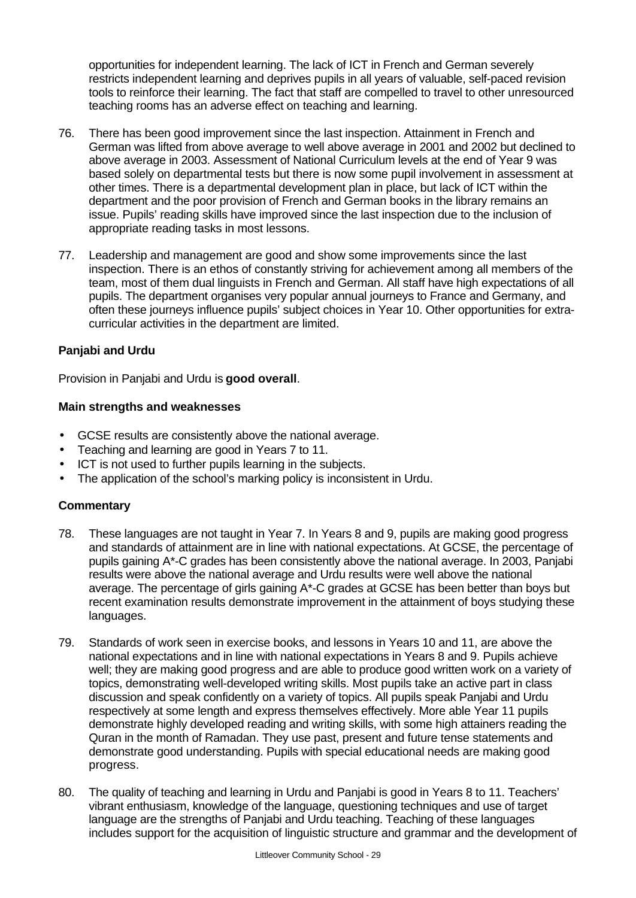opportunities for independent learning. The lack of ICT in French and German severely restricts independent learning and deprives pupils in all years of valuable, self-paced revision tools to reinforce their learning. The fact that staff are compelled to travel to other unresourced teaching rooms has an adverse effect on teaching and learning.

76. There has been good improvement since the last inspection. Attainment in French and German was lifted from above average to well above average in 2001 and 2002 but declined to above average in 2003. Assessment of National Curriculum levels at the end of Year 9 was based solely on departmental tests but there is now some pupil involvement in assessment at other times. There is a departmental development plan in place, but lack of ICT within the department and the poor provision of French and German books in the library remains an issue. Pupils' reading skills have improved since the last inspection due to the inclusion of appropriate reading tasks in most lessons.

77. Leadership and management are good and show some improvements since the last inspection. There is an ethos of constantly striving for achievement among all members of the team, most of them dual linguists in French and German. All staff have high expectations of all pupils. The department organises very popular annual journeys to France and Germany, and often these journeys influence pupils' subject choices in Year 10. Other opportunities for extra-curricular activities in the department are limited.

### Panjabi and Urdu

Provision in Panjabi and Urdu is **good overall**.

#### Main strengths and weaknesses

- GCSE results are consistently above the national average.
- Teaching and learning are good in Years 7 to 11.
- ICT is not used to further pupils learning in the subjects.
- The application of the school's marking policy is inconsistent in Urdu.

#### Commentary

78. These languages are not taught in Year 7. In Years 8 and 9, pupils are making good progress and standards of attainment are in line with national expectations. At GCSE, the percentage of pupils gaining A*-C grades has been consistently above the national average. In 2003, Panjabi results were above the national average and Urdu results were well above the national average. The percentage of girls gaining A*-C grades at GCSE has been better than boys but recent examination results demonstrate improvement in the attainment of boys studying these languages.

79. Standards of work seen in exercise books, and lessons in Years 10 and 11, are above the national expectations and in line with national expectations in Years 8 and 9. Pupils achieve well; they are making good progress and are able to produce good written work on a variety of topics, demonstrating well-developed writing skills. Most pupils take an active part in class discussion and speak confidently on a variety of topics. All pupils speak Panjabi and Urdu respectively at some length and express themselves effectively. More able Year 11 pupils demonstrate highly developed reading and writing skills, with some high attainers reading the Quran in the month of Ramadan. They use past, present and future tense statements and demonstrate good understanding. Pupils with special educational needs are making good progress.

80. The quality of teaching and learning in Urdu and Panjabi is good in Years 8 to 11. Teachers' vibrant enthusiasm, knowledge of the language, questioning techniques and use of target language are the strengths of Panjabi and Urdu teaching. Teaching of these languages includes support for the acquisition of linguistic structure and grammar and the development of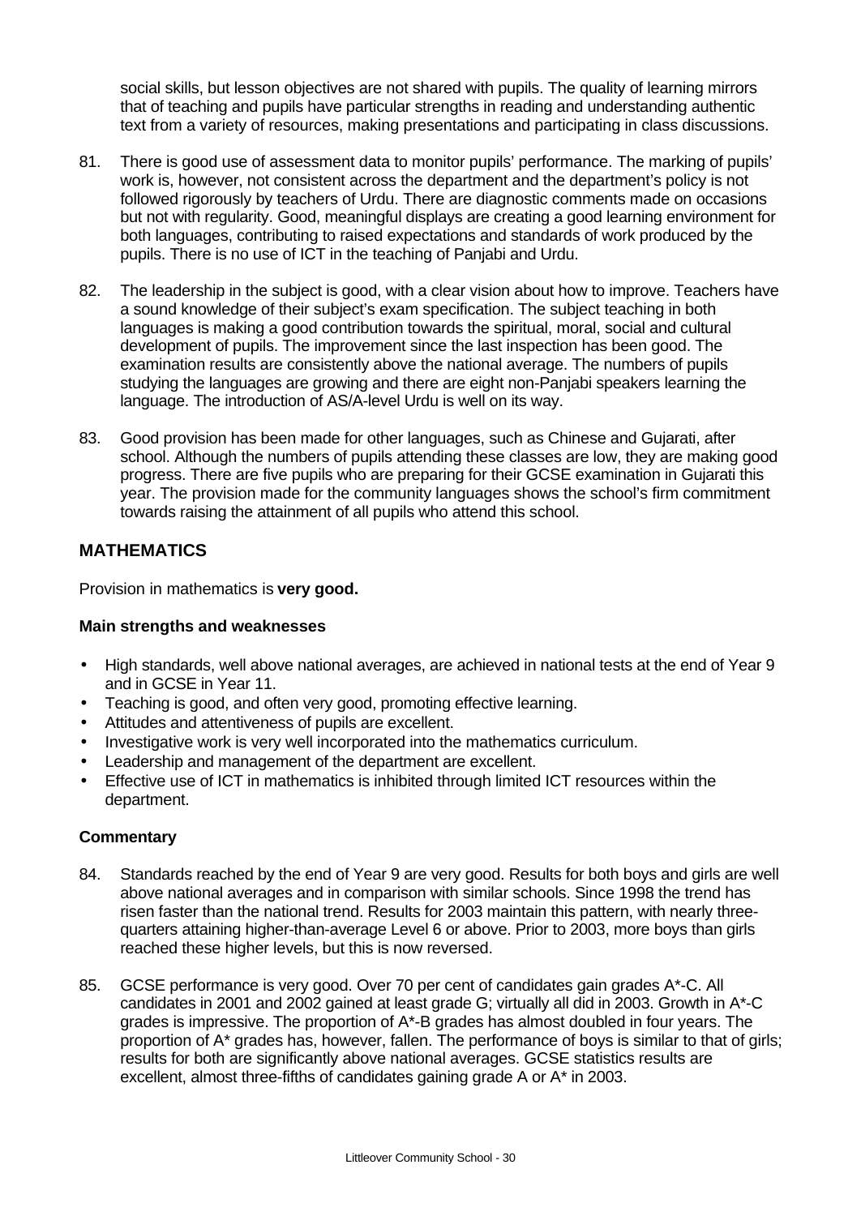social skills, but lesson objectives are not shared with pupils. The quality of learning mirrors that of teaching and pupils have particular strengths in reading and understanding authentic text from a variety of resources, making presentations and participating in class discussions.

81. There is good use of assessment data to monitor pupils' performance. The marking of pupils' work is, however, not consistent across the department and the department's policy is not followed rigorously by teachers of Urdu. There are diagnostic comments made on occasions but not with regularity. Good, meaningful displays are creating a good learning environment for both languages, contributing to raised expectations and standards of work produced by the pupils. There is no use of ICT in the teaching of Panjabi and Urdu.

82. The leadership in the subject is good, with a clear vision about how to improve. Teachers have a sound knowledge of their subject's exam specification. The subject teaching in both languages is making a good contribution towards the spiritual, moral, social and cultural development of pupils. The improvement since the last inspection has been good. The examination results are consistently above the national average. The numbers of pupils studying the languages are growing and there are eight non-Panjabi speakers learning the language. The introduction of AS/A-level Urdu is well on its way.

83. Good provision has been made for other languages, such as Chinese and Gujarati, after school. Although the numbers of pupils attending these classes are low, they are making good progress. There are five pupils who are preparing for their GCSE examination in Gujarati this year. The provision made for the community languages shows the school's firm commitment towards raising the attainment of all pupils who attend this school.

## MATHEMATICS

Provision in mathematics is **very good.**

### Main strengths and weaknesses

- High standards, well above national averages, are achieved in national tests at the end of Year 9 and in GCSE in Year 11.
- Teaching is good, and often very good, promoting effective learning.
- Attitudes and attentiveness of pupils are excellent.
- Investigative work is very well incorporated into the mathematics curriculum.
- Leadership and management of the department are excellent.
- Effective use of ICT in mathematics is inhibited through limited ICT resources within the department.

### Commentary

84. Standards reached by the end of Year 9 are very good. Results for both boys and girls are well above national averages and in comparison with similar schools. Since 1998 the trend has risen faster than the national trend. Results for 2003 maintain this pattern, with nearly three-quarters attaining higher-than-average Level 6 or above. Prior to 2003, more boys than girls reached these higher levels, but this is now reversed.

85. GCSE performance is very good. Over 70 per cent of candidates gain grades A*-C. All candidates in 2001 and 2002 gained at least grade G; virtually all did in 2003. Growth in A*-C grades is impressive. The proportion of A*-B grades has almost doubled in four years. The proportion of A* grades has, however, fallen. The performance of boys is similar to that of girls; results for both are significantly above national averages. GCSE statistics results are excellent, almost three-fifths of candidates gaining grade A or A* in 2003.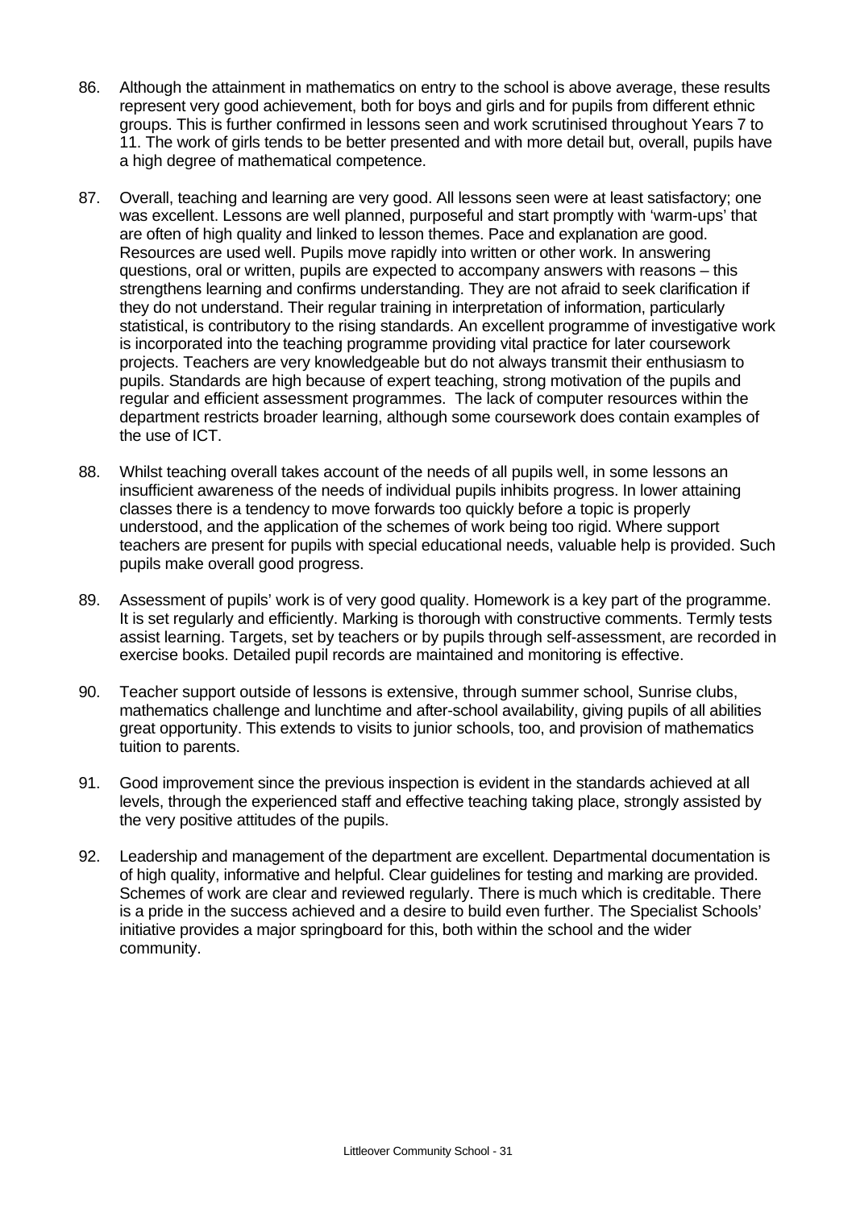86. Although the attainment in mathematics on entry to the school is above average, these results represent very good achievement, both for boys and girls and for pupils from different ethnic groups. This is further confirmed in lessons seen and work scrutinised throughout Years 7 to 11. The work of girls tends to be better presented and with more detail but, overall, pupils have a high degree of mathematical competence.

87. Overall, teaching and learning are very good. All lessons seen were at least satisfactory; one was excellent. Lessons are well planned, purposeful and start promptly with 'warm-ups' that are often of high quality and linked to lesson themes. Pace and explanation are good. Resources are used well. Pupils move rapidly into written or other work. In answering questions, oral or written, pupils are expected to accompany answers with reasons – this strengthens learning and confirms understanding. They are not afraid to seek clarification if they do not understand. Their regular training in interpretation of information, particularly statistical, is contributory to the rising standards. An excellent programme of investigative work is incorporated into the teaching programme providing vital practice for later coursework projects. Teachers are very knowledgeable but do not always transmit their enthusiasm to pupils. Standards are high because of expert teaching, strong motivation of the pupils and regular and efficient assessment programmes. The lack of computer resources within the department restricts broader learning, although some coursework does contain examples of the use of ICT.

88. Whilst teaching overall takes account of the needs of all pupils well, in some lessons an insufficient awareness of the needs of individual pupils inhibits progress. In lower attaining classes there is a tendency to move forwards too quickly before a topic is properly understood, and the application of the schemes of work being too rigid. Where support teachers are present for pupils with special educational needs, valuable help is provided. Such pupils make overall good progress.

89. Assessment of pupils' work is of very good quality. Homework is a key part of the programme. It is set regularly and efficiently. Marking is thorough with constructive comments. Termly tests assist learning. Targets, set by teachers or by pupils through self-assessment, are recorded in exercise books. Detailed pupil records are maintained and monitoring is effective.

90. Teacher support outside of lessons is extensive, through summer school, Sunrise clubs, mathematics challenge and lunchtime and after-school availability, giving pupils of all abilities great opportunity. This extends to visits to junior schools, too, and provision of mathematics tuition to parents.

91. Good improvement since the previous inspection is evident in the standards achieved at all levels, through the experienced staff and effective teaching taking place, strongly assisted by the very positive attitudes of the pupils.

92. Leadership and management of the department are excellent. Departmental documentation is of high quality, informative and helpful. Clear guidelines for testing and marking are provided. Schemes of work are clear and reviewed regularly. There is much which is creditable. There is a pride in the success achieved and a desire to build even further. The Specialist Schools' initiative provides a major springboard for this, both within the school and the wider community.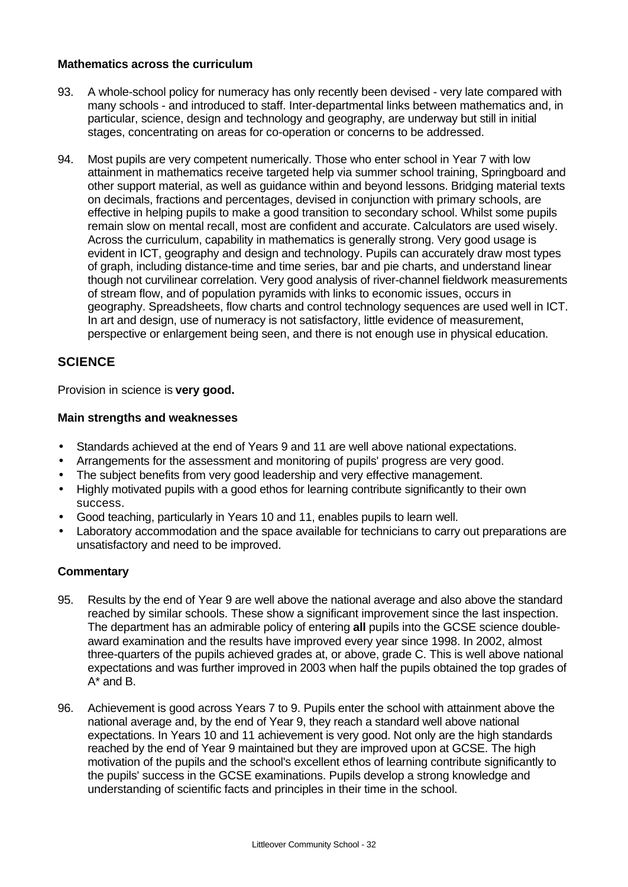### Mathematics across the curriculum

93. A whole-school policy for numeracy has only recently been devised - very late compared with many schools - and introduced to staff. Inter-departmental links between mathematics and, in particular, science, design and technology and geography, are underway but still in initial stages, concentrating on areas for co-operation or concerns to be addressed.

94. Most pupils are very competent numerically. Those who enter school in Year 7 with low attainment in mathematics receive targeted help via summer school training, Springboard and other support material, as well as guidance within and beyond lessons. Bridging material texts on decimals, fractions and percentages, devised in conjunction with primary schools, are effective in helping pupils to make a good transition to secondary school. Whilst some pupils remain slow on mental recall, most are confident and accurate. Calculators are used wisely. Across the curriculum, capability in mathematics is generally strong. Very good usage is evident in ICT, geography and design and technology. Pupils can accurately draw most types of graph, including distance-time and time series, bar and pie charts, and understand linear though not curvilinear correlation. Very good analysis of river-channel fieldwork measurements of stream flow, and of population pyramids with links to economic issues, occurs in geography. Spreadsheets, flow charts and control technology sequences are used well in ICT. In art and design, use of numeracy is not satisfactory, little evidence of measurement, perspective or enlargement being seen, and there is not enough use in physical education.

## SCIENCE

Provision in science is **very good.**

### Main strengths and weaknesses

- Standards achieved at the end of Years 9 and 11 are well above national expectations.
- Arrangements for the assessment and monitoring of pupils' progress are very good.
- The subject benefits from very good leadership and very effective management.
- Highly motivated pupils with a good ethos for learning contribute significantly to their own success.
- Good teaching, particularly in Years 10 and 11, enables pupils to learn well.
- Laboratory accommodation and the space available for technicians to carry out preparations are unsatisfactory and need to be improved.

### Commentary

95. Results by the end of Year 9 are well above the national average and also above the standard reached by similar schools. These show a significant improvement since the last inspection. The department has an admirable policy of entering **all** pupils into the GCSE science double-award examination and the results have improved every year since 1998. In 2002, almost three-quarters of the pupils achieved grades at, or above, grade C. This is well above national expectations and was further improved in 2003 when half the pupils obtained the top grades of A* and B.

96. Achievement is good across Years 7 to 9. Pupils enter the school with attainment above the national average and, by the end of Year 9, they reach a standard well above national expectations. In Years 10 and 11 achievement is very good. Not only are the high standards reached by the end of Year 9 maintained but they are improved upon at GCSE. The high motivation of the pupils and the school's excellent ethos of learning contribute significantly to the pupils' success in the GCSE examinations. Pupils develop a strong knowledge and understanding of scientific facts and principles in their time in the school.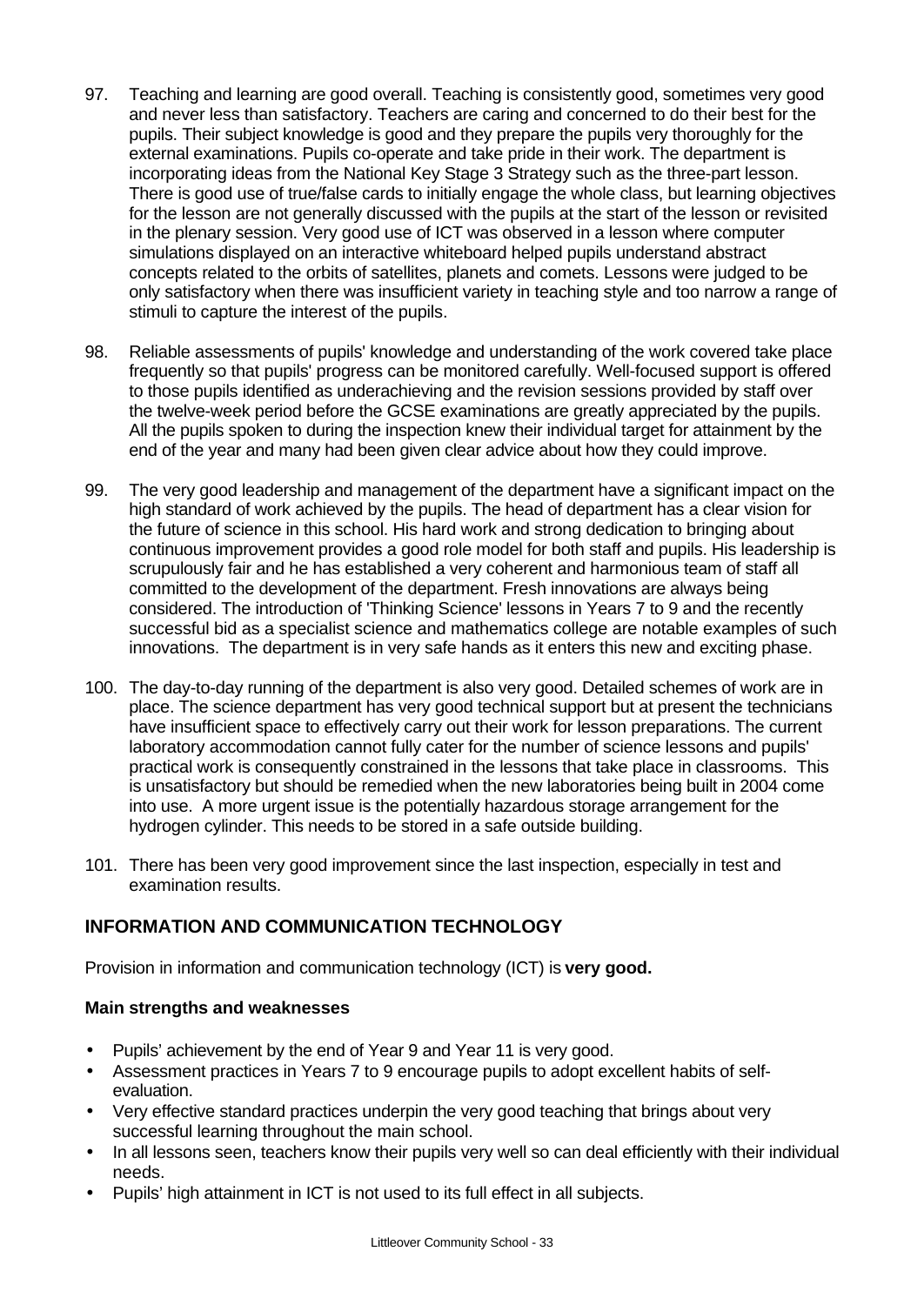97. Teaching and learning are good overall. Teaching is consistently good, sometimes very good and never less than satisfactory. Teachers are caring and concerned to do their best for the pupils. Their subject knowledge is good and they prepare the pupils very thoroughly for the external examinations. Pupils co-operate and take pride in their work. The department is incorporating ideas from the National Key Stage 3 Strategy such as the three-part lesson. There is good use of true/false cards to initially engage the whole class, but learning objectives for the lesson are not generally discussed with the pupils at the start of the lesson or revisited in the plenary session. Very good use of ICT was observed in a lesson where computer simulations displayed on an interactive whiteboard helped pupils understand abstract concepts related to the orbits of satellites, planets and comets. Lessons were judged to be only satisfactory when there was insufficient variety in teaching style and too narrow a range of stimuli to capture the interest of the pupils.

98. Reliable assessments of pupils' knowledge and understanding of the work covered take place frequently so that pupils' progress can be monitored carefully. Well-focused support is offered to those pupils identified as underachieving and the revision sessions provided by staff over the twelve-week period before the GCSE examinations are greatly appreciated by the pupils. All the pupils spoken to during the inspection knew their individual target for attainment by the end of the year and many had been given clear advice about how they could improve.

99. The very good leadership and management of the department have a significant impact on the high standard of work achieved by the pupils. The head of department has a clear vision for the future of science in this school. His hard work and strong dedication to bringing about continuous improvement provides a good role model for both staff and pupils. His leadership is scrupulously fair and he has established a very coherent and harmonious team of staff all committed to the development of the department. Fresh innovations are always being considered. The introduction of 'Thinking Science' lessons in Years 7 to 9 and the recently successful bid as a specialist science and mathematics college are notable examples of such innovations. The department is in very safe hands as it enters this new and exciting phase.

100. The day-to-day running of the department is also very good. Detailed schemes of work are in place. The science department has very good technical support but at present the technicians have insufficient space to effectively carry out their work for lesson preparations. The current laboratory accommodation cannot fully cater for the number of science lessons and pupils' practical work is consequently constrained in the lessons that take place in classrooms. This is unsatisfactory but should be remedied when the new laboratories being built in 2004 come into use. A more urgent issue is the potentially hazardous storage arrangement for the hydrogen cylinder. This needs to be stored in a safe outside building.

101. There has been very good improvement since the last inspection, especially in test and examination results.

## INFORMATION AND COMMUNICATION TECHNOLOGY

Provision in information and communication technology (ICT) is **very good.**

### Main strengths and weaknesses

- Pupils' achievement by the end of Year 9 and Year 11 is very good.
- Assessment practices in Years 7 to 9 encourage pupils to adopt excellent habits of self-evaluation.
- Very effective standard practices underpin the very good teaching that brings about very successful learning throughout the main school.
- In all lessons seen, teachers know their pupils very well so can deal efficiently with their individual needs.
- Pupils' high attainment in ICT is not used to its full effect in all subjects.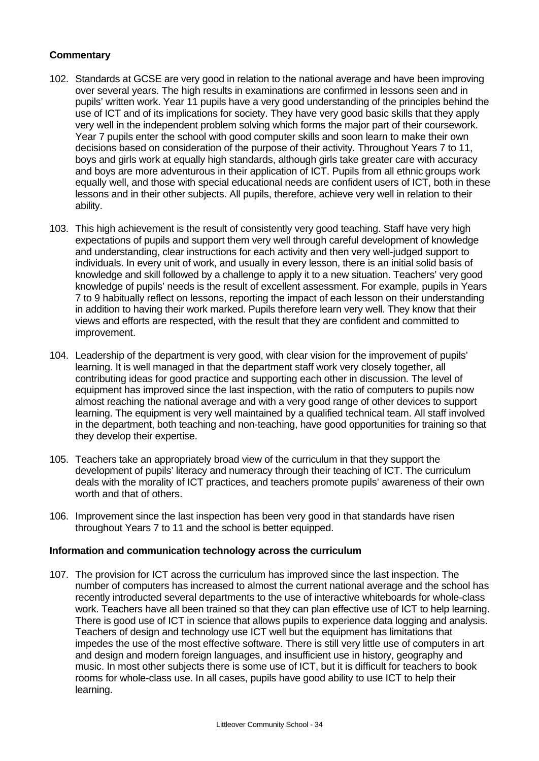**Commentary**

102. Standards at GCSE are very good in relation to the national average and have been improving over several years. The high results in examinations are confirmed in lessons seen and in pupils' written work. Year 11 pupils have a very good understanding of the principles behind the use of ICT and of its implications for society. They have very good basic skills that they apply very well in the independent problem solving which forms the major part of their coursework. Year 7 pupils enter the school with good computer skills and soon learn to make their own decisions based on consideration of the purpose of their activity. Throughout Years 7 to 11, boys and girls work at equally high standards, although girls take greater care with accuracy and boys are more adventurous in their application of ICT. Pupils from all ethnic groups work equally well, and those with special educational needs are confident users of ICT, both in these lessons and in their other subjects. All pupils, therefore, achieve very well in relation to their ability.

103. This high achievement is the result of consistently very good teaching. Staff have very high expectations of pupils and support them very well through careful development of knowledge and understanding, clear instructions for each activity and then very well-judged support to individuals. In every unit of work, and usually in every lesson, there is an initial solid basis of knowledge and skill followed by a challenge to apply it to a new situation. Teachers' very good knowledge of pupils' needs is the result of excellent assessment. For example, pupils in Years 7 to 9 habitually reflect on lessons, reporting the impact of each lesson on their understanding in addition to having their work marked. Pupils therefore learn very well. They know that their views and efforts are respected, with the result that they are confident and committed to improvement.

104. Leadership of the department is very good, with clear vision for the improvement of pupils' learning. It is well managed in that the department staff work very closely together, all contributing ideas for good practice and supporting each other in discussion. The level of equipment has improved since the last inspection, with the ratio of computers to pupils now almost reaching the national average and with a very good range of other devices to support learning. The equipment is very well maintained by a qualified technical team. All staff involved in the department, both teaching and non-teaching, have good opportunities for training so that they develop their expertise.

105. Teachers take an appropriately broad view of the curriculum in that they support the development of pupils' literacy and numeracy through their teaching of ICT. The curriculum deals with the morality of ICT practices, and teachers promote pupils' awareness of their own worth and that of others.

106. Improvement since the last inspection has been very good in that standards have risen throughout Years 7 to 11 and the school is better equipped.

**Information and communication technology across the curriculum**

107. The provision for ICT across the curriculum has improved since the last inspection. The number of computers has increased to almost the current national average and the school has recently introducted several departments to the use of interactive whiteboards for whole-class work. Teachers have all been trained so that they can plan effective use of ICT to help learning. There is good use of ICT in science that allows pupils to experience data logging and analysis. Teachers of design and technology use ICT well but the equipment has limitations that impedes the use of the most effective software. There is still very little use of computers in art and design and modern foreign languages, and insufficient use in history, geography and music. In most other subjects there is some use of ICT, but it is difficult for teachers to book rooms for whole-class use. In all cases, pupils have good ability to use ICT to help their learning.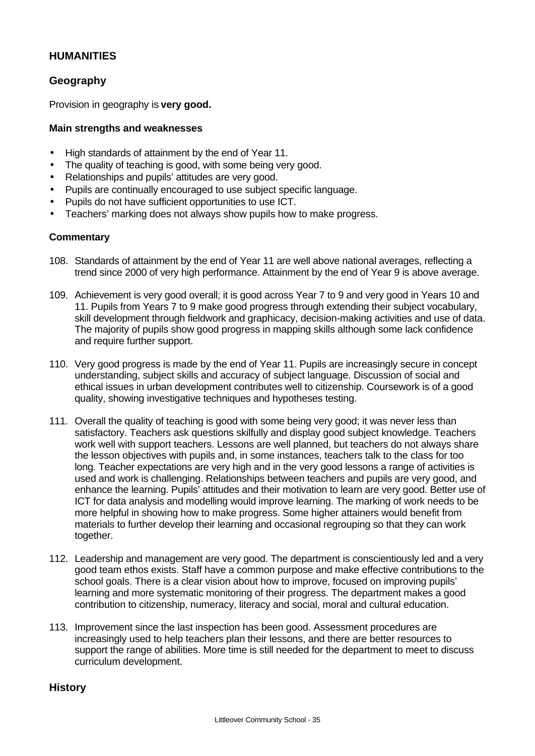## HUMANITIES

### Geography

Provision in geography is **very good.**

#### Main strengths and weaknesses

- High standards of attainment by the end of Year 11.
- The quality of teaching is good, with some being very good.
- Relationships and pupils' attitudes are very good.
- Pupils are continually encouraged to use subject specific language.
- Pupils do not have sufficient opportunities to use ICT.
- Teachers' marking does not always show pupils how to make progress.

#### Commentary

108. Standards of attainment by the end of Year 11 are well above national averages, reflecting a trend since 2000 of very high performance. Attainment by the end of Year 9 is above average.

109. Achievement is very good overall; it is good across Year 7 to 9 and very good in Years 10 and 11. Pupils from Years 7 to 9 make good progress through extending their subject vocabulary, skill development through fieldwork and graphicacy, decision-making activities and use of data. The majority of pupils show good progress in mapping skills although some lack confidence and require further support.

110. Very good progress is made by the end of Year 11. Pupils are increasingly secure in concept understanding, subject skills and accuracy of subject language. Discussion of social and ethical issues in urban development contributes well to citizenship. Coursework is of a good quality, showing investigative techniques and hypotheses testing.

111. Overall the quality of teaching is good with some being very good; it was never less than satisfactory. Teachers ask questions skilfully and display good subject knowledge. Teachers work well with support teachers. Lessons are well planned, but teachers do not always share the lesson objectives with pupils and, in some instances, teachers talk to the class for too long. Teacher expectations are very high and in the very good lessons a range of activities is used and work is challenging. Relationships between teachers and pupils are very good, and enhance the learning. Pupils' attitudes and their motivation to learn are very good. Better use of ICT for data analysis and modelling would improve learning. The marking of work needs to be more helpful in showing how to make progress. Some higher attainers would benefit from materials to further develop their learning and occasional regrouping so that they can work together.

112. Leadership and management are very good. The department is conscientiously led and a very good team ethos exists. Staff have a common purpose and make effective contributions to the school goals. There is a clear vision about how to improve, focused on improving pupils' learning and more systematic monitoring of their progress. The department makes a good contribution to citizenship, numeracy, literacy and social, moral and cultural education.

113. Improvement since the last inspection has been good. Assessment procedures are increasingly used to help teachers plan their lessons, and there are better resources to support the range of abilities. More time is still needed for the department to meet to discuss curriculum development.

### History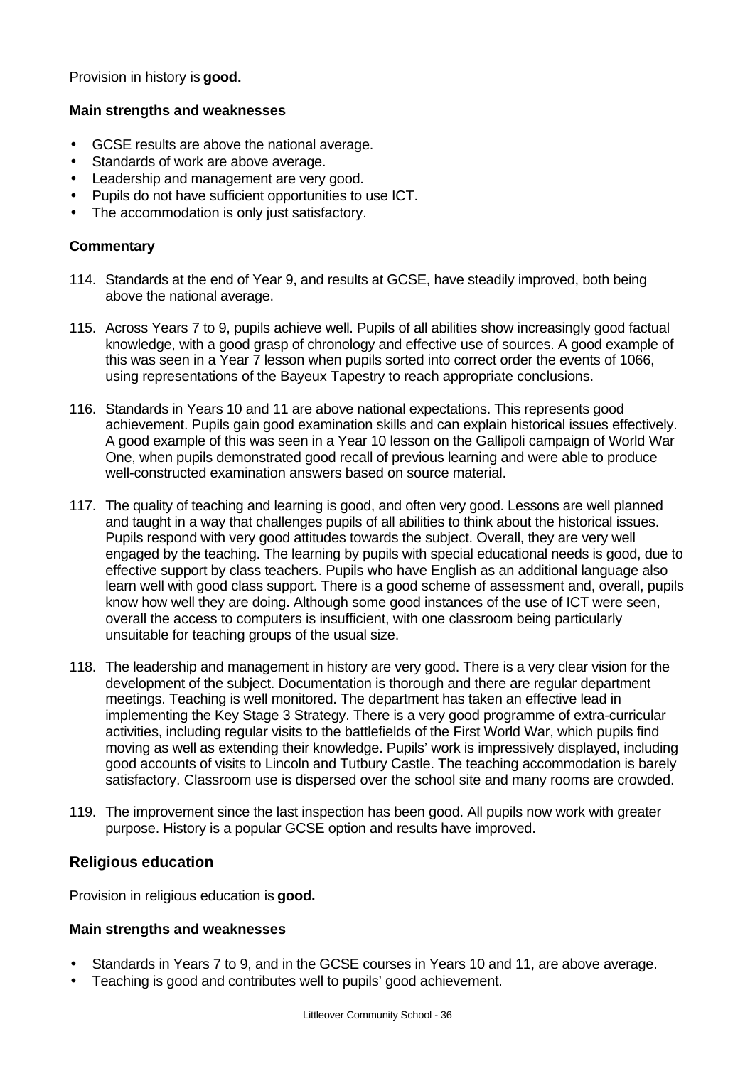Provision in history is **good.**

### Main strengths and weaknesses

- GCSE results are above the national average.
- Standards of work are above average.
- Leadership and management are very good.
- Pupils do not have sufficient opportunities to use ICT.
- The accommodation is only just satisfactory.

### Commentary

114. Standards at the end of Year 9, and results at GCSE, have steadily improved, both being above the national average.

115. Across Years 7 to 9, pupils achieve well. Pupils of all abilities show increasingly good factual knowledge, with a good grasp of chronology and effective use of sources. A good example of this was seen in a Year 7 lesson when pupils sorted into correct order the events of 1066, using representations of the Bayeux Tapestry to reach appropriate conclusions.

116. Standards in Years 10 and 11 are above national expectations. This represents good achievement. Pupils gain good examination skills and can explain historical issues effectively. A good example of this was seen in a Year 10 lesson on the Gallipoli campaign of World War One, when pupils demonstrated good recall of previous learning and were able to produce well-constructed examination answers based on source material.

117. The quality of teaching and learning is good, and often very good. Lessons are well planned and taught in a way that challenges pupils of all abilities to think about the historical issues. Pupils respond with very good attitudes towards the subject. Overall, they are very well engaged by the teaching. The learning by pupils with special educational needs is good, due to effective support by class teachers. Pupils who have English as an additional language also learn well with good class support. There is a good scheme of assessment and, overall, pupils know how well they are doing. Although some good instances of the use of ICT were seen, overall the access to computers is insufficient, with one classroom being particularly unsuitable for teaching groups of the usual size.

118. The leadership and management in history are very good. There is a very clear vision for the development of the subject. Documentation is thorough and there are regular department meetings. Teaching is well monitored. The department has taken an effective lead in implementing the Key Stage 3 Strategy. There is a very good programme of extra-curricular activities, including regular visits to the battlefields of the First World War, which pupils find moving as well as extending their knowledge. Pupils' work is impressively displayed, including good accounts of visits to Lincoln and Tutbury Castle. The teaching accommodation is barely satisfactory. Classroom use is dispersed over the school site and many rooms are crowded.

119. The improvement since the last inspection has been good. All pupils now work with greater purpose. History is a popular GCSE option and results have improved.

## Religious education

Provision in religious education is **good.**

### Main strengths and weaknesses

- Standards in Years 7 to 9, and in the GCSE courses in Years 10 and 11, are above average.
- Teaching is good and contributes well to pupils' good achievement.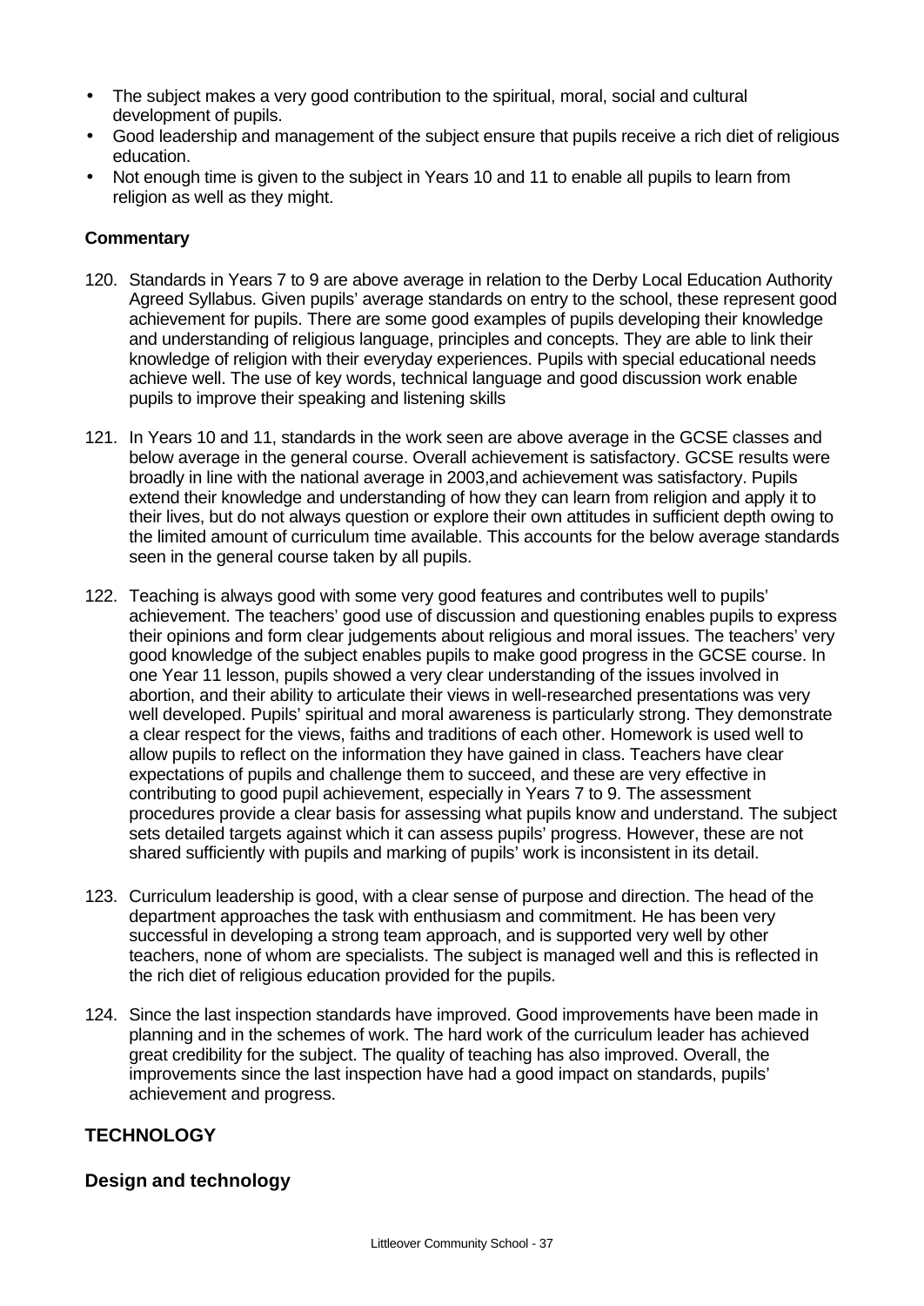- The subject makes a very good contribution to the spiritual, moral, social and cultural development of pupils.
- Good leadership and management of the subject ensure that pupils receive a rich diet of religious education.
- Not enough time is given to the subject in Years 10 and 11 to enable all pupils to learn from religion as well as they might.

**Commentary**

120. Standards in Years 7 to 9 are above average in relation to the Derby Local Education Authority Agreed Syllabus. Given pupils' average standards on entry to the school, these represent good achievement for pupils. There are some good examples of pupils developing their knowledge and understanding of religious language, principles and concepts. They are able to link their knowledge of religion with their everyday experiences. Pupils with special educational needs achieve well. The use of key words, technical language and good discussion work enable pupils to improve their speaking and listening skills

121. In Years 10 and 11, standards in the work seen are above average in the GCSE classes and below average in the general course. Overall achievement is satisfactory. GCSE results were broadly in line with the national average in 2003,and achievement was satisfactory. Pupils extend their knowledge and understanding of how they can learn from religion and apply it to their lives, but do not always question or explore their own attitudes in sufficient depth owing to the limited amount of curriculum time available. This accounts for the below average standards seen in the general course taken by all pupils.

122. Teaching is always good with some very good features and contributes well to pupils' achievement. The teachers' good use of discussion and questioning enables pupils to express their opinions and form clear judgements about religious and moral issues. The teachers' very good knowledge of the subject enables pupils to make good progress in the GCSE course. In one Year 11 lesson, pupils showed a very clear understanding of the issues involved in abortion, and their ability to articulate their views in well-researched presentations was very well developed. Pupils' spiritual and moral awareness is particularly strong. They demonstrate a clear respect for the views, faiths and traditions of each other. Homework is used well to allow pupils to reflect on the information they have gained in class. Teachers have clear expectations of pupils and challenge them to succeed, and these are very effective in contributing to good pupil achievement, especially in Years 7 to 9. The assessment procedures provide a clear basis for assessing what pupils know and understand. The subject sets detailed targets against which it can assess pupils' progress. However, these are not shared sufficiently with pupils and marking of pupils' work is inconsistent in its detail.

123. Curriculum leadership is good, with a clear sense of purpose and direction. The head of the department approaches the task with enthusiasm and commitment. He has been very successful in developing a strong team approach, and is supported very well by other teachers, none of whom are specialists. The subject is managed well and this is reflected in the rich diet of religious education provided for the pupils.

124. Since the last inspection standards have improved. Good improvements have been made in planning and in the schemes of work. The hard work of the curriculum leader has achieved great credibility for the subject. The quality of teaching has also improved. Overall, the improvements since the last inspection have had a good impact on standards, pupils' achievement and progress.

## TECHNOLOGY

### Design and technology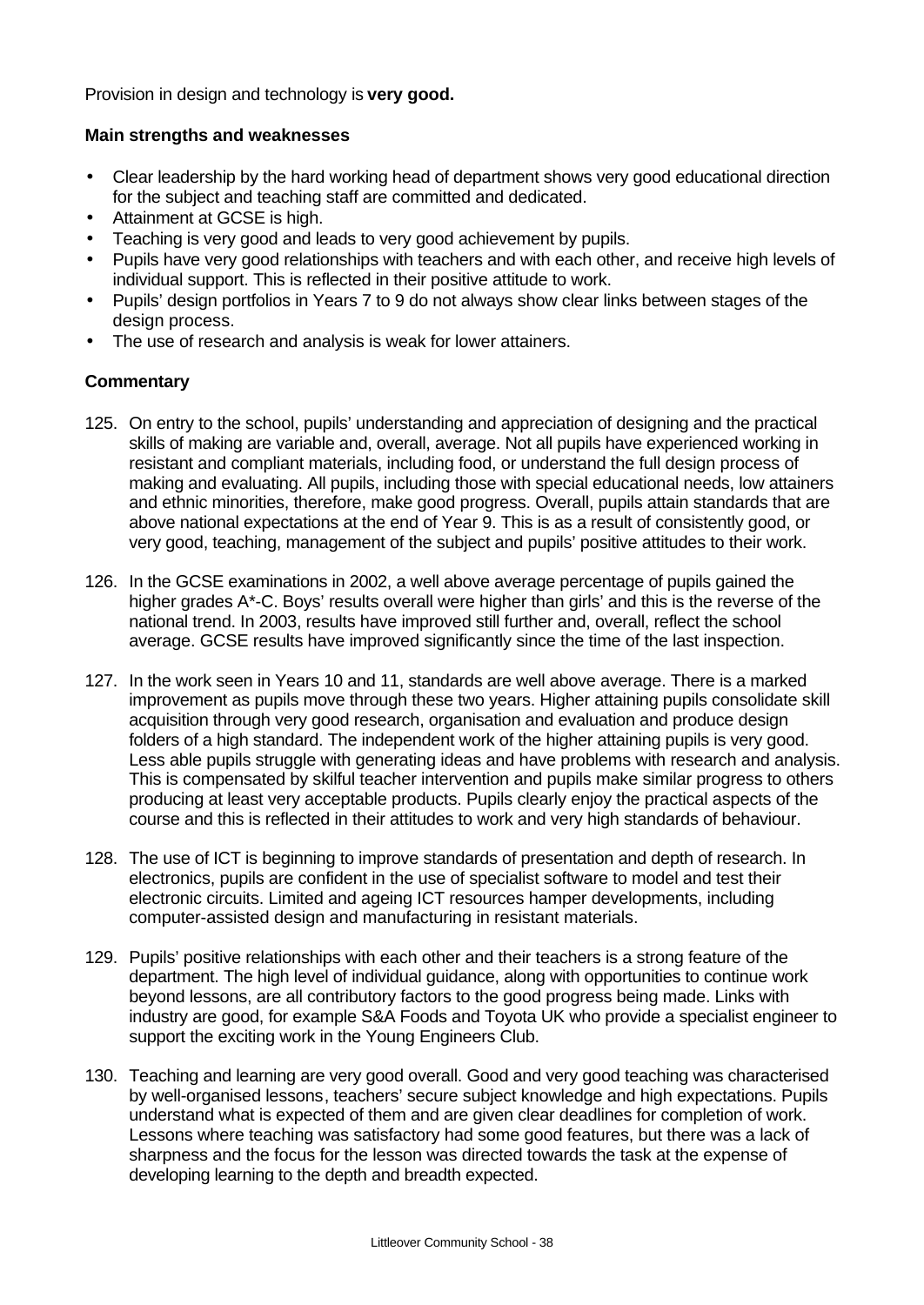Provision in design and technology is **very good.**

### Main strengths and weaknesses

- Clear leadership by the hard working head of department shows very good educational direction for the subject and teaching staff are committed and dedicated.
- Attainment at GCSE is high.
- Teaching is very good and leads to very good achievement by pupils.
- Pupils have very good relationships with teachers and with each other, and receive high levels of individual support. This is reflected in their positive attitude to work.
- Pupils' design portfolios in Years 7 to 9 do not always show clear links between stages of the design process.
- The use of research and analysis is weak for lower attainers.

### Commentary

125. On entry to the school, pupils' understanding and appreciation of designing and the practical skills of making are variable and, overall, average. Not all pupils have experienced working in resistant and compliant materials, including food, or understand the full design process of making and evaluating. All pupils, including those with special educational needs, low attainers and ethnic minorities, therefore, make good progress. Overall, pupils attain standards that are above national expectations at the end of Year 9. This is as a result of consistently good, or very good, teaching, management of the subject and pupils' positive attitudes to their work.

126. In the GCSE examinations in 2002, a well above average percentage of pupils gained the higher grades A*-C. Boys' results overall were higher than girls' and this is the reverse of the national trend. In 2003, results have improved still further and, overall, reflect the school average. GCSE results have improved significantly since the time of the last inspection.

127. In the work seen in Years 10 and 11, standards are well above average. There is a marked improvement as pupils move through these two years. Higher attaining pupils consolidate skill acquisition through very good research, organisation and evaluation and produce design folders of a high standard. The independent work of the higher attaining pupils is very good. Less able pupils struggle with generating ideas and have problems with research and analysis. This is compensated by skilful teacher intervention and pupils make similar progress to others producing at least very acceptable products. Pupils clearly enjoy the practical aspects of the course and this is reflected in their attitudes to work and very high standards of behaviour.

128. The use of ICT is beginning to improve standards of presentation and depth of research. In electronics, pupils are confident in the use of specialist software to model and test their electronic circuits. Limited and ageing ICT resources hamper developments, including computer-assisted design and manufacturing in resistant materials.

129. Pupils' positive relationships with each other and their teachers is a strong feature of the department. The high level of individual guidance, along with opportunities to continue work beyond lessons, are all contributory factors to the good progress being made. Links with industry are good, for example S&A Foods and Toyota UK who provide a specialist engineer to support the exciting work in the Young Engineers Club.

130. Teaching and learning are very good overall. Good and very good teaching was characterised by well-organised lessons, teachers' secure subject knowledge and high expectations. Pupils understand what is expected of them and are given clear deadlines for completion of work. Lessons where teaching was satisfactory had some good features, but there was a lack of sharpness and the focus for the lesson was directed towards the task at the expense of developing learning to the depth and breadth expected.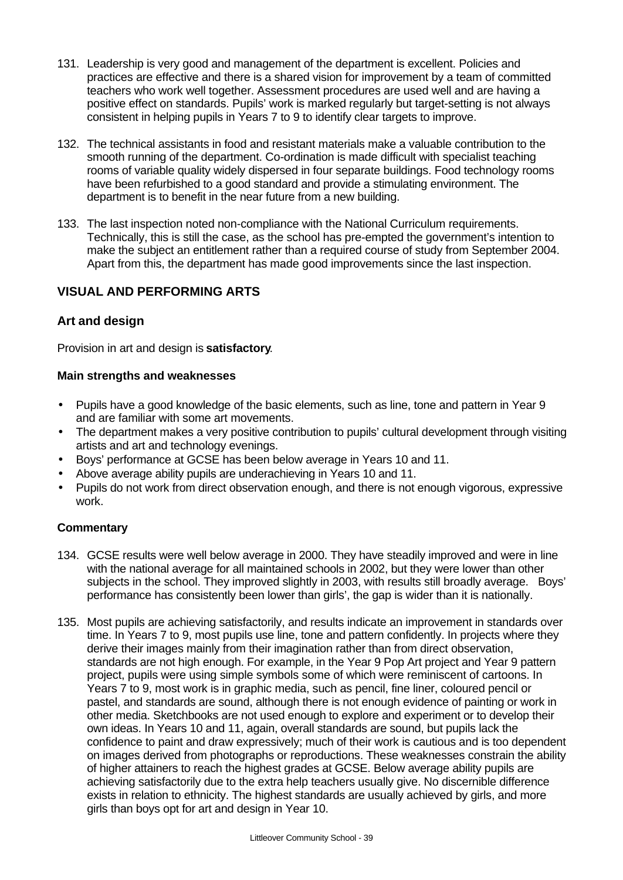131. Leadership is very good and management of the department is excellent. Policies and practices are effective and there is a shared vision for improvement by a team of committed teachers who work well together. Assessment procedures are used well and are having a positive effect on standards. Pupils' work is marked regularly but target-setting is not always consistent in helping pupils in Years 7 to 9 to identify clear targets to improve.

132. The technical assistants in food and resistant materials make a valuable contribution to the smooth running of the department. Co-ordination is made difficult with specialist teaching rooms of variable quality widely dispersed in four separate buildings. Food technology rooms have been refurbished to a good standard and provide a stimulating environment. The department is to benefit in the near future from a new building.

133. The last inspection noted non-compliance with the National Curriculum requirements. Technically, this is still the case, as the school has pre-empted the government's intention to make the subject an entitlement rather than a required course of study from September 2004. Apart from this, the department has made good improvements since the last inspection.

## VISUAL AND PERFORMING ARTS

### Art and design

Provision in art and design is **satisfactory**.

#### Main strengths and weaknesses

- Pupils have a good knowledge of the basic elements, such as line, tone and pattern in Year 9 and are familiar with some art movements.
- The department makes a very positive contribution to pupils' cultural development through visiting artists and art and technology evenings.
- Boys' performance at GCSE has been below average in Years 10 and 11.
- Above average ability pupils are underachieving in Years 10 and 11.
- Pupils do not work from direct observation enough, and there is not enough vigorous, expressive work.

#### Commentary

134. GCSE results were well below average in 2000. They have steadily improved and were in line with the national average for all maintained schools in 2002, but they were lower than other subjects in the school. They improved slightly in 2003, with results still broadly average. Boys' performance has consistently been lower than girls', the gap is wider than it is nationally.

135. Most pupils are achieving satisfactorily, and results indicate an improvement in standards over time. In Years 7 to 9, most pupils use line, tone and pattern confidently. In projects where they derive their images mainly from their imagination rather than from direct observation, standards are not high enough. For example, in the Year 9 Pop Art project and Year 9 pattern project, pupils were using simple symbols some of which were reminiscent of cartoons. In Years 7 to 9, most work is in graphic media, such as pencil, fine liner, coloured pencil or pastel, and standards are sound, although there is not enough evidence of painting or work in other media. Sketchbooks are not used enough to explore and experiment or to develop their own ideas. In Years 10 and 11, again, overall standards are sound, but pupils lack the confidence to paint and draw expressively; much of their work is cautious and is too dependent on images derived from photographs or reproductions. These weaknesses constrain the ability of higher attainers to reach the highest grades at GCSE. Below average ability pupils are achieving satisfactorily due to the extra help teachers usually give. No discernible difference exists in relation to ethnicity. The highest standards are usually achieved by girls, and more girls than boys opt for art and design in Year 10.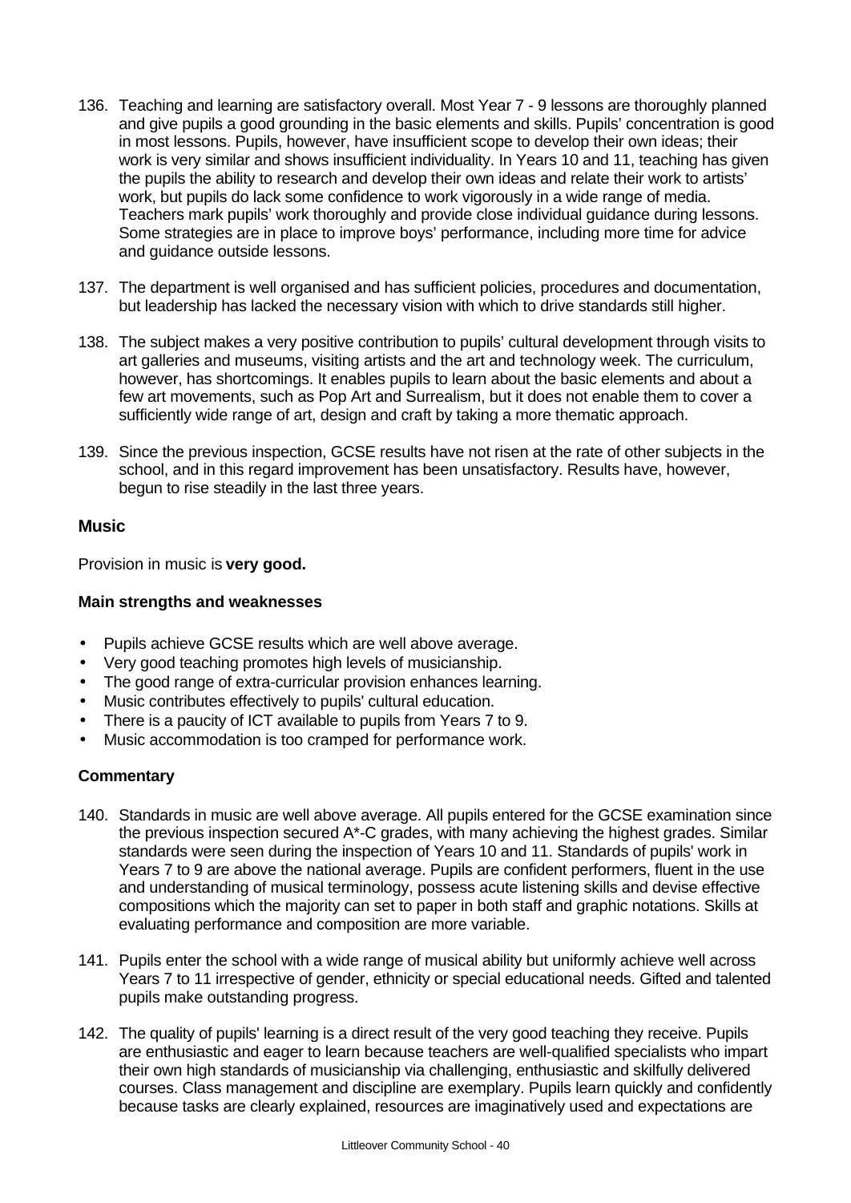136. Teaching and learning are satisfactory overall. Most Year 7 - 9 lessons are thoroughly planned and give pupils a good grounding in the basic elements and skills. Pupils' concentration is good in most lessons. Pupils, however, have insufficient scope to develop their own ideas; their work is very similar and shows insufficient individuality. In Years 10 and 11, teaching has given the pupils the ability to research and develop their own ideas and relate their work to artists' work, but pupils do lack some confidence to work vigorously in a wide range of media. Teachers mark pupils' work thoroughly and provide close individual guidance during lessons. Some strategies are in place to improve boys' performance, including more time for advice and guidance outside lessons.

137. The department is well organised and has sufficient policies, procedures and documentation, but leadership has lacked the necessary vision with which to drive standards still higher.

138. The subject makes a very positive contribution to pupils' cultural development through visits to art galleries and museums, visiting artists and the art and technology week. The curriculum, however, has shortcomings. It enables pupils to learn about the basic elements and about a few art movements, such as Pop Art and Surrealism, but it does not enable them to cover a sufficiently wide range of art, design and craft by taking a more thematic approach.

139. Since the previous inspection, GCSE results have not risen at the rate of other subjects in the school, and in this regard improvement has been unsatisfactory. Results have, however, begun to rise steadily in the last three years.

### Music

Provision in music is **very good.**

#### Main strengths and weaknesses

- Pupils achieve GCSE results which are well above average.
- Very good teaching promotes high levels of musicianship.
- The good range of extra-curricular provision enhances learning.
- Music contributes effectively to pupils' cultural education.
- There is a paucity of ICT available to pupils from Years 7 to 9.
- Music accommodation is too cramped for performance work.

#### Commentary

140. Standards in music are well above average. All pupils entered for the GCSE examination since the previous inspection secured A*-C grades, with many achieving the highest grades. Similar standards were seen during the inspection of Years 10 and 11. Standards of pupils' work in Years 7 to 9 are above the national average. Pupils are confident performers, fluent in the use and understanding of musical terminology, possess acute listening skills and devise effective compositions which the majority can set to paper in both staff and graphic notations. Skills at evaluating performance and composition are more variable.

141. Pupils enter the school with a wide range of musical ability but uniformly achieve well across Years 7 to 11 irrespective of gender, ethnicity or special educational needs. Gifted and talented pupils make outstanding progress.

142. The quality of pupils' learning is a direct result of the very good teaching they receive. Pupils are enthusiastic and eager to learn because teachers are well-qualified specialists who impart their own high standards of musicianship via challenging, enthusiastic and skilfully delivered courses. Class management and discipline are exemplary. Pupils learn quickly and confidently because tasks are clearly explained, resources are imaginatively used and expectations are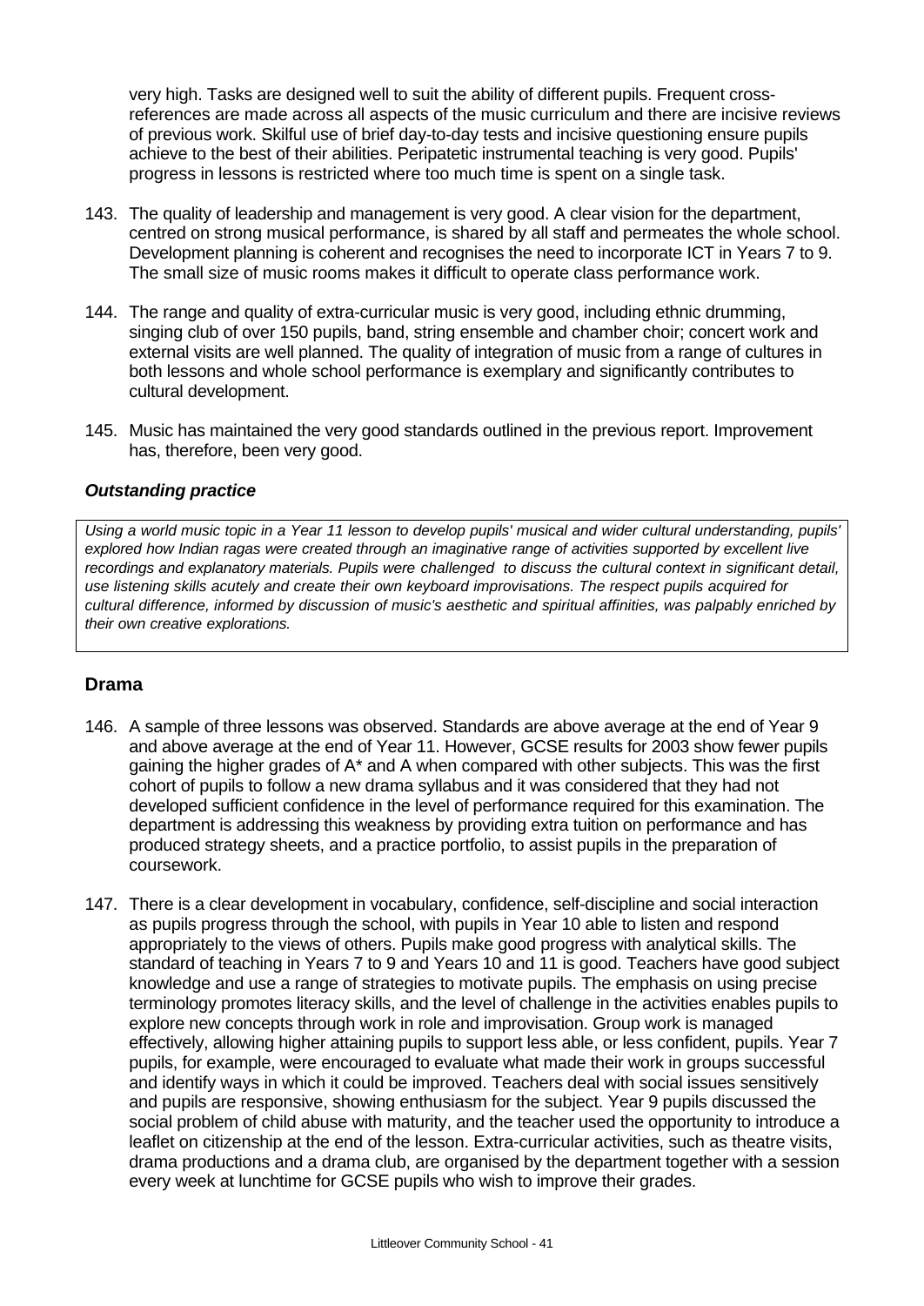very high. Tasks are designed well to suit the ability of different pupils. Frequent cross-references are made across all aspects of the music curriculum and there are incisive reviews of previous work. Skilful use of brief day-to-day tests and incisive questioning ensure pupils achieve to the best of their abilities. Peripatetic instrumental teaching is very good. Pupils' progress in lessons is restricted where too much time is spent on a single task.

143. The quality of leadership and management is very good. A clear vision for the department, centred on strong musical performance, is shared by all staff and permeates the whole school. Development planning is coherent and recognises the need to incorporate ICT in Years 7 to 9. The small size of music rooms makes it difficult to operate class performance work.

144. The range and quality of extra-curricular music is very good, including ethnic drumming, singing club of over 150 pupils, band, string ensemble and chamber choir; concert work and external visits are well planned. The quality of integration of music from a range of cultures in both lessons and whole school performance is exemplary and significantly contributes to cultural development.

145. Music has maintained the very good standards outlined in the previous report. Improvement has, therefore, been very good.

***Outstanding practice***

*Using a world music topic in a Year 11 lesson to develop pupils' musical and wider cultural understanding, pupils' explored how Indian ragas were created through an imaginative range of activities supported by excellent live recordings and explanatory materials. Pupils were challenged to discuss the cultural context in significant detail, use listening skills acutely and create their own keyboard improvisations. The respect pupils acquired for cultural difference, informed by discussion of music's aesthetic and spiritual affinities, was palpably enriched by their own creative explorations.*

## Drama

146. A sample of three lessons was observed. Standards are above average at the end of Year 9 and above average at the end of Year 11. However, GCSE results for 2003 show fewer pupils gaining the higher grades of A* and A when compared with other subjects. This was the first cohort of pupils to follow a new drama syllabus and it was considered that they had not developed sufficient confidence in the level of performance required for this examination. The department is addressing this weakness by providing extra tuition on performance and has produced strategy sheets, and a practice portfolio, to assist pupils in the preparation of coursework.

147. There is a clear development in vocabulary, confidence, self-discipline and social interaction as pupils progress through the school, with pupils in Year 10 able to listen and respond appropriately to the views of others. Pupils make good progress with analytical skills. The standard of teaching in Years 7 to 9 and Years 10 and 11 is good. Teachers have good subject knowledge and use a range of strategies to motivate pupils. The emphasis on using precise terminology promotes literacy skills, and the level of challenge in the activities enables pupils to explore new concepts through work in role and improvisation. Group work is managed effectively, allowing higher attaining pupils to support less able, or less confident, pupils. Year 7 pupils, for example, were encouraged to evaluate what made their work in groups successful and identify ways in which it could be improved. Teachers deal with social issues sensitively and pupils are responsive, showing enthusiasm for the subject. Year 9 pupils discussed the social problem of child abuse with maturity, and the teacher used the opportunity to introduce a leaflet on citizenship at the end of the lesson. Extra-curricular activities, such as theatre visits, drama productions and a drama club, are organised by the department together with a session every week at lunchtime for GCSE pupils who wish to improve their grades.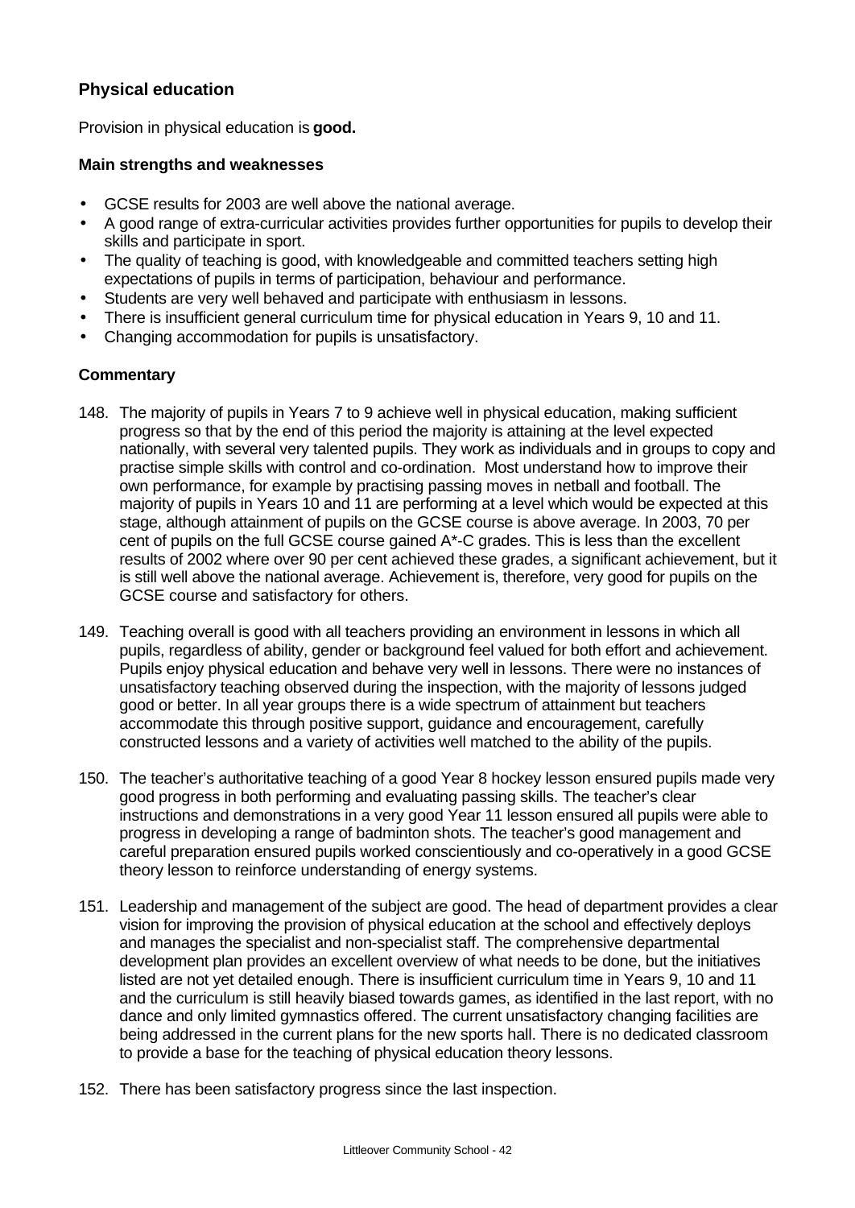## Physical education

Provision in physical education is **good.**

### Main strengths and weaknesses

- GCSE results for 2003 are well above the national average.
- A good range of extra-curricular activities provides further opportunities for pupils to develop their skills and participate in sport.
- The quality of teaching is good, with knowledgeable and committed teachers setting high expectations of pupils in terms of participation, behaviour and performance.
- Students are very well behaved and participate with enthusiasm in lessons.
- There is insufficient general curriculum time for physical education in Years 9, 10 and 11.
- Changing accommodation for pupils is unsatisfactory.

### Commentary

148. The majority of pupils in Years 7 to 9 achieve well in physical education, making sufficient progress so that by the end of this period the majority is attaining at the level expected nationally, with several very talented pupils. They work as individuals and in groups to copy and practise simple skills with control and co-ordination. Most understand how to improve their own performance, for example by practising passing moves in netball and football. The majority of pupils in Years 10 and 11 are performing at a level which would be expected at this stage, although attainment of pupils on the GCSE course is above average. In 2003, 70 per cent of pupils on the full GCSE course gained A*-C grades. This is less than the excellent results of 2002 where over 90 per cent achieved these grades, a significant achievement, but it is still well above the national average. Achievement is, therefore, very good for pupils on the GCSE course and satisfactory for others.

149. Teaching overall is good with all teachers providing an environment in lessons in which all pupils, regardless of ability, gender or background feel valued for both effort and achievement. Pupils enjoy physical education and behave very well in lessons. There were no instances of unsatisfactory teaching observed during the inspection, with the majority of lessons judged good or better. In all year groups there is a wide spectrum of attainment but teachers accommodate this through positive support, guidance and encouragement, carefully constructed lessons and a variety of activities well matched to the ability of the pupils.

150. The teacher's authoritative teaching of a good Year 8 hockey lesson ensured pupils made very good progress in both performing and evaluating passing skills. The teacher's clear instructions and demonstrations in a very good Year 11 lesson ensured all pupils were able to progress in developing a range of badminton shots. The teacher's good management and careful preparation ensured pupils worked conscientiously and co-operatively in a good GCSE theory lesson to reinforce understanding of energy systems.

151. Leadership and management of the subject are good. The head of department provides a clear vision for improving the provision of physical education at the school and effectively deploys and manages the specialist and non-specialist staff. The comprehensive departmental development plan provides an excellent overview of what needs to be done, but the initiatives listed are not yet detailed enough. There is insufficient curriculum time in Years 9, 10 and 11 and the curriculum is still heavily biased towards games, as identified in the last report, with no dance and only limited gymnastics offered. The current unsatisfactory changing facilities are being addressed in the current plans for the new sports hall. There is no dedicated classroom to provide a base for the teaching of physical education theory lessons.

152. There has been satisfactory progress since the last inspection.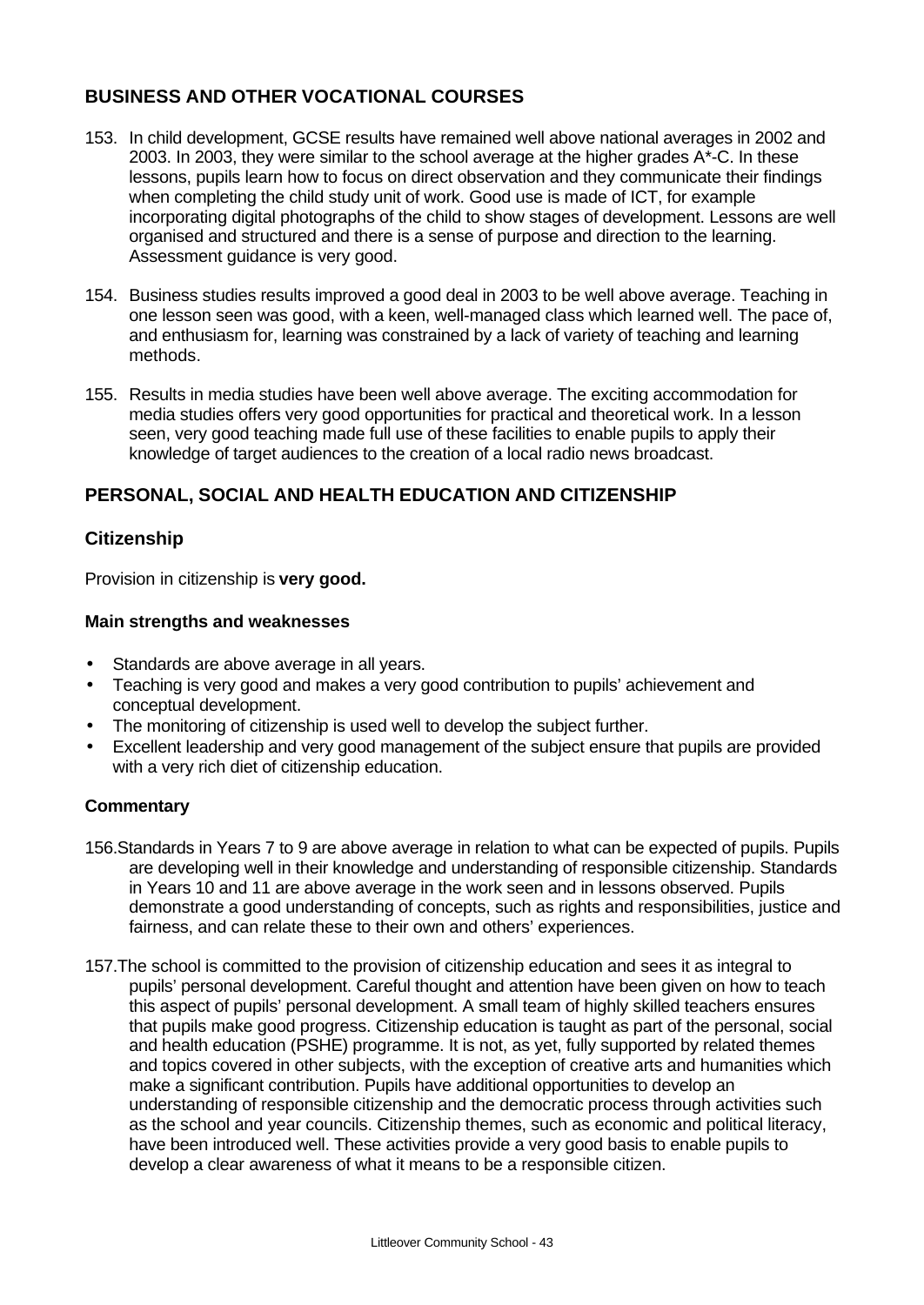## BUSINESS AND OTHER VOCATIONAL COURSES

153. In child development, GCSE results have remained well above national averages in 2002 and 2003. In 2003, they were similar to the school average at the higher grades A*-C. In these lessons, pupils learn how to focus on direct observation and they communicate their findings when completing the child study unit of work. Good use is made of ICT, for example incorporating digital photographs of the child to show stages of development. Lessons are well organised and structured and there is a sense of purpose and direction to the learning. Assessment guidance is very good.

154. Business studies results improved a good deal in 2003 to be well above average. Teaching in one lesson seen was good, with a keen, well-managed class which learned well. The pace of, and enthusiasm for, learning was constrained by a lack of variety of teaching and learning methods.

155. Results in media studies have been well above average. The exciting accommodation for media studies offers very good opportunities for practical and theoretical work. In a lesson seen, very good teaching made full use of these facilities to enable pupils to apply their knowledge of target audiences to the creation of a local radio news broadcast.

## PERSONAL, SOCIAL AND HEALTH EDUCATION AND CITIZENSHIP

### Citizenship

Provision in citizenship is **very good.**

#### Main strengths and weaknesses

- Standards are above average in all years.
- Teaching is very good and makes a very good contribution to pupils' achievement and conceptual development.
- The monitoring of citizenship is used well to develop the subject further.
- Excellent leadership and very good management of the subject ensure that pupils are provided with a very rich diet of citizenship education.

#### Commentary

156. Standards in Years 7 to 9 are above average in relation to what can be expected of pupils. Pupils are developing well in their knowledge and understanding of responsible citizenship. Standards in Years 10 and 11 are above average in the work seen and in lessons observed. Pupils demonstrate a good understanding of concepts, such as rights and responsibilities, justice and fairness, and can relate these to their own and others' experiences.

157. The school is committed to the provision of citizenship education and sees it as integral to pupils' personal development. Careful thought and attention have been given on how to teach this aspect of pupils' personal development. A small team of highly skilled teachers ensures that pupils make good progress. Citizenship education is taught as part of the personal, social and health education (PSHE) programme. It is not, as yet, fully supported by related themes and topics covered in other subjects, with the exception of creative arts and humanities which make a significant contribution. Pupils have additional opportunities to develop an understanding of responsible citizenship and the democratic process through activities such as the school and year councils. Citizenship themes, such as economic and political literacy, have been introduced well. These activities provide a very good basis to enable pupils to develop a clear awareness of what it means to be a responsible citizen.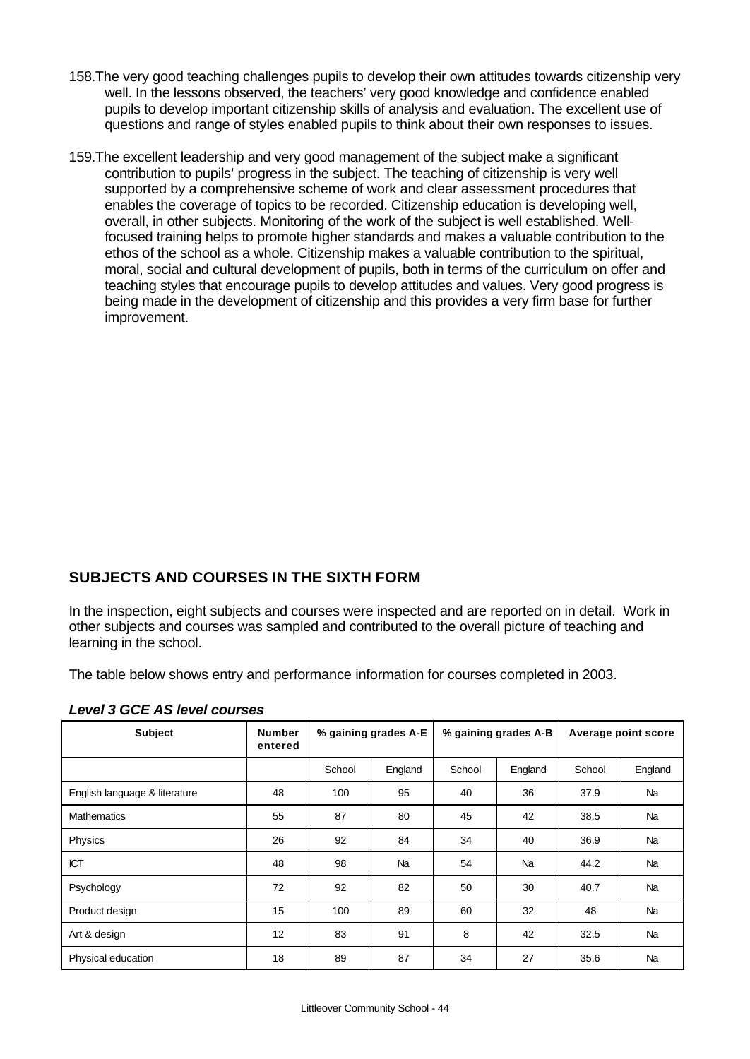158.The very good teaching challenges pupils to develop their own attitudes towards citizenship very well. In the lessons observed, the teachers' very good knowledge and confidence enabled pupils to develop important citizenship skills of analysis and evaluation. The excellent use of questions and range of styles enabled pupils to think about their own responses to issues.

159.The excellent leadership and very good management of the subject make a significant contribution to pupils' progress in the subject. The teaching of citizenship is very well supported by a comprehensive scheme of work and clear assessment procedures that enables the coverage of topics to be recorded. Citizenship education is developing well, overall, in other subjects. Monitoring of the work of the subject is well established. Well-focused training helps to promote higher standards and makes a valuable contribution to the ethos of the school as a whole. Citizenship makes a valuable contribution to the spiritual, moral, social and cultural development of pupils, both in terms of the curriculum on offer and teaching styles that encourage pupils to develop attitudes and values. Very good progress is being made in the development of citizenship and this provides a very firm base for further improvement.

## SUBJECTS AND COURSES IN THE SIXTH FORM

In the inspection, eight subjects and courses were inspected and are reported on in detail. Work in other subjects and courses was sampled and contributed to the overall picture of teaching and learning in the school.

The table below shows entry and performance information for courses completed in 2003.

***Level 3 GCE AS level courses***

| Subject | Number entered | % gaining grades A-E | | % gaining grades A-B | | Average point score | |
|---|---|---|---|---|---|---|---|
| | | School | England | School | England | School | England |
| English language & literature | 48 | 100 | 95 | 40 | 36 | 37.9 | Na |
| Mathematics | 55 | 87 | 80 | 45 | 42 | 38.5 | Na |
| Physics | 26 | 92 | 84 | 34 | 40 | 36.9 | Na |
| ICT | 48 | 98 | Na | 54 | Na | 44.2 | Na |
| Psychology | 72 | 92 | 82 | 50 | 30 | 40.7 | Na |
| Product design | 15 | 100 | 89 | 60 | 32 | 48 | Na |
| Art & design | 12 | 83 | 91 | 8 | 42 | 32.5 | Na |
| Physical education | 18 | 89 | 87 | 34 | 27 | 35.6 | Na |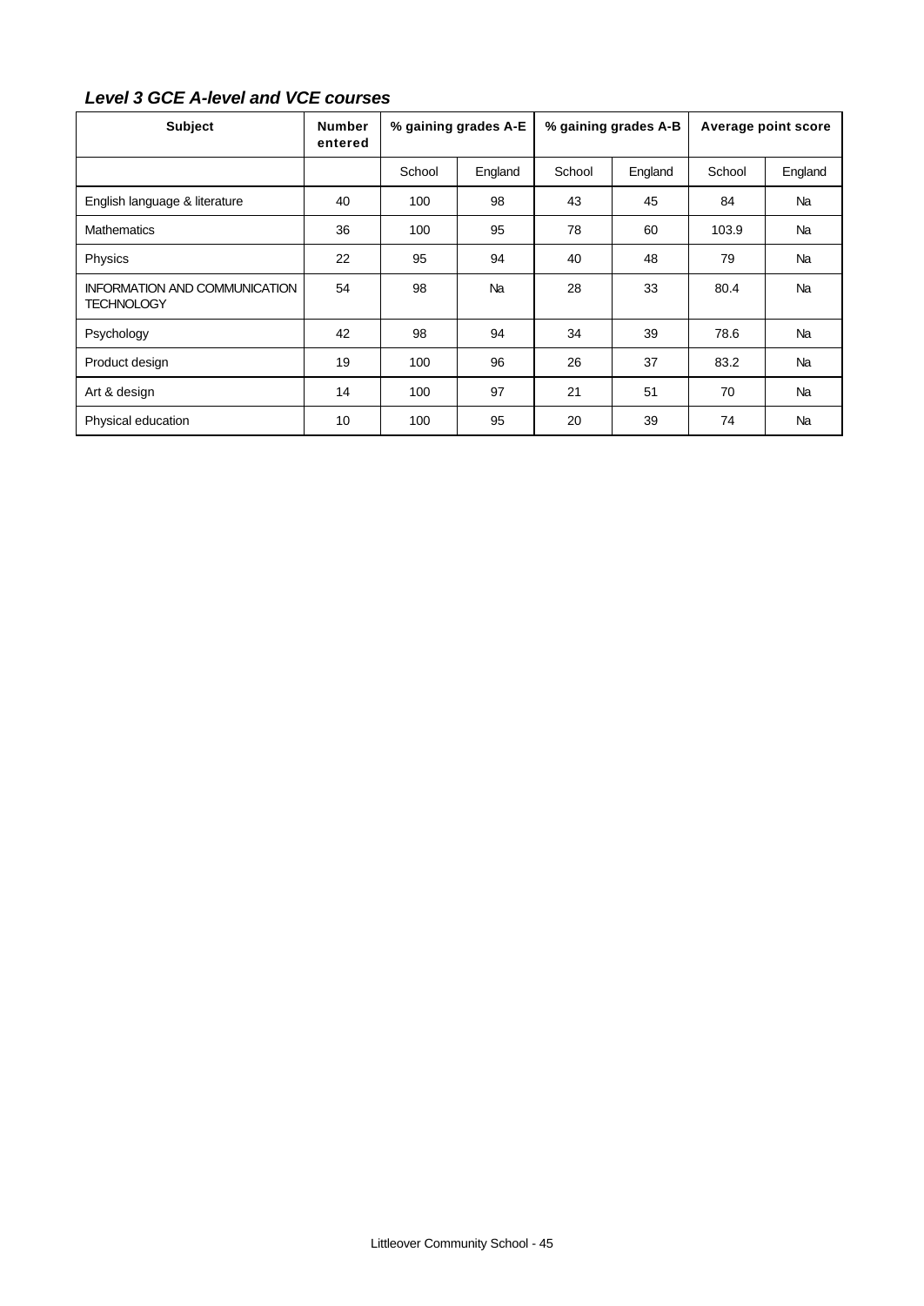### *Level 3 GCE A-level and VCE courses*

| Subject | Number entered | % gaining grades A-E | | % gaining grades A-B | | Average point score | |
|---|---|---|---|---|---|---|---|
| | | School | England | School | England | School | England |
| English language & literature | 40 | 100 | 98 | 43 | 45 | 84 | Na |
| Mathematics | 36 | 100 | 95 | 78 | 60 | 103.9 | Na |
| Physics | 22 | 95 | 94 | 40 | 48 | 79 | Na |
| INFORMATION AND COMMUNICATION TECHNOLOGY | 54 | 98 | Na | 28 | 33 | 80.4 | Na |
| Psychology | 42 | 98 | 94 | 34 | 39 | 78.6 | Na |
| Product design | 19 | 100 | 96 | 26 | 37 | 83.2 | Na |
| Art & design | 14 | 100 | 97 | 21 | 51 | 70 | Na |
| Physical education | 10 | 100 | 95 | 20 | 39 | 74 | Na |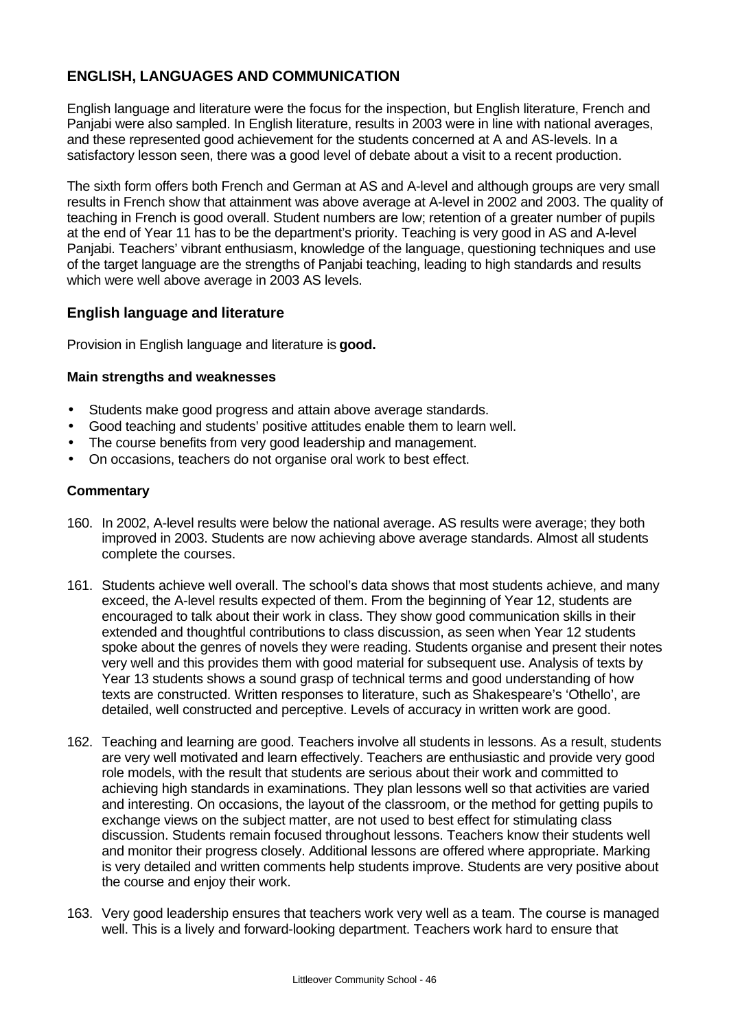## ENGLISH, LANGUAGES AND COMMUNICATION

English language and literature were the focus for the inspection, but English literature, French and Panjabi were also sampled. In English literature, results in 2003 were in line with national averages, and these represented good achievement for the students concerned at A and AS-levels. In a satisfactory lesson seen, there was a good level of debate about a visit to a recent production.

The sixth form offers both French and German at AS and A-level and although groups are very small results in French show that attainment was above average at A-level in 2002 and 2003. The quality of teaching in French is good overall. Student numbers are low; retention of a greater number of pupils at the end of Year 11 has to be the department's priority. Teaching is very good in AS and A-level Panjabi. Teachers' vibrant enthusiasm, knowledge of the language, questioning techniques and use of the target language are the strengths of Panjabi teaching, leading to high standards and results which were well above average in 2003 AS levels.

### English language and literature

Provision in English language and literature is **good.**

#### Main strengths and weaknesses

- Students make good progress and attain above average standards.
- Good teaching and students' positive attitudes enable them to learn well.
- The course benefits from very good leadership and management.
- On occasions, teachers do not organise oral work to best effect.

#### Commentary

160. In 2002, A-level results were below the national average. AS results were average; they both improved in 2003. Students are now achieving above average standards. Almost all students complete the courses.

161. Students achieve well overall. The school's data shows that most students achieve, and many exceed, the A-level results expected of them. From the beginning of Year 12, students are encouraged to talk about their work in class. They show good communication skills in their extended and thoughtful contributions to class discussion, as seen when Year 12 students spoke about the genres of novels they were reading. Students organise and present their notes very well and this provides them with good material for subsequent use. Analysis of texts by Year 13 students shows a sound grasp of technical terms and good understanding of how texts are constructed. Written responses to literature, such as Shakespeare's 'Othello', are detailed, well constructed and perceptive. Levels of accuracy in written work are good.

162. Teaching and learning are good. Teachers involve all students in lessons. As a result, students are very well motivated and learn effectively. Teachers are enthusiastic and provide very good role models, with the result that students are serious about their work and committed to achieving high standards in examinations. They plan lessons well so that activities are varied and interesting. On occasions, the layout of the classroom, or the method for getting pupils to exchange views on the subject matter, are not used to best effect for stimulating class discussion. Students remain focused throughout lessons. Teachers know their students well and monitor their progress closely. Additional lessons are offered where appropriate. Marking is very detailed and written comments help students improve. Students are very positive about the course and enjoy their work.

163. Very good leadership ensures that teachers work very well as a team. The course is managed well. This is a lively and forward-looking department. Teachers work hard to ensure that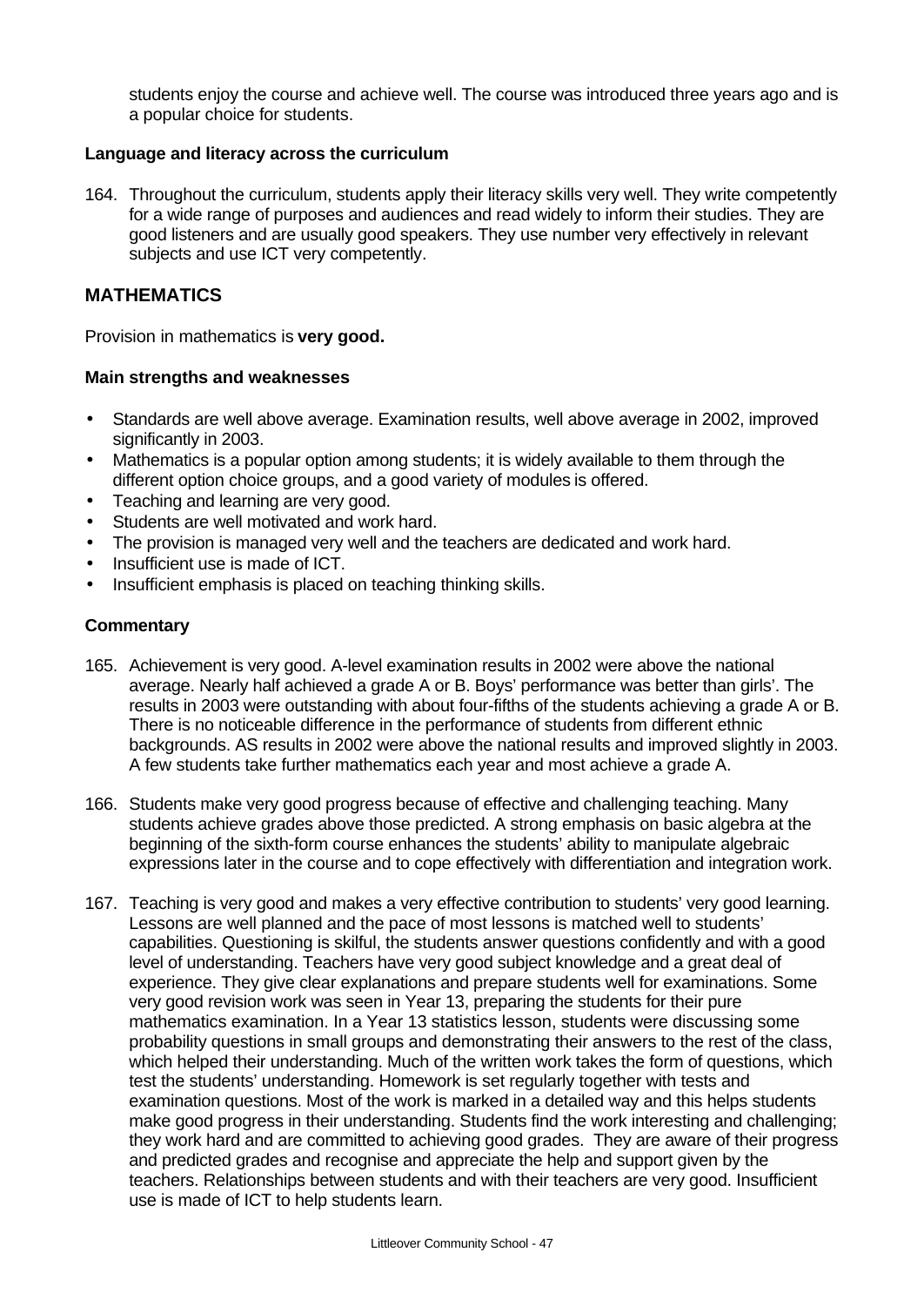students enjoy the course and achieve well. The course was introduced three years ago and is a popular choice for students.

**Language and literacy across the curriculum**

164. Throughout the curriculum, students apply their literacy skills very well. They write competently for a wide range of purposes and audiences and read widely to inform their studies. They are good listeners and are usually good speakers. They use number very effectively in relevant subjects and use ICT very competently.

## MATHEMATICS

Provision in mathematics is **very good.**

**Main strengths and weaknesses**

- Standards are well above average. Examination results, well above average in 2002, improved significantly in 2003.
- Mathematics is a popular option among students; it is widely available to them through the different option choice groups, and a good variety of modules is offered.
- Teaching and learning are very good.
- Students are well motivated and work hard.
- The provision is managed very well and the teachers are dedicated and work hard.
- Insufficient use is made of ICT.
- Insufficient emphasis is placed on teaching thinking skills.

**Commentary**

165. Achievement is very good. A-level examination results in 2002 were above the national average. Nearly half achieved a grade A or B. Boys' performance was better than girls'. The results in 2003 were outstanding with about four-fifths of the students achieving a grade A or B. There is no noticeable difference in the performance of students from different ethnic backgrounds. AS results in 2002 were above the national results and improved slightly in 2003. A few students take further mathematics each year and most achieve a grade A.

166. Students make very good progress because of effective and challenging teaching. Many students achieve grades above those predicted. A strong emphasis on basic algebra at the beginning of the sixth-form course enhances the students' ability to manipulate algebraic expressions later in the course and to cope effectively with differentiation and integration work.

167. Teaching is very good and makes a very effective contribution to students' very good learning. Lessons are well planned and the pace of most lessons is matched well to students' capabilities. Questioning is skilful, the students answer questions confidently and with a good level of understanding. Teachers have very good subject knowledge and a great deal of experience. They give clear explanations and prepare students well for examinations. Some very good revision work was seen in Year 13, preparing the students for their pure mathematics examination. In a Year 13 statistics lesson, students were discussing some probability questions in small groups and demonstrating their answers to the rest of the class, which helped their understanding. Much of the written work takes the form of questions, which test the students' understanding. Homework is set regularly together with tests and examination questions. Most of the work is marked in a detailed way and this helps students make good progress in their understanding. Students find the work interesting and challenging; they work hard and are committed to achieving good grades. They are aware of their progress and predicted grades and recognise and appreciate the help and support given by the teachers. Relationships between students and with their teachers are very good. Insufficient use is made of ICT to help students learn.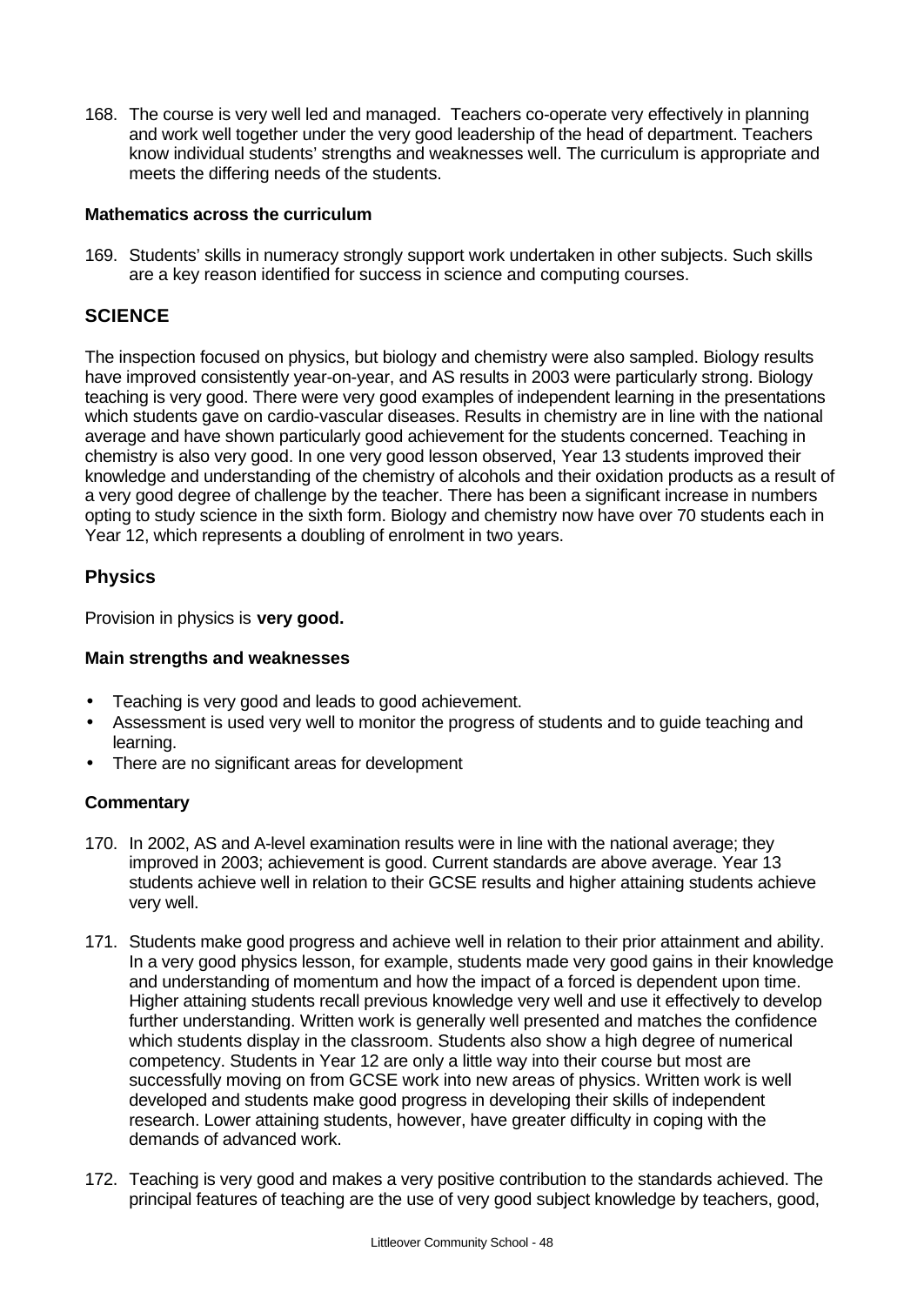168. The course is very well led and managed. Teachers co-operate very effectively in planning and work well together under the very good leadership of the head of department. Teachers know individual students' strengths and weaknesses well. The curriculum is appropriate and meets the differing needs of the students.

**Mathematics across the curriculum**

169. Students' skills in numeracy strongly support work undertaken in other subjects. Such skills are a key reason identified for success in science and computing courses.

## SCIENCE

The inspection focused on physics, but biology and chemistry were also sampled. Biology results have improved consistently year-on-year, and AS results in 2003 were particularly strong. Biology teaching is very good. There were very good examples of independent learning in the presentations which students gave on cardio-vascular diseases. Results in chemistry are in line with the national average and have shown particularly good achievement for the students concerned. Teaching in chemistry is also very good. In one very good lesson observed, Year 13 students improved their knowledge and understanding of the chemistry of alcohols and their oxidation products as a result of a very good degree of challenge by the teacher. There has been a significant increase in numbers opting to study science in the sixth form. Biology and chemistry now have over 70 students each in Year 12, which represents a doubling of enrolment in two years.

### Physics

Provision in physics is **very good.**

**Main strengths and weaknesses**

- Teaching is very good and leads to good achievement.
- Assessment is used very well to monitor the progress of students and to guide teaching and learning.
- There are no significant areas for development

**Commentary**

170. In 2002, AS and A-level examination results were in line with the national average; they improved in 2003; achievement is good. Current standards are above average. Year 13 students achieve well in relation to their GCSE results and higher attaining students achieve very well.

171. Students make good progress and achieve well in relation to their prior attainment and ability. In a very good physics lesson, for example, students made very good gains in their knowledge and understanding of momentum and how the impact of a forced is dependent upon time. Higher attaining students recall previous knowledge very well and use it effectively to develop further understanding. Written work is generally well presented and matches the confidence which students display in the classroom. Students also show a high degree of numerical competency. Students in Year 12 are only a little way into their course but most are successfully moving on from GCSE work into new areas of physics. Written work is well developed and students make good progress in developing their skills of independent research. Lower attaining students, however, have greater difficulty in coping with the demands of advanced work.

172. Teaching is very good and makes a very positive contribution to the standards achieved. The principal features of teaching are the use of very good subject knowledge by teachers, good,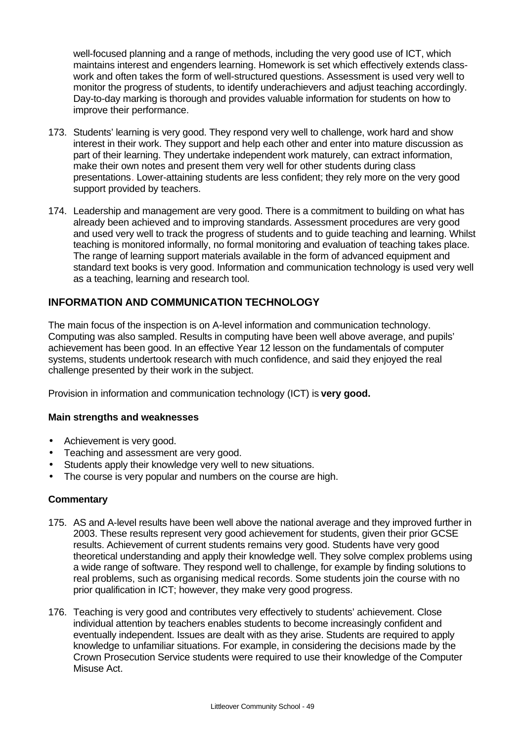well-focused planning and a range of methods, including the very good use of ICT, which maintains interest and engenders learning. Homework is set which effectively extends class-work and often takes the form of well-structured questions. Assessment is used very well to monitor the progress of students, to identify underachievers and adjust teaching accordingly. Day-to-day marking is thorough and provides valuable information for students on how to improve their performance.

173. Students' learning is very good. They respond very well to challenge, work hard and show interest in their work. They support and help each other and enter into mature discussion as part of their learning. They undertake independent work maturely, can extract information, make their own notes and present them very well for other students during class presentations. Lower-attaining students are less confident; they rely more on the very good support provided by teachers.

174. Leadership and management are very good. There is a commitment to building on what has already been achieved and to improving standards. Assessment procedures are very good and used very well to track the progress of students and to guide teaching and learning. Whilst teaching is monitored informally, no formal monitoring and evaluation of teaching takes place. The range of learning support materials available in the form of advanced equipment and standard text books is very good. Information and communication technology is used very well as a teaching, learning and research tool.

## INFORMATION AND COMMUNICATION TECHNOLOGY

The main focus of the inspection is on A-level information and communication technology. Computing was also sampled. Results in computing have been well above average, and pupils' achievement has been good. In an effective Year 12 lesson on the fundamentals of computer systems, students undertook research with much confidence, and said they enjoyed the real challenge presented by their work in the subject.

Provision in information and communication technology (ICT) is **very good.**

### Main strengths and weaknesses

- Achievement is very good.
- Teaching and assessment are very good.
- Students apply their knowledge very well to new situations.
- The course is very popular and numbers on the course are high.

### Commentary

175. AS and A-level results have been well above the national average and they improved further in 2003. These results represent very good achievement for students, given their prior GCSE results. Achievement of current students remains very good. Students have very good theoretical understanding and apply their knowledge well. They solve complex problems using a wide range of software. They respond well to challenge, for example by finding solutions to real problems, such as organising medical records. Some students join the course with no prior qualification in ICT; however, they make very good progress.

176. Teaching is very good and contributes very effectively to students' achievement. Close individual attention by teachers enables students to become increasingly confident and eventually independent. Issues are dealt with as they arise. Students are required to apply knowledge to unfamiliar situations. For example, in considering the decisions made by the Crown Prosecution Service students were required to use their knowledge of the Computer Misuse Act.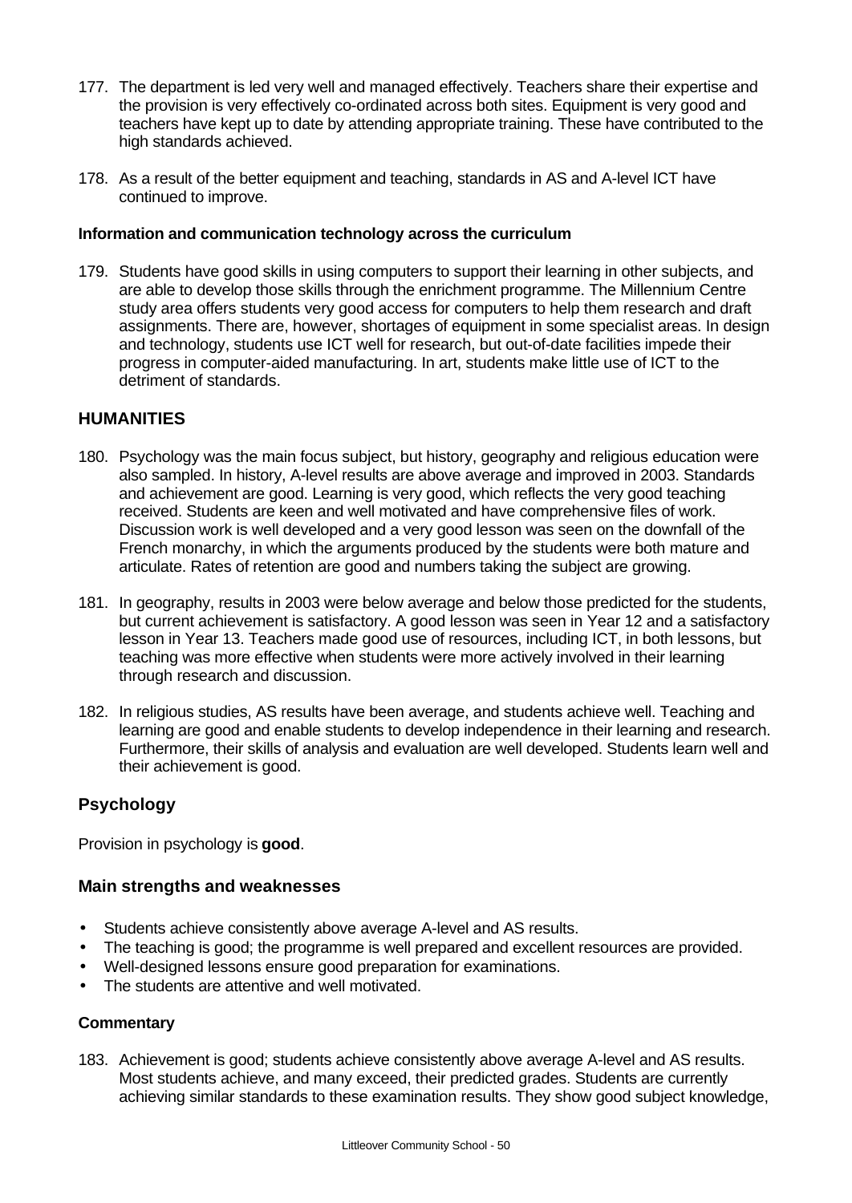177. The department is led very well and managed effectively. Teachers share their expertise and the provision is very effectively co-ordinated across both sites. Equipment is very good and teachers have kept up to date by attending appropriate training. These have contributed to the high standards achieved.

178. As a result of the better equipment and teaching, standards in AS and A-level ICT have continued to improve.

**Information and communication technology across the curriculum**

179. Students have good skills in using computers to support their learning in other subjects, and are able to develop those skills through the enrichment programme. The Millennium Centre study area offers students very good access for computers to help them research and draft assignments. There are, however, shortages of equipment in some specialist areas. In design and technology, students use ICT well for research, but out-of-date facilities impede their progress in computer-aided manufacturing. In art, students make little use of ICT to the detriment of standards.

## HUMANITIES

180. Psychology was the main focus subject, but history, geography and religious education were also sampled. In history, A-level results are above average and improved in 2003. Standards and achievement are good. Learning is very good, which reflects the very good teaching received. Students are keen and well motivated and have comprehensive files of work. Discussion work is well developed and a very good lesson was seen on the downfall of the French monarchy, in which the arguments produced by the students were both mature and articulate. Rates of retention are good and numbers taking the subject are growing.

181. In geography, results in 2003 were below average and below those predicted for the students, but current achievement is satisfactory. A good lesson was seen in Year 12 and a satisfactory lesson in Year 13. Teachers made good use of resources, including ICT, in both lessons, but teaching was more effective when students were more actively involved in their learning through research and discussion.

182. In religious studies, AS results have been average, and students achieve well. Teaching and learning are good and enable students to develop independence in their learning and research. Furthermore, their skills of analysis and evaluation are well developed. Students learn well and their achievement is good.

### Psychology

Provision in psychology is **good**.

### Main strengths and weaknesses

- Students achieve consistently above average A-level and AS results.
- The teaching is good; the programme is well prepared and excellent resources are provided.
- Well-designed lessons ensure good preparation for examinations.
- The students are attentive and well motivated.

**Commentary**

183. Achievement is good; students achieve consistently above average A-level and AS results. Most students achieve, and many exceed, their predicted grades. Students are currently achieving similar standards to these examination results. They show good subject knowledge,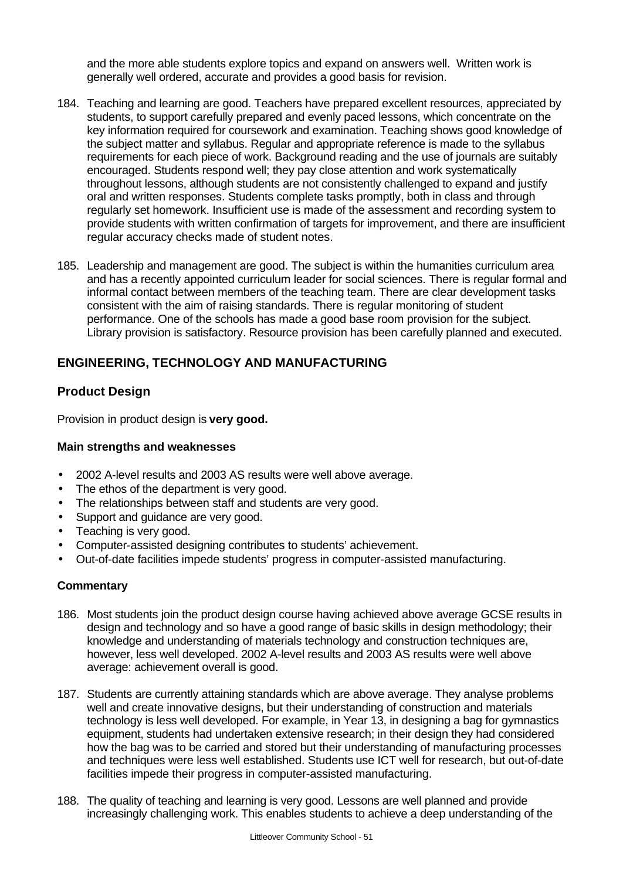and the more able students explore topics and expand on answers well. Written work is generally well ordered, accurate and provides a good basis for revision.

184. Teaching and learning are good. Teachers have prepared excellent resources, appreciated by students, to support carefully prepared and evenly paced lessons, which concentrate on the key information required for coursework and examination. Teaching shows good knowledge of the subject matter and syllabus. Regular and appropriate reference is made to the syllabus requirements for each piece of work. Background reading and the use of journals are suitably encouraged. Students respond well; they pay close attention and work systematically throughout lessons, although students are not consistently challenged to expand and justify oral and written responses. Students complete tasks promptly, both in class and through regularly set homework. Insufficient use is made of the assessment and recording system to provide students with written confirmation of targets for improvement, and there are insufficient regular accuracy checks made of student notes.

185. Leadership and management are good. The subject is within the humanities curriculum area and has a recently appointed curriculum leader for social sciences. There is regular formal and informal contact between members of the teaching team. There are clear development tasks consistent with the aim of raising standards. There is regular monitoring of student performance. One of the schools has made a good base room provision for the subject. Library provision is satisfactory. Resource provision has been carefully planned and executed.

## ENGINEERING, TECHNOLOGY AND MANUFACTURING

### Product Design

Provision in product design is **very good.**

#### Main strengths and weaknesses

- 2002 A-level results and 2003 AS results were well above average.
- The ethos of the department is very good.
- The relationships between staff and students are very good.
- Support and guidance are very good.
- Teaching is very good.
- Computer-assisted designing contributes to students' achievement.
- Out-of-date facilities impede students' progress in computer-assisted manufacturing.

#### Commentary

186. Most students join the product design course having achieved above average GCSE results in design and technology and so have a good range of basic skills in design methodology; their knowledge and understanding of materials technology and construction techniques are, however, less well developed. 2002 A-level results and 2003 AS results were well above average: achievement overall is good.

187. Students are currently attaining standards which are above average. They analyse problems well and create innovative designs, but their understanding of construction and materials technology is less well developed. For example, in Year 13, in designing a bag for gymnastics equipment, students had undertaken extensive research; in their design they had considered how the bag was to be carried and stored but their understanding of manufacturing processes and techniques were less well established. Students use ICT well for research, but out-of-date facilities impede their progress in computer-assisted manufacturing.

188. The quality of teaching and learning is very good. Lessons are well planned and provide increasingly challenging work. This enables students to achieve a deep understanding of the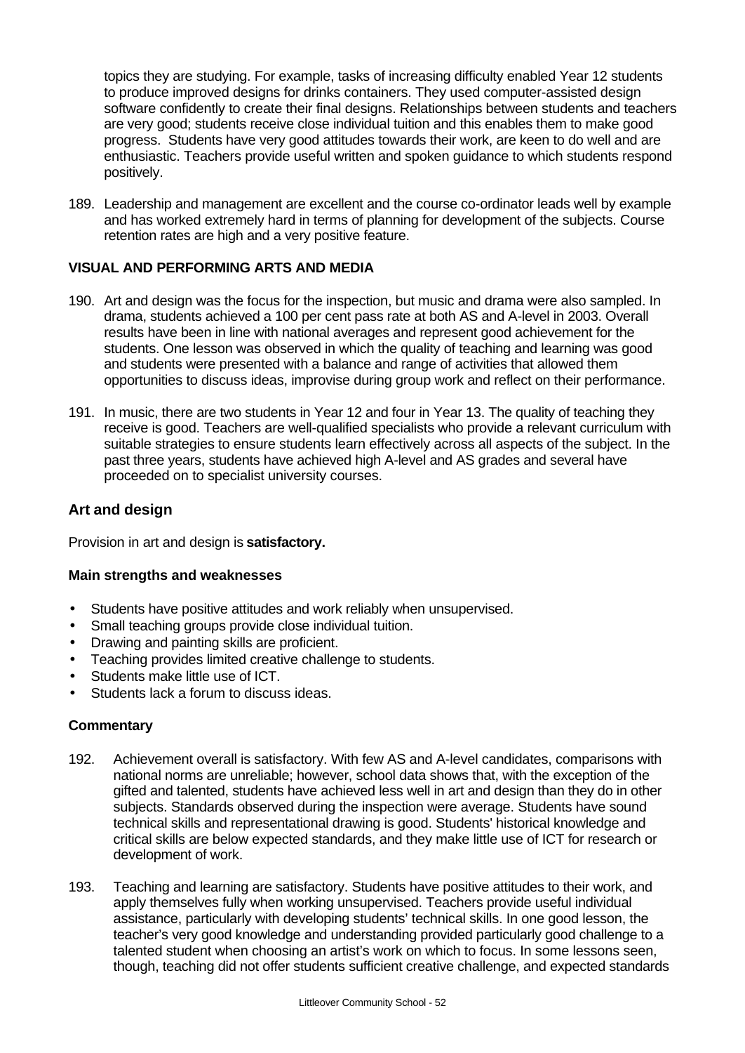topics they are studying. For example, tasks of increasing difficulty enabled Year 12 students to produce improved designs for drinks containers. They used computer-assisted design software confidently to create their final designs. Relationships between students and teachers are very good; students receive close individual tuition and this enables them to make good progress. Students have very good attitudes towards their work, are keen to do well and are enthusiastic. Teachers provide useful written and spoken guidance to which students respond positively.

189. Leadership and management are excellent and the course co-ordinator leads well by example and has worked extremely hard in terms of planning for development of the subjects. Course retention rates are high and a very positive feature.

### VISUAL AND PERFORMING ARTS AND MEDIA

190. Art and design was the focus for the inspection, but music and drama were also sampled. In drama, students achieved a 100 per cent pass rate at both AS and A-level in 2003. Overall results have been in line with national averages and represent good achievement for the students. One lesson was observed in which the quality of teaching and learning was good and students were presented with a balance and range of activities that allowed them opportunities to discuss ideas, improvise during group work and reflect on their performance.

191. In music, there are two students in Year 12 and four in Year 13. The quality of teaching they receive is good. Teachers are well-qualified specialists who provide a relevant curriculum with suitable strategies to ensure students learn effectively across all aspects of the subject. In the past three years, students have achieved high A-level and AS grades and several have proceeded on to specialist university courses.

## Art and design

Provision in art and design is **satisfactory.**

### Main strengths and weaknesses

- Students have positive attitudes and work reliably when unsupervised.
- Small teaching groups provide close individual tuition.
- Drawing and painting skills are proficient.
- Teaching provides limited creative challenge to students.
- Students make little use of ICT.
- Students lack a forum to discuss ideas.

### Commentary

192. Achievement overall is satisfactory. With few AS and A-level candidates, comparisons with national norms are unreliable; however, school data shows that, with the exception of the gifted and talented, students have achieved less well in art and design than they do in other subjects. Standards observed during the inspection were average. Students have sound technical skills and representational drawing is good. Students' historical knowledge and critical skills are below expected standards, and they make little use of ICT for research or development of work.

193. Teaching and learning are satisfactory. Students have positive attitudes to their work, and apply themselves fully when working unsupervised. Teachers provide useful individual assistance, particularly with developing students' technical skills. In one good lesson, the teacher's very good knowledge and understanding provided particularly good challenge to a talented student when choosing an artist's work on which to focus. In some lessons seen, though, teaching did not offer students sufficient creative challenge, and expected standards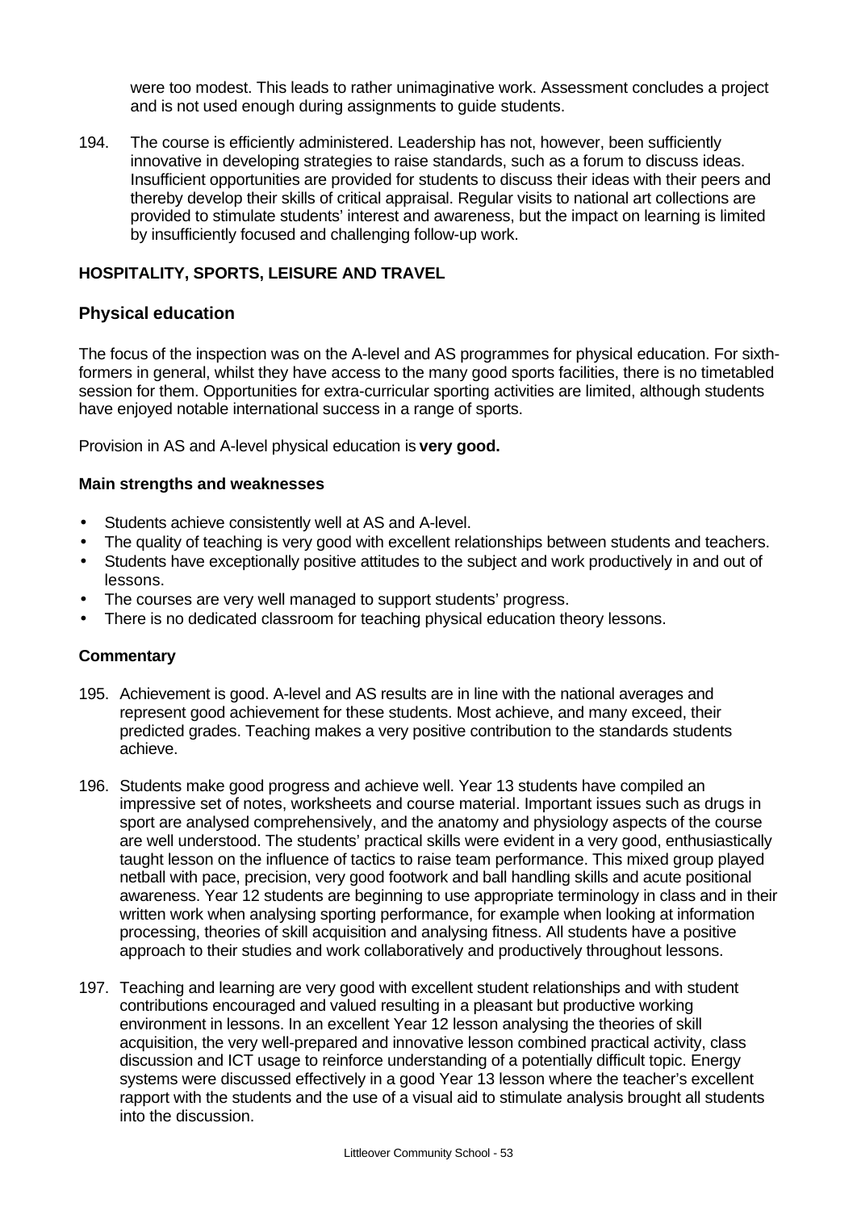were too modest. This leads to rather unimaginative work. Assessment concludes a project and is not used enough during assignments to guide students.

194. The course is efficiently administered. Leadership has not, however, been sufficiently innovative in developing strategies to raise standards, such as a forum to discuss ideas. Insufficient opportunities are provided for students to discuss their ideas with their peers and thereby develop their skills of critical appraisal. Regular visits to national art collections are provided to stimulate students' interest and awareness, but the impact on learning is limited by insufficiently focused and challenging follow-up work.

**HOSPITALITY, SPORTS, LEISURE AND TRAVEL**

## Physical education

The focus of the inspection was on the A-level and AS programmes for physical education. For sixth-formers in general, whilst they have access to the many good sports facilities, there is no timetabled session for them. Opportunities for extra-curricular sporting activities are limited, although students have enjoyed notable international success in a range of sports.

Provision in AS and A-level physical education is **very good.**

**Main strengths and weaknesses**

- Students achieve consistently well at AS and A-level.
- The quality of teaching is very good with excellent relationships between students and teachers.
- Students have exceptionally positive attitudes to the subject and work productively in and out of lessons.
- The courses are very well managed to support students' progress.
- There is no dedicated classroom for teaching physical education theory lessons.

**Commentary**

195. Achievement is good. A-level and AS results are in line with the national averages and represent good achievement for these students. Most achieve, and many exceed, their predicted grades. Teaching makes a very positive contribution to the standards students achieve.

196. Students make good progress and achieve well. Year 13 students have compiled an impressive set of notes, worksheets and course material. Important issues such as drugs in sport are analysed comprehensively, and the anatomy and physiology aspects of the course are well understood. The students' practical skills were evident in a very good, enthusiastically taught lesson on the influence of tactics to raise team performance. This mixed group played netball with pace, precision, very good footwork and ball handling skills and acute positional awareness. Year 12 students are beginning to use appropriate terminology in class and in their written work when analysing sporting performance, for example when looking at information processing, theories of skill acquisition and analysing fitness. All students have a positive approach to their studies and work collaboratively and productively throughout lessons.

197. Teaching and learning are very good with excellent student relationships and with student contributions encouraged and valued resulting in a pleasant but productive working environment in lessons. In an excellent Year 12 lesson analysing the theories of skill acquisition, the very well-prepared and innovative lesson combined practical activity, class discussion and ICT usage to reinforce understanding of a potentially difficult topic. Energy systems were discussed effectively in a good Year 13 lesson where the teacher's excellent rapport with the students and the use of a visual aid to stimulate analysis brought all students into the discussion.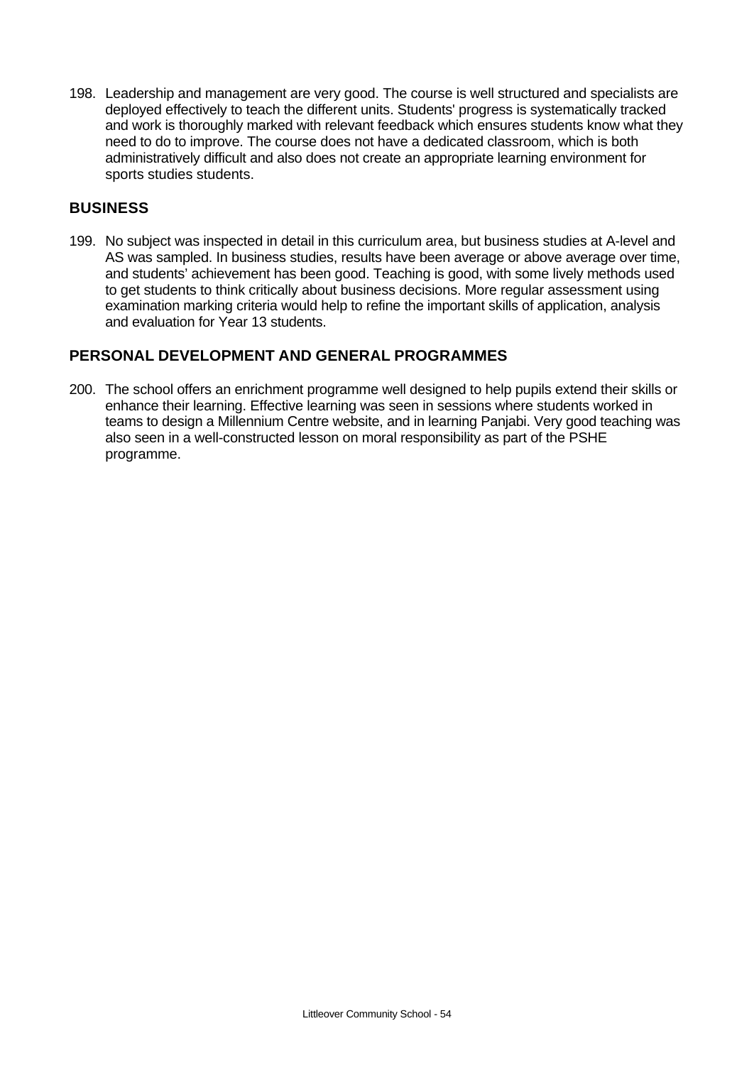198. Leadership and management are very good. The course is well structured and specialists are deployed effectively to teach the different units. Students' progress is systematically tracked and work is thoroughly marked with relevant feedback which ensures students know what they need to do to improve. The course does not have a dedicated classroom, which is both administratively difficult and also does not create an appropriate learning environment for sports studies students.

## BUSINESS

199. No subject was inspected in detail in this curriculum area, but business studies at A-level and AS was sampled. In business studies, results have been average or above average over time, and students' achievement has been good. Teaching is good, with some lively methods used to get students to think critically about business decisions. More regular assessment using examination marking criteria would help to refine the important skills of application, analysis and evaluation for Year 13 students.

## PERSONAL DEVELOPMENT AND GENERAL PROGRAMMES

200. The school offers an enrichment programme well designed to help pupils extend their skills or enhance their learning. Effective learning was seen in sessions where students worked in teams to design a Millennium Centre website, and in learning Panjabi. Very good teaching was also seen in a well-constructed lesson on moral responsibility as part of the PSHE programme.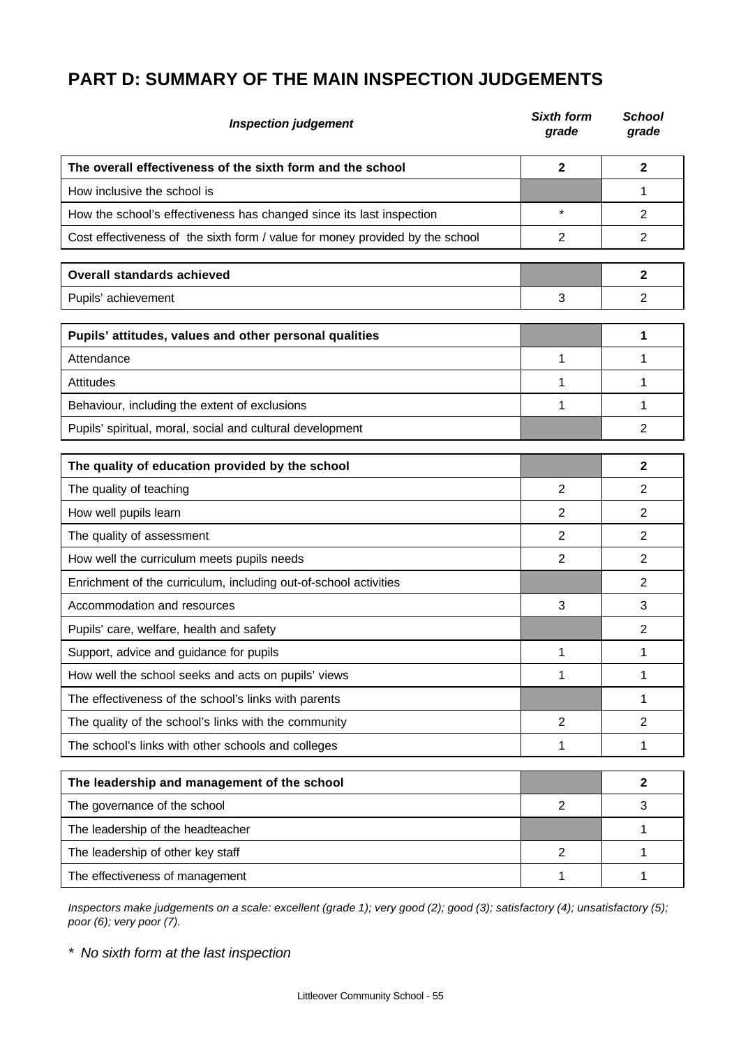# PART D: SUMMARY OF THE MAIN INSPECTION JUDGEMENTS

| *Inspection judgement* | *Sixth form grade* | *School grade* |
|---|---|---|
| **The overall effectiveness of the sixth form and the school** | **2** | **2** |
| How inclusive the school is | | 1 |
| How the school's effectiveness has changed since its last inspection | * | 2 |
| Cost effectiveness of the sixth form / value for money provided by the school | 2 | 2 |
| **Overall standards achieved** | | **2** |
| Pupils' achievement | 3 | 2 |
| **Pupils' attitudes, values and other personal qualities** | | **1** |
| Attendance | 1 | 1 |
| Attitudes | 1 | 1 |
| Behaviour, including the extent of exclusions | 1 | 1 |
| Pupils' spiritual, moral, social and cultural development | | 2 |
| **The quality of education provided by the school** | | **2** |
| The quality of teaching | 2 | 2 |
| How well pupils learn | 2 | 2 |
| The quality of assessment | 2 | 2 |
| How well the curriculum meets pupils needs | 2 | 2 |
| Enrichment of the curriculum, including out-of-school activities | | 2 |
| Accommodation and resources | 3 | 3 |
| Pupils' care, welfare, health and safety | | 2 |
| Support, advice and guidance for pupils | 1 | 1 |
| How well the school seeks and acts on pupils' views | 1 | 1 |
| The effectiveness of the school's links with parents | | 1 |
| The quality of the school's links with the community | 2 | 2 |
| The school's links with other schools and colleges | 1 | 1 |
| **The leadership and management of the school** | | **2** |
| The governance of the school | 2 | 3 |
| The leadership of the headteacher | | 1 |
| The leadership of other key staff | 2 | 1 |
| The effectiveness of management | 1 | 1 |

*Inspectors make judgements on a scale: excellent (grade 1); very good (2); good (3); satisfactory (4); unsatisfactory (5); poor (6); very poor (7).*

\* *No sixth form at the last inspection*